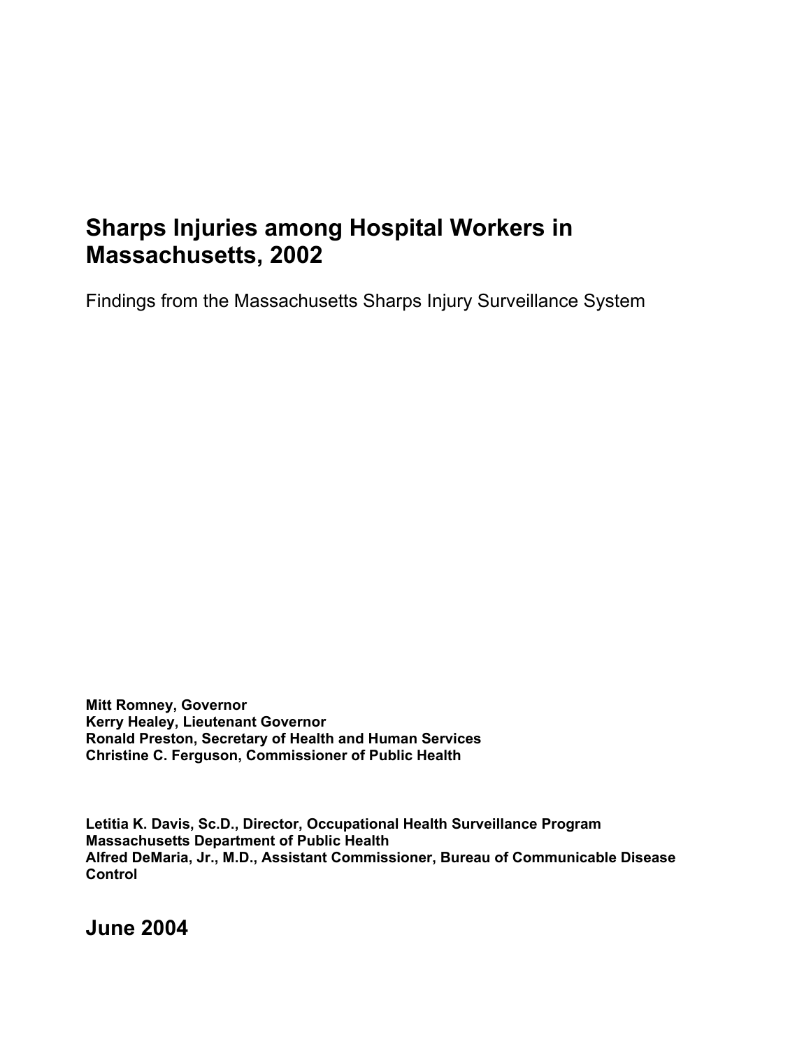# Sharps Injuries among Hospital Workers in Massachusetts, 2002

Findings from the Massachusetts Sharps Injury Surveillance System

**Mitt Romney, Governor**
**Kerry Healey, Lieutenant Governor**
**Ronald Preston, Secretary of Health and Human Services**
**Christine C. Ferguson, Commissioner of Public Health**

**Letitia K. Davis, Sc.D., Director, Occupational Health Surveillance Program**
**Massachusetts Department of Public Health**
**Alfred DeMaria, Jr., M.D., Assistant Commissioner, Bureau of Communicable Disease Control**

## June 2004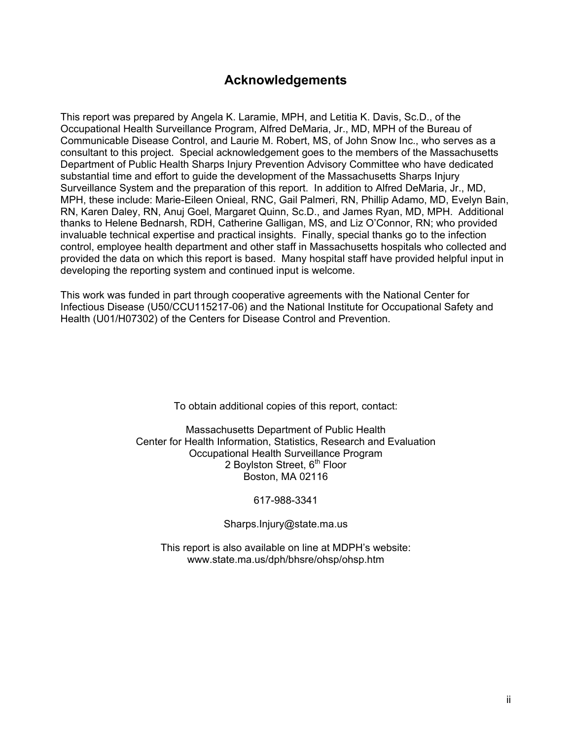## Acknowledgements

This report was prepared by Angela K. Laramie, MPH, and Letitia K. Davis, Sc.D., of the Occupational Health Surveillance Program, Alfred DeMaria, Jr., MD, MPH of the Bureau of Communicable Disease Control, and Laurie M. Robert, MS, of John Snow Inc., who serves as a consultant to this project. Special acknowledgement goes to the members of the Massachusetts Department of Public Health Sharps Injury Prevention Advisory Committee who have dedicated substantial time and effort to guide the development of the Massachusetts Sharps Injury Surveillance System and the preparation of this report. In addition to Alfred DeMaria, Jr., MD, MPH, these include: Marie-Eileen Onieal, RNC, Gail Palmeri, RN, Phillip Adamo, MD, Evelyn Bain, RN, Karen Daley, RN, Anuj Goel, Margaret Quinn, Sc.D., and James Ryan, MD, MPH. Additional thanks to Helene Bednarsh, RDH, Catherine Galligan, MS, and Liz O'Connor, RN; who provided invaluable technical expertise and practical insights. Finally, special thanks go to the infection control, employee health department and other staff in Massachusetts hospitals who collected and provided the data on which this report is based. Many hospital staff have provided helpful input in developing the reporting system and continued input is welcome.

This work was funded in part through cooperative agreements with the National Center for Infectious Disease (U50/CCU115217-06) and the National Institute for Occupational Safety and Health (U01/H07302) of the Centers for Disease Control and Prevention.

To obtain additional copies of this report, contact:

Massachusetts Department of Public Health
Center for Health Information, Statistics, Research and Evaluation
Occupational Health Surveillance Program
2 Boylston Street, 6th Floor
Boston, MA 02116

617-988-3341

Sharps.Injury@state.ma.us

This report is also available on line at MDPH's website:
www.state.ma.us/dph/bhsre/ohsp/ohsp.htm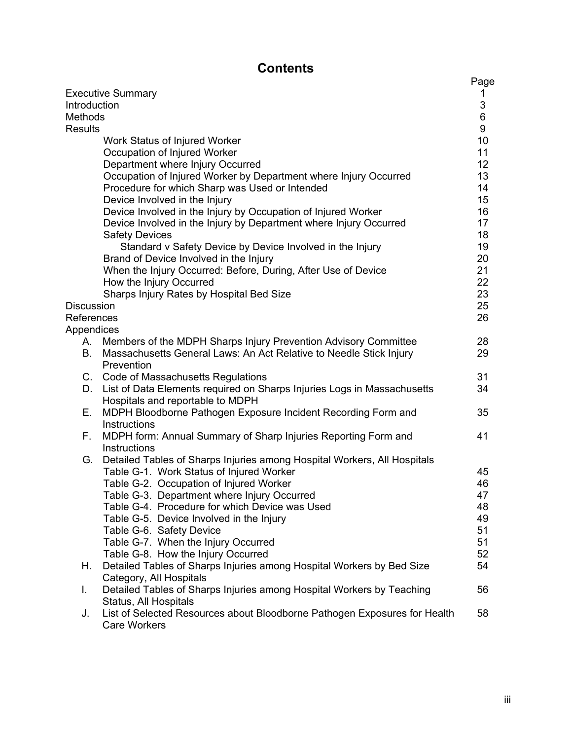# Contents

| | Page |
|---|---|
| Executive Summary | 1 |
| Introduction | 3 |
| Methods | 6 |
| Results | 9 |
| Work Status of Injured Worker | 10 |
| Occupation of Injured Worker | 11 |
| Department where Injury Occurred | 12 |
| Occupation of Injured Worker by Department where Injury Occurred | 13 |
| Procedure for which Sharp was Used or Intended | 14 |
| Device Involved in the Injury | 15 |
| Device Involved in the Injury by Occupation of Injured Worker | 16 |
| Device Involved in the Injury by Department where Injury Occurred | 17 |
| Safety Devices | 18 |
| Standard v Safety Device by Device Involved in the Injury | 19 |
| Brand of Device Involved in the Injury | 20 |
| When the Injury Occurred: Before, During, After Use of Device | 21 |
| How the Injury Occurred | 22 |
| Sharps Injury Rates by Hospital Bed Size | 23 |
| Discussion | 25 |
| References | 26 |
| Appendices | |
| A. Members of the MDPH Sharps Injury Prevention Advisory Committee | 28 |
| B. Massachusetts General Laws: An Act Relative to Needle Stick Injury Prevention | 29 |
| C. Code of Massachusetts Regulations | 31 |
| D. List of Data Elements required on Sharps Injuries Logs in Massachusetts Hospitals and reportable to MDPH | 34 |
| E. MDPH Bloodborne Pathogen Exposure Incident Recording Form and Instructions | 35 |
| F. MDPH form: Annual Summary of Sharp Injuries Reporting Form and Instructions | 41 |
| G. Detailed Tables of Sharps Injuries among Hospital Workers, All Hospitals | |
| Table G-1. Work Status of Injured Worker | 45 |
| Table G-2. Occupation of Injured Worker | 46 |
| Table G-3. Department where Injury Occurred | 47 |
| Table G-4. Procedure for which Device was Used | 48 |
| Table G-5. Device Involved in the Injury | 49 |
| Table G-6. Safety Device | 51 |
| Table G-7. When the Injury Occurred | 51 |
| Table G-8. How the Injury Occurred | 52 |
| H. Detailed Tables of Sharps Injuries among Hospital Workers by Bed Size Category, All Hospitals | 54 |
| I. Detailed Tables of Sharps Injuries among Hospital Workers by Teaching Status, All Hospitals | 56 |
| J. List of Selected Resources about Bloodborne Pathogen Exposures for Health Care Workers | 58 |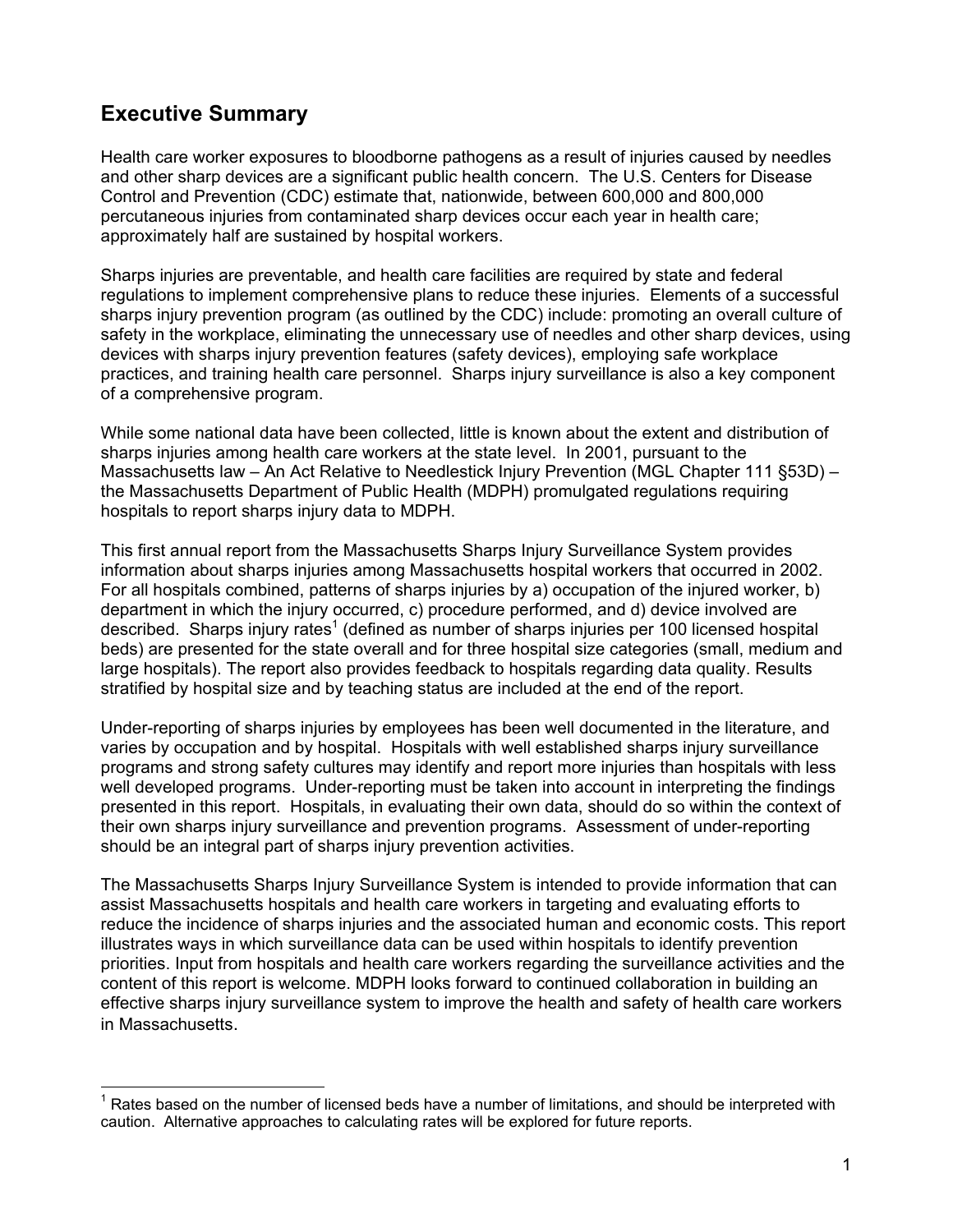## Executive Summary

Health care worker exposures to bloodborne pathogens as a result of injuries caused by needles and other sharp devices are a significant public health concern. The U.S. Centers for Disease Control and Prevention (CDC) estimate that, nationwide, between 600,000 and 800,000 percutaneous injuries from contaminated sharp devices occur each year in health care; approximately half are sustained by hospital workers.

Sharps injuries are preventable, and health care facilities are required by state and federal regulations to implement comprehensive plans to reduce these injuries. Elements of a successful sharps injury prevention program (as outlined by the CDC) include: promoting an overall culture of safety in the workplace, eliminating the unnecessary use of needles and other sharp devices, using devices with sharps injury prevention features (safety devices), employing safe workplace practices, and training health care personnel. Sharps injury surveillance is also a key component of a comprehensive program.

While some national data have been collected, little is known about the extent and distribution of sharps injuries among health care workers at the state level. In 2001, pursuant to the Massachusetts law – An Act Relative to Needlestick Injury Prevention (MGL Chapter 111 §53D) – the Massachusetts Department of Public Health (MDPH) promulgated regulations requiring hospitals to report sharps injury data to MDPH.

This first annual report from the Massachusetts Sharps Injury Surveillance System provides information about sharps injuries among Massachusetts hospital workers that occurred in 2002. For all hospitals combined, patterns of sharps injuries by a) occupation of the injured worker, b) department in which the injury occurred, c) procedure performed, and d) device involved are described. Sharps injury rates[1] (defined as number of sharps injuries per 100 licensed hospital beds) are presented for the state overall and for three hospital size categories (small, medium and large hospitals). The report also provides feedback to hospitals regarding data quality. Results stratified by hospital size and by teaching status are included at the end of the report.

Under-reporting of sharps injuries by employees has been well documented in the literature, and varies by occupation and by hospital. Hospitals with well established sharps injury surveillance programs and strong safety cultures may identify and report more injuries than hospitals with less well developed programs. Under-reporting must be taken into account in interpreting the findings presented in this report. Hospitals, in evaluating their own data, should do so within the context of their own sharps injury surveillance and prevention programs. Assessment of under-reporting should be an integral part of sharps injury prevention activities.

The Massachusetts Sharps Injury Surveillance System is intended to provide information that can assist Massachusetts hospitals and health care workers in targeting and evaluating efforts to reduce the incidence of sharps injuries and the associated human and economic costs. This report illustrates ways in which surveillance data can be used within hospitals to identify prevention priorities. Input from hospitals and health care workers regarding the surveillance activities and the content of this report is welcome. MDPH looks forward to continued collaboration in building an effective sharps injury surveillance system to improve the health and safety of health care workers in Massachusetts.

---

[1] Rates based on the number of licensed beds have a number of limitations, and should be interpreted with caution. Alternative approaches to calculating rates will be explored for future reports.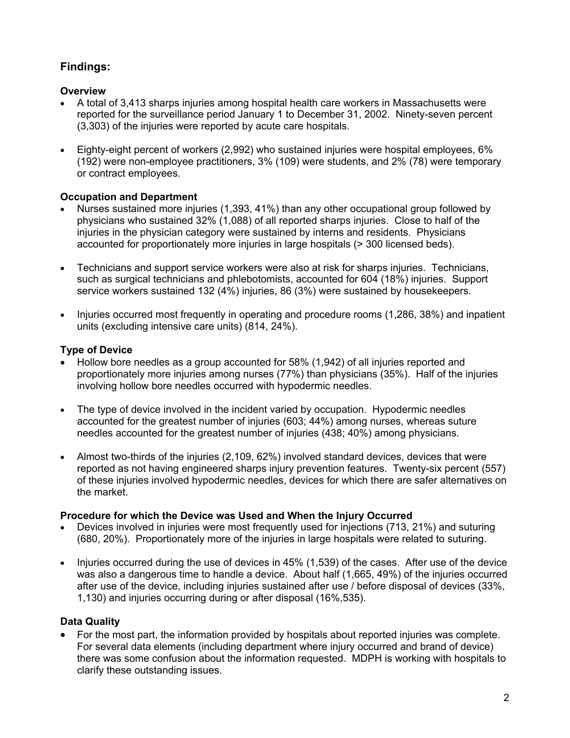## Findings:

### Overview

- A total of 3,413 sharps injuries among hospital health care workers in Massachusetts were reported for the surveillance period January 1 to December 31, 2002. Ninety-seven percent (3,303) of the injuries were reported by acute care hospitals.
- Eighty-eight percent of workers (2,992) who sustained injuries were hospital employees, 6% (192) were non-employee practitioners, 3% (109) were students, and 2% (78) were temporary or contract employees.

### Occupation and Department

- Nurses sustained more injuries (1,393, 41%) than any other occupational group followed by physicians who sustained 32% (1,088) of all reported sharps injuries. Close to half of the injuries in the physician category were sustained by interns and residents. Physicians accounted for proportionately more injuries in large hospitals (> 300 licensed beds).
- Technicians and support service workers were also at risk for sharps injuries. Technicians, such as surgical technicians and phlebotomists, accounted for 604 (18%) injuries. Support service workers sustained 132 (4%) injuries, 86 (3%) were sustained by housekeepers.
- Injuries occurred most frequently in operating and procedure rooms (1,286, 38%) and inpatient units (excluding intensive care units) (814, 24%).

### Type of Device

- Hollow bore needles as a group accounted for 58% (1,942) of all injuries reported and proportionately more injuries among nurses (77%) than physicians (35%). Half of the injuries involving hollow bore needles occurred with hypodermic needles.
- The type of device involved in the incident varied by occupation. Hypodermic needles accounted for the greatest number of injuries (603; 44%) among nurses, whereas suture needles accounted for the greatest number of injuries (438; 40%) among physicians.
- Almost two-thirds of the injuries (2,109, 62%) involved standard devices, devices that were reported as not having engineered sharps injury prevention features. Twenty-six percent (557) of these injuries involved hypodermic needles, devices for which there are safer alternatives on the market.

### Procedure for which the Device was Used and When the Injury Occurred

- Devices involved in injuries were most frequently used for injections (713, 21%) and suturing (680, 20%). Proportionately more of the injuries in large hospitals were related to suturing.
- Injuries occurred during the use of devices in 45% (1,539) of the cases. After use of the device was also a dangerous time to handle a device. About half (1,665, 49%) of the injuries occurred after use of the device, including injuries sustained after use / before disposal of devices (33%, 1,130) and injuries occurring during or after disposal (16%,535).

### Data Quality

- For the most part, the information provided by hospitals about reported injuries was complete. For several data elements (including department where injury occurred and brand of device) there was some confusion about the information requested. MDPH is working with hospitals to clarify these outstanding issues.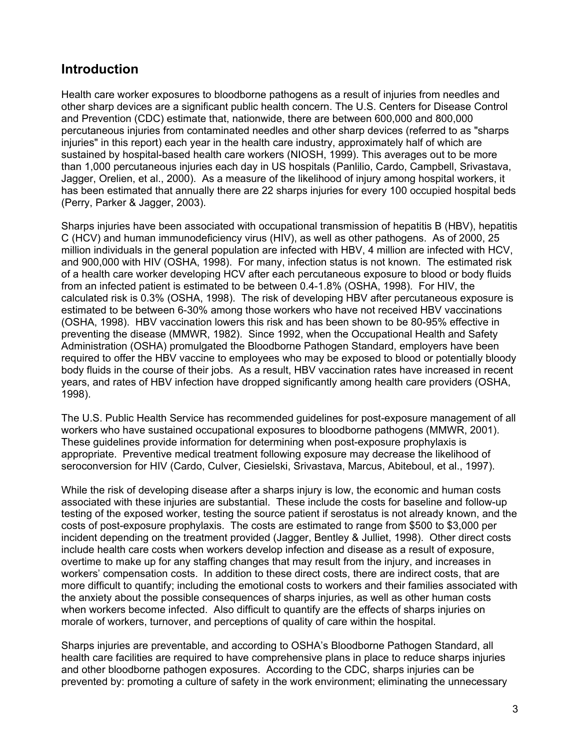## Introduction

Health care worker exposures to bloodborne pathogens as a result of injuries from needles and other sharp devices are a significant public health concern. The U.S. Centers for Disease Control and Prevention (CDC) estimate that, nationwide, there are between 600,000 and 800,000 percutaneous injuries from contaminated needles and other sharp devices (referred to as "sharps injuries" in this report) each year in the health care industry, approximately half of which are sustained by hospital-based health care workers (NIOSH, 1999). This averages out to be more than 1,000 percutaneous injuries each day in US hospitals (Panlilio, Cardo, Campbell, Srivastava, Jagger, Orelien, et al., 2000). As a measure of the likelihood of injury among hospital workers, it has been estimated that annually there are 22 sharps injuries for every 100 occupied hospital beds (Perry, Parker & Jagger, 2003).

Sharps injuries have been associated with occupational transmission of hepatitis B (HBV), hepatitis C (HCV) and human immunodeficiency virus (HIV), as well as other pathogens. As of 2000, 25 million individuals in the general population are infected with HBV, 4 million are infected with HCV, and 900,000 with HIV (OSHA, 1998). For many, infection status is not known. The estimated risk of a health care worker developing HCV after each percutaneous exposure to blood or body fluids from an infected patient is estimated to be between 0.4-1.8% (OSHA, 1998). For HIV, the calculated risk is 0.3% (OSHA, 1998). The risk of developing HBV after percutaneous exposure is estimated to be between 6-30% among those workers who have not received HBV vaccinations (OSHA, 1998). HBV vaccination lowers this risk and has been shown to be 80-95% effective in preventing the disease (MMWR, 1982). Since 1992, when the Occupational Health and Safety Administration (OSHA) promulgated the Bloodborne Pathogen Standard, employers have been required to offer the HBV vaccine to employees who may be exposed to blood or potentially bloody body fluids in the course of their jobs. As a result, HBV vaccination rates have increased in recent years, and rates of HBV infection have dropped significantly among health care providers (OSHA, 1998).

The U.S. Public Health Service has recommended guidelines for post-exposure management of all workers who have sustained occupational exposures to bloodborne pathogens (MMWR, 2001). These guidelines provide information for determining when post-exposure prophylaxis is appropriate. Preventive medical treatment following exposure may decrease the likelihood of seroconversion for HIV (Cardo, Culver, Ciesielski, Srivastava, Marcus, Abiteboul, et al., 1997).

While the risk of developing disease after a sharps injury is low, the economic and human costs associated with these injuries are substantial. These include the costs for baseline and follow-up testing of the exposed worker, testing the source patient if serostatus is not already known, and the costs of post-exposure prophylaxis. The costs are estimated to range from $500 to $3,000 per incident depending on the treatment provided (Jagger, Bentley & Julliet, 1998). Other direct costs include health care costs when workers develop infection and disease as a result of exposure, overtime to make up for any staffing changes that may result from the injury, and increases in workers' compensation costs. In addition to these direct costs, there are indirect costs, that are more difficult to quantify; including the emotional costs to workers and their families associated with the anxiety about the possible consequences of sharps injuries, as well as other human costs when workers become infected. Also difficult to quantify are the effects of sharps injuries on morale of workers, turnover, and perceptions of quality of care within the hospital.

Sharps injuries are preventable, and according to OSHA's Bloodborne Pathogen Standard, all health care facilities are required to have comprehensive plans in place to reduce sharps injuries and other bloodborne pathogen exposures. According to the CDC, sharps injuries can be prevented by: promoting a culture of safety in the work environment; eliminating the unnecessary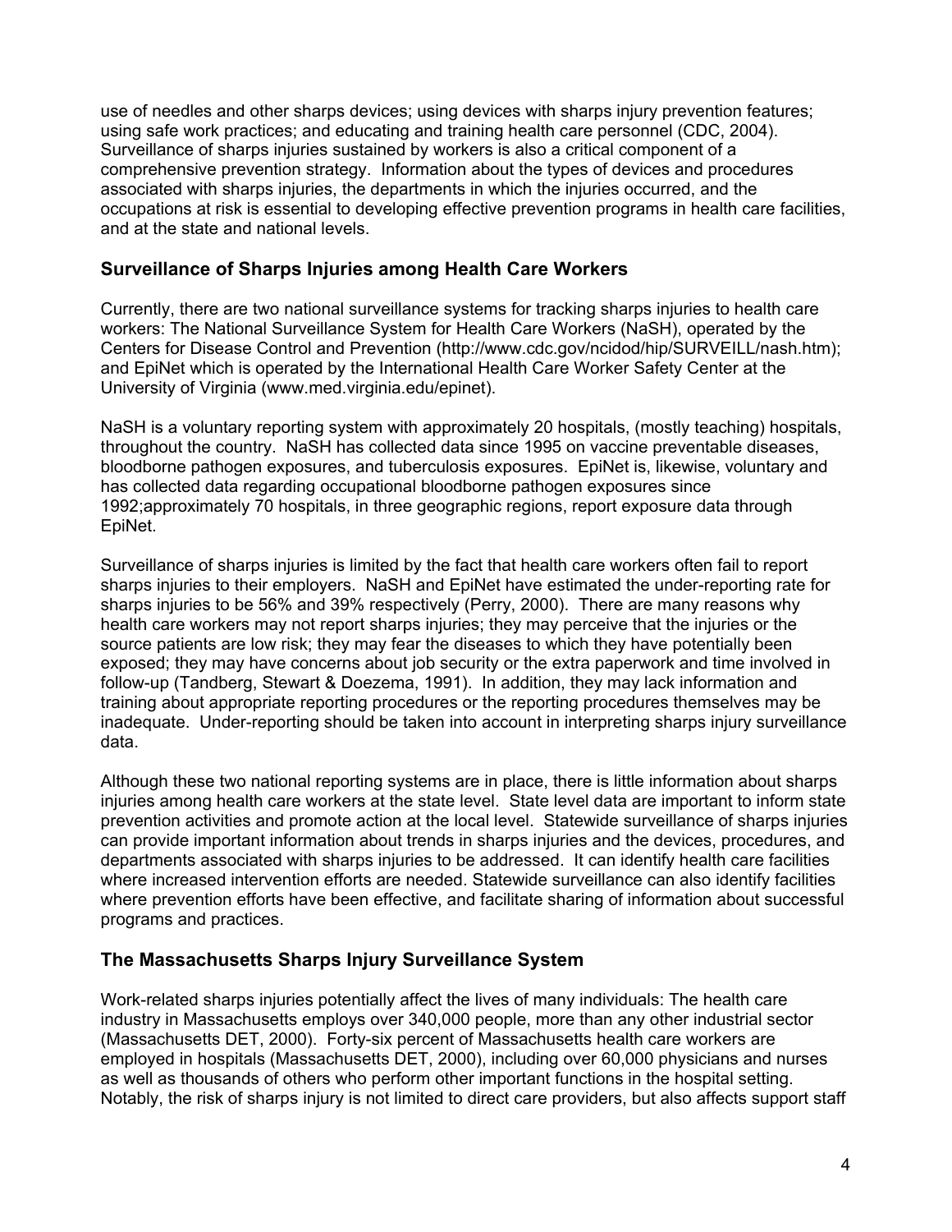use of needles and other sharps devices; using devices with sharps injury prevention features; using safe work practices; and educating and training health care personnel (CDC, 2004). Surveillance of sharps injuries sustained by workers is also a critical component of a comprehensive prevention strategy. Information about the types of devices and procedures associated with sharps injuries, the departments in which the injuries occurred, and the occupations at risk is essential to developing effective prevention programs in health care facilities, and at the state and national levels.

## Surveillance of Sharps Injuries among Health Care Workers

Currently, there are two national surveillance systems for tracking sharps injuries to health care workers: The National Surveillance System for Health Care Workers (NaSH), operated by the Centers for Disease Control and Prevention (http://www.cdc.gov/ncidod/hip/SURVEILL/nash.htm); and EpiNet which is operated by the International Health Care Worker Safety Center at the University of Virginia (www.med.virginia.edu/epinet).

NaSH is a voluntary reporting system with approximately 20 hospitals, (mostly teaching) hospitals, throughout the country. NaSH has collected data since 1995 on vaccine preventable diseases, bloodborne pathogen exposures, and tuberculosis exposures. EpiNet is, likewise, voluntary and has collected data regarding occupational bloodborne pathogen exposures since 1992;approximately 70 hospitals, in three geographic regions, report exposure data through EpiNet.

Surveillance of sharps injuries is limited by the fact that health care workers often fail to report sharps injuries to their employers. NaSH and EpiNet have estimated the under-reporting rate for sharps injuries to be 56% and 39% respectively (Perry, 2000). There are many reasons why health care workers may not report sharps injuries; they may perceive that the injuries or the source patients are low risk; they may fear the diseases to which they have potentially been exposed; they may have concerns about job security or the extra paperwork and time involved in follow-up (Tandberg, Stewart & Doezema, 1991). In addition, they may lack information and training about appropriate reporting procedures or the reporting procedures themselves may be inadequate. Under-reporting should be taken into account in interpreting sharps injury surveillance data.

Although these two national reporting systems are in place, there is little information about sharps injuries among health care workers at the state level. State level data are important to inform state prevention activities and promote action at the local level. Statewide surveillance of sharps injuries can provide important information about trends in sharps injuries and the devices, procedures, and departments associated with sharps injuries to be addressed. It can identify health care facilities where increased intervention efforts are needed. Statewide surveillance can also identify facilities where prevention efforts have been effective, and facilitate sharing of information about successful programs and practices.

## The Massachusetts Sharps Injury Surveillance System

Work-related sharps injuries potentially affect the lives of many individuals: The health care industry in Massachusetts employs over 340,000 people, more than any other industrial sector (Massachusetts DET, 2000). Forty-six percent of Massachusetts health care workers are employed in hospitals (Massachusetts DET, 2000), including over 60,000 physicians and nurses as well as thousands of others who perform other important functions in the hospital setting. Notably, the risk of sharps injury is not limited to direct care providers, but also affects support staff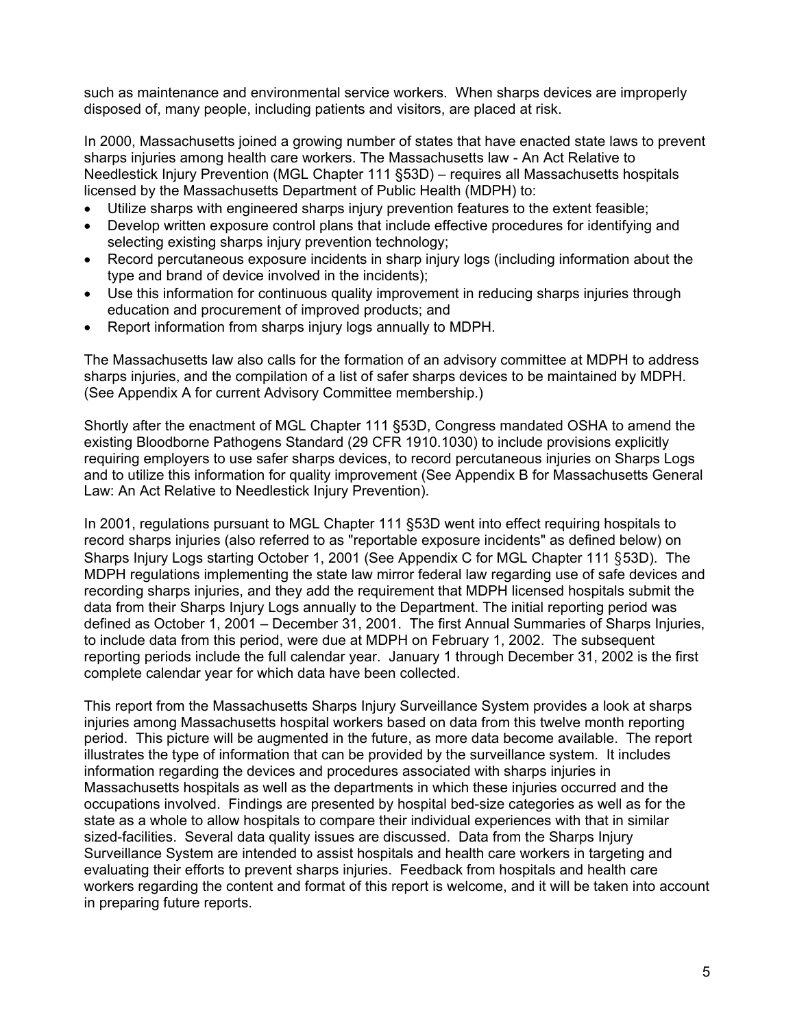such as maintenance and environmental service workers. When sharps devices are improperly disposed of, many people, including patients and visitors, are placed at risk.

In 2000, Massachusetts joined a growing number of states that have enacted state laws to prevent sharps injuries among health care workers. The Massachusetts law - An Act Relative to Needlestick Injury Prevention (MGL Chapter 111 §53D) – requires all Massachusetts hospitals licensed by the Massachusetts Department of Public Health (MDPH) to:

- Utilize sharps with engineered sharps injury prevention features to the extent feasible;
- Develop written exposure control plans that include effective procedures for identifying and selecting existing sharps injury prevention technology;
- Record percutaneous exposure incidents in sharp injury logs (including information about the type and brand of device involved in the incidents);
- Use this information for continuous quality improvement in reducing sharps injuries through education and procurement of improved products; and
- Report information from sharps injury logs annually to MDPH.

The Massachusetts law also calls for the formation of an advisory committee at MDPH to address sharps injuries, and the compilation of a list of safer sharps devices to be maintained by MDPH. (See Appendix A for current Advisory Committee membership.)

Shortly after the enactment of MGL Chapter 111 §53D, Congress mandated OSHA to amend the existing Bloodborne Pathogens Standard (29 CFR 1910.1030) to include provisions explicitly requiring employers to use safer sharps devices, to record percutaneous injuries on Sharps Logs and to utilize this information for quality improvement (See Appendix B for Massachusetts General Law: An Act Relative to Needlestick Injury Prevention).

In 2001, regulations pursuant to MGL Chapter 111 §53D went into effect requiring hospitals to record sharps injuries (also referred to as "reportable exposure incidents" as defined below) on Sharps Injury Logs starting October 1, 2001 (See Appendix C for MGL Chapter 111 §53D). The MDPH regulations implementing the state law mirror federal law regarding use of safe devices and recording sharps injuries, and they add the requirement that MDPH licensed hospitals submit the data from their Sharps Injury Logs annually to the Department. The initial reporting period was defined as October 1, 2001 – December 31, 2001. The first Annual Summaries of Sharps Injuries, to include data from this period, were due at MDPH on February 1, 2002. The subsequent reporting periods include the full calendar year. January 1 through December 31, 2002 is the first complete calendar year for which data have been collected.

This report from the Massachusetts Sharps Injury Surveillance System provides a look at sharps injuries among Massachusetts hospital workers based on data from this twelve month reporting period. This picture will be augmented in the future, as more data become available. The report illustrates the type of information that can be provided by the surveillance system. It includes information regarding the devices and procedures associated with sharps injuries in Massachusetts hospitals as well as the departments in which these injuries occurred and the occupations involved. Findings are presented by hospital bed-size categories as well as for the state as a whole to allow hospitals to compare their individual experiences with that in similar sized-facilities. Several data quality issues are discussed. Data from the Sharps Injury Surveillance System are intended to assist hospitals and health care workers in targeting and evaluating their efforts to prevent sharps injuries. Feedback from hospitals and health care workers regarding the content and format of this report is welcome, and it will be taken into account in preparing future reports.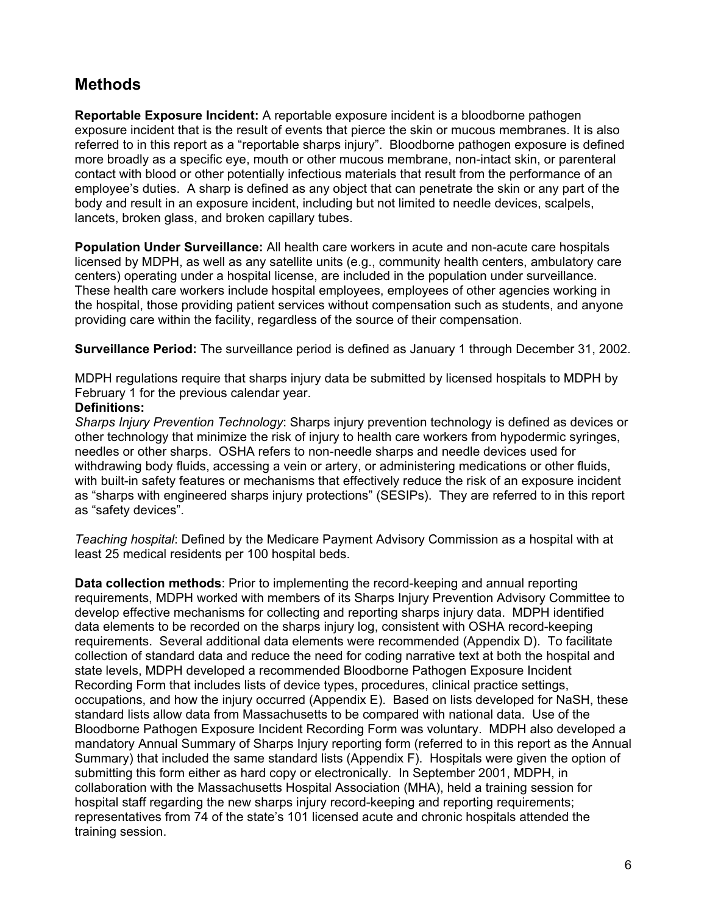## Methods

**Reportable Exposure Incident:** A reportable exposure incident is a bloodborne pathogen exposure incident that is the result of events that pierce the skin or mucous membranes. It is also referred to in this report as a "reportable sharps injury". Bloodborne pathogen exposure is defined more broadly as a specific eye, mouth or other mucous membrane, non-intact skin, or parenteral contact with blood or other potentially infectious materials that result from the performance of an employee's duties. A sharp is defined as any object that can penetrate the skin or any part of the body and result in an exposure incident, including but not limited to needle devices, scalpels, lancets, broken glass, and broken capillary tubes.

**Population Under Surveillance:** All health care workers in acute and non-acute care hospitals licensed by MDPH, as well as any satellite units (e.g., community health centers, ambulatory care centers) operating under a hospital license, are included in the population under surveillance. These health care workers include hospital employees, employees of other agencies working in the hospital, those providing patient services without compensation such as students, and anyone providing care within the facility, regardless of the source of their compensation.

**Surveillance Period:** The surveillance period is defined as January 1 through December 31, 2002.

MDPH regulations require that sharps injury data be submitted by licensed hospitals to MDPH by February 1 for the previous calendar year.

**Definitions:**

*Sharps Injury Prevention Technology*: Sharps injury prevention technology is defined as devices or other technology that minimize the risk of injury to health care workers from hypodermic syringes, needles or other sharps. OSHA refers to non-needle sharps and needle devices used for withdrawing body fluids, accessing a vein or artery, or administering medications or other fluids, with built-in safety features or mechanisms that effectively reduce the risk of an exposure incident as "sharps with engineered sharps injury protections" (SESIPs). They are referred to in this report as "safety devices".

*Teaching hospital*: Defined by the Medicare Payment Advisory Commission as a hospital with at least 25 medical residents per 100 hospital beds.

**Data collection methods**: Prior to implementing the record-keeping and annual reporting requirements, MDPH worked with members of its Sharps Injury Prevention Advisory Committee to develop effective mechanisms for collecting and reporting sharps injury data. MDPH identified data elements to be recorded on the sharps injury log, consistent with OSHA record-keeping requirements. Several additional data elements were recommended (Appendix D). To facilitate collection of standard data and reduce the need for coding narrative text at both the hospital and state levels, MDPH developed a recommended Bloodborne Pathogen Exposure Incident Recording Form that includes lists of device types, procedures, clinical practice settings, occupations, and how the injury occurred (Appendix E). Based on lists developed for NaSH, these standard lists allow data from Massachusetts to be compared with national data. Use of the Bloodborne Pathogen Exposure Incident Recording Form was voluntary. MDPH also developed a mandatory Annual Summary of Sharps Injury reporting form (referred to in this report as the Annual Summary) that included the same standard lists (Appendix F). Hospitals were given the option of submitting this form either as hard copy or electronically. In September 2001, MDPH, in collaboration with the Massachusetts Hospital Association (MHA), held a training session for hospital staff regarding the new sharps injury record-keeping and reporting requirements; representatives from 74 of the state's 101 licensed acute and chronic hospitals attended the training session.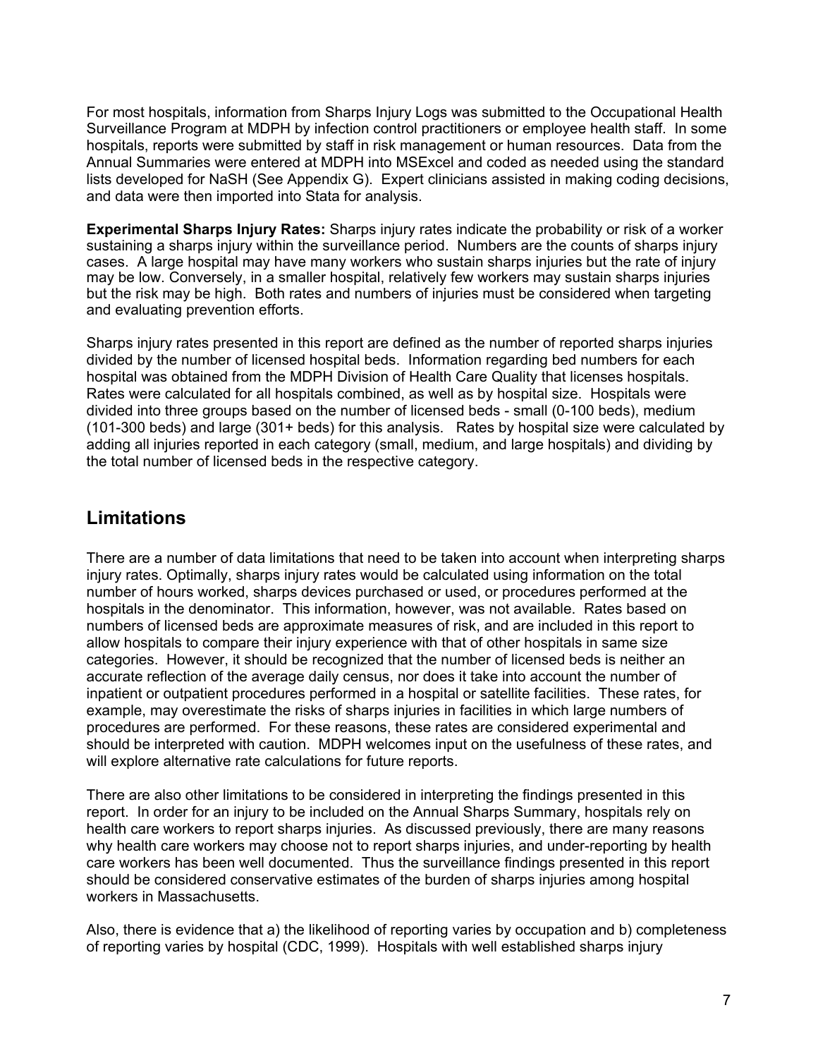For most hospitals, information from Sharps Injury Logs was submitted to the Occupational Health Surveillance Program at MDPH by infection control practitioners or employee health staff. In some hospitals, reports were submitted by staff in risk management or human resources. Data from the Annual Summaries were entered at MDPH into MSExcel and coded as needed using the standard lists developed for NaSH (See Appendix G). Expert clinicians assisted in making coding decisions, and data were then imported into Stata for analysis.

**Experimental Sharps Injury Rates:** Sharps injury rates indicate the probability or risk of a worker sustaining a sharps injury within the surveillance period. Numbers are the counts of sharps injury cases. A large hospital may have many workers who sustain sharps injuries but the rate of injury may be low. Conversely, in a smaller hospital, relatively few workers may sustain sharps injuries but the risk may be high. Both rates and numbers of injuries must be considered when targeting and evaluating prevention efforts.

Sharps injury rates presented in this report are defined as the number of reported sharps injuries divided by the number of licensed hospital beds. Information regarding bed numbers for each hospital was obtained from the MDPH Division of Health Care Quality that licenses hospitals. Rates were calculated for all hospitals combined, as well as by hospital size. Hospitals were divided into three groups based on the number of licensed beds - small (0-100 beds), medium (101-300 beds) and large (301+ beds) for this analysis. Rates by hospital size were calculated by adding all injuries reported in each category (small, medium, and large hospitals) and dividing by the total number of licensed beds in the respective category.

## Limitations

There are a number of data limitations that need to be taken into account when interpreting sharps injury rates. Optimally, sharps injury rates would be calculated using information on the total number of hours worked, sharps devices purchased or used, or procedures performed at the hospitals in the denominator. This information, however, was not available. Rates based on numbers of licensed beds are approximate measures of risk, and are included in this report to allow hospitals to compare their injury experience with that of other hospitals in same size categories. However, it should be recognized that the number of licensed beds is neither an accurate reflection of the average daily census, nor does it take into account the number of inpatient or outpatient procedures performed in a hospital or satellite facilities. These rates, for example, may overestimate the risks of sharps injuries in facilities in which large numbers of procedures are performed. For these reasons, these rates are considered experimental and should be interpreted with caution. MDPH welcomes input on the usefulness of these rates, and will explore alternative rate calculations for future reports.

There are also other limitations to be considered in interpreting the findings presented in this report. In order for an injury to be included on the Annual Sharps Summary, hospitals rely on health care workers to report sharps injuries. As discussed previously, there are many reasons why health care workers may choose not to report sharps injuries, and under-reporting by health care workers has been well documented. Thus the surveillance findings presented in this report should be considered conservative estimates of the burden of sharps injuries among hospital workers in Massachusetts.

Also, there is evidence that a) the likelihood of reporting varies by occupation and b) completeness of reporting varies by hospital (CDC, 1999). Hospitals with well established sharps injury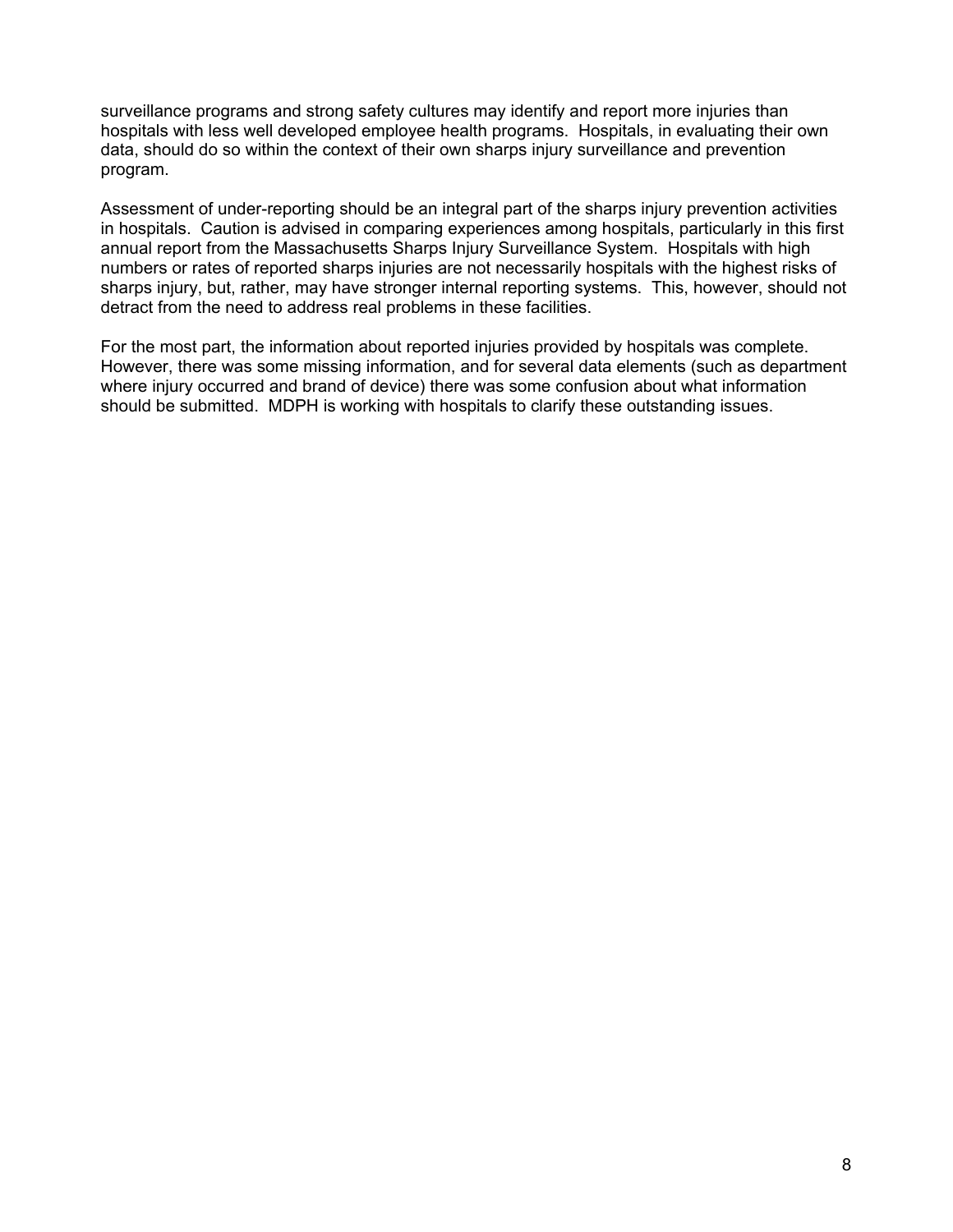surveillance programs and strong safety cultures may identify and report more injuries than hospitals with less well developed employee health programs. Hospitals, in evaluating their own data, should do so within the context of their own sharps injury surveillance and prevention program.

Assessment of under-reporting should be an integral part of the sharps injury prevention activities in hospitals. Caution is advised in comparing experiences among hospitals, particularly in this first annual report from the Massachusetts Sharps Injury Surveillance System. Hospitals with high numbers or rates of reported sharps injuries are not necessarily hospitals with the highest risks of sharps injury, but, rather, may have stronger internal reporting systems. This, however, should not detract from the need to address real problems in these facilities.

For the most part, the information about reported injuries provided by hospitals was complete. However, there was some missing information, and for several data elements (such as department where injury occurred and brand of device) there was some confusion about what information should be submitted. MDPH is working with hospitals to clarify these outstanding issues.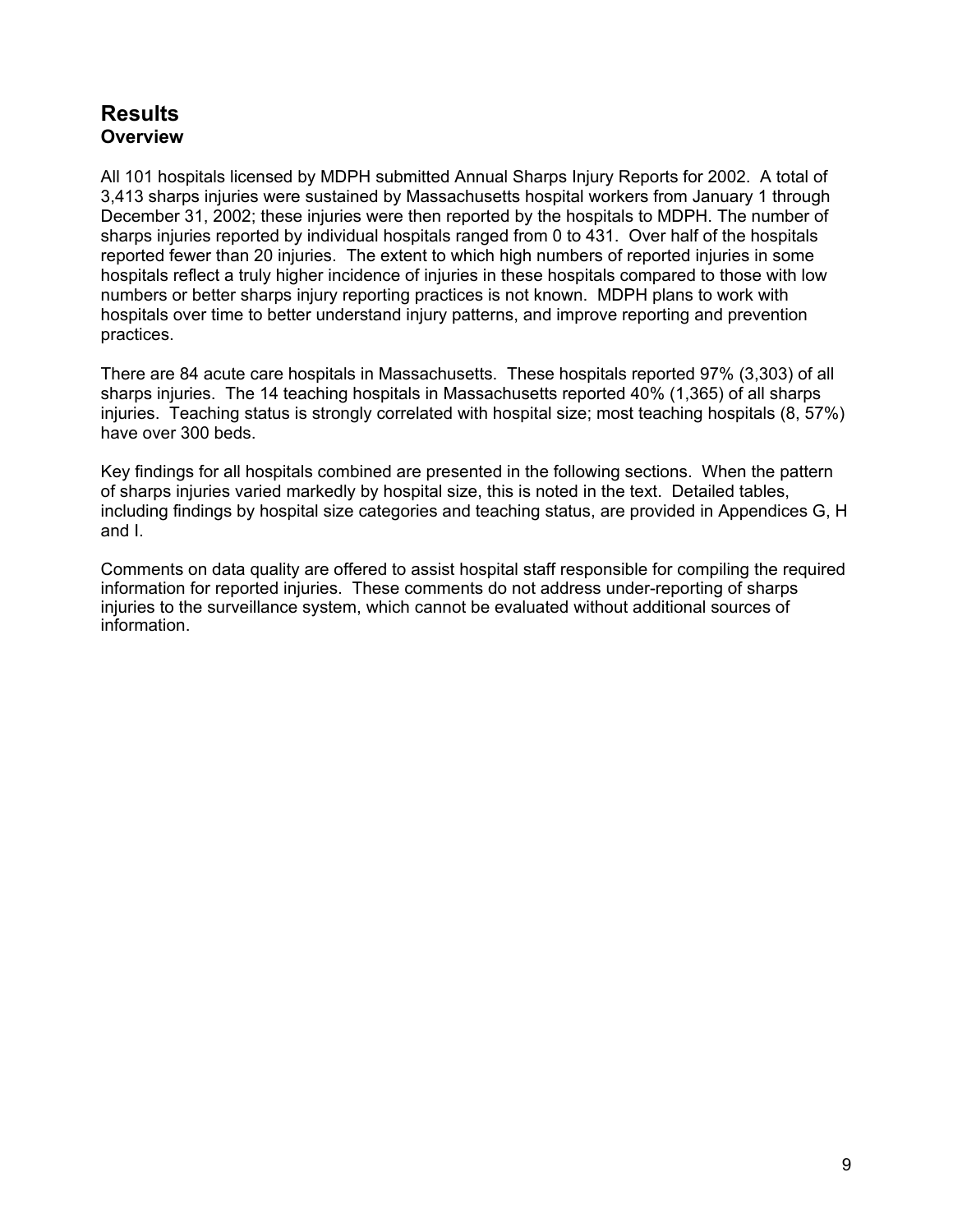## Results

### Overview

All 101 hospitals licensed by MDPH submitted Annual Sharps Injury Reports for 2002. A total of 3,413 sharps injuries were sustained by Massachusetts hospital workers from January 1 through December 31, 2002; these injuries were then reported by the hospitals to MDPH. The number of sharps injuries reported by individual hospitals ranged from 0 to 431. Over half of the hospitals reported fewer than 20 injuries. The extent to which high numbers of reported injuries in some hospitals reflect a truly higher incidence of injuries in these hospitals compared to those with low numbers or better sharps injury reporting practices is not known. MDPH plans to work with hospitals over time to better understand injury patterns, and improve reporting and prevention practices.

There are 84 acute care hospitals in Massachusetts. These hospitals reported 97% (3,303) of all sharps injuries. The 14 teaching hospitals in Massachusetts reported 40% (1,365) of all sharps injuries. Teaching status is strongly correlated with hospital size; most teaching hospitals (8, 57%) have over 300 beds.

Key findings for all hospitals combined are presented in the following sections. When the pattern of sharps injuries varied markedly by hospital size, this is noted in the text. Detailed tables, including findings by hospital size categories and teaching status, are provided in Appendices G, H and I.

Comments on data quality are offered to assist hospital staff responsible for compiling the required information for reported injuries. These comments do not address under-reporting of sharps injuries to the surveillance system, which cannot be evaluated without additional sources of information.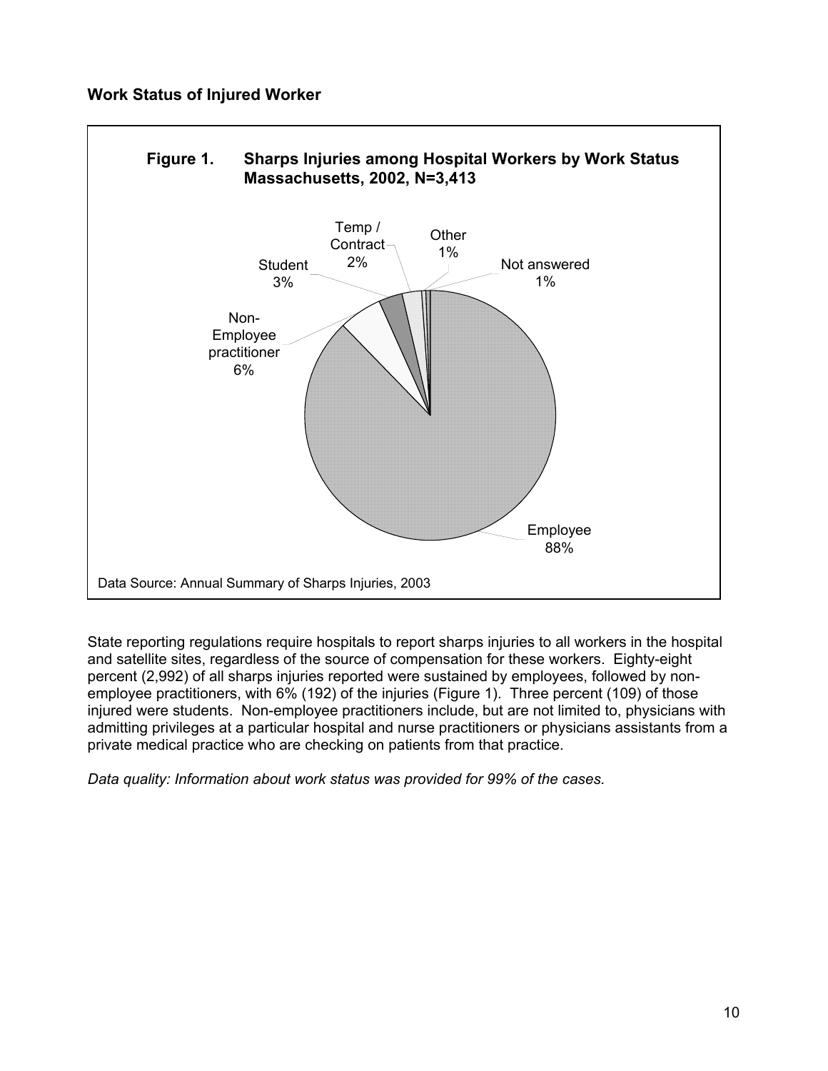## Work Status of Injured Worker

**Figure 1. Sharps Injuries among Hospital Workers by Work Status Massachusetts, 2002, N=3,413**

Employee 88%
Non-Employee practitioner 6%
Student 3%
Temp / Contract 2%
Other 1%
Not answered 1%

Data Source: Annual Summary of Sharps Injuries, 2003

State reporting regulations require hospitals to report sharps injuries to all workers in the hospital and satellite sites, regardless of the source of compensation for these workers. Eighty-eight percent (2,992) of all sharps injuries reported were sustained by employees, followed by non-employee practitioners, with 6% (192) of the injuries (Figure 1). Three percent (109) of those injured were students. Non-employee practitioners include, but are not limited to, physicians with admitting privileges at a particular hospital and nurse practitioners or physicians assistants from a private medical practice who are checking on patients from that practice.

*Data quality: Information about work status was provided for 99% of the cases.*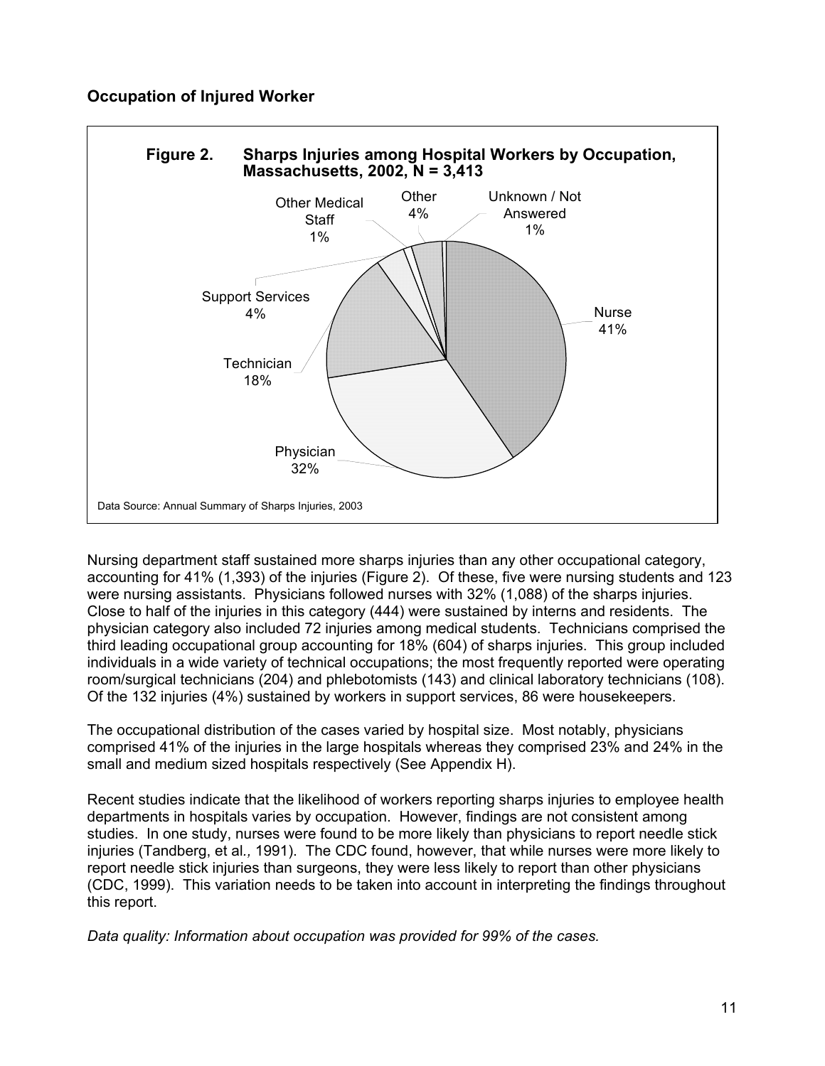### Occupation of Injured Worker

**Figure 2. Sharps Injuries among Hospital Workers by Occupation, Massachusetts, 2002, N = 3,413**

| Occupation | Percent |
|---|---|
| Nurse | 41% |
| Physician | 32% |
| Technician | 18% |
| Support Services | 4% |
| Other Medical Staff | 1% |
| Other | 4% |
| Unknown / Not Answered | 1% |

Data Source: Annual Summary of Sharps Injuries, 2003

Nursing department staff sustained more sharps injuries than any other occupational category, accounting for 41% (1,393) of the injuries (Figure 2). Of these, five were nursing students and 123 were nursing assistants. Physicians followed nurses with 32% (1,088) of the sharps injuries. Close to half of the injuries in this category (444) were sustained by interns and residents. The physician category also included 72 injuries among medical students. Technicians comprised the third leading occupational group accounting for 18% (604) of sharps injuries. This group included individuals in a wide variety of technical occupations; the most frequently reported were operating room/surgical technicians (204) and phlebotomists (143) and clinical laboratory technicians (108). Of the 132 injuries (4%) sustained by workers in support services, 86 were housekeepers.

The occupational distribution of the cases varied by hospital size. Most notably, physicians comprised 41% of the injuries in the large hospitals whereas they comprised 23% and 24% in the small and medium sized hospitals respectively (See Appendix H).

Recent studies indicate that the likelihood of workers reporting sharps injuries to employee health departments in hospitals varies by occupation. However, findings are not consistent among studies. In one study, nurses were found to be more likely than physicians to report needle stick injuries (Tandberg, et al*.,* 1991). The CDC found, however, that while nurses were more likely to report needle stick injuries than surgeons, they were less likely to report than other physicians (CDC, 1999). This variation needs to be taken into account in interpreting the findings throughout this report.

*Data quality: Information about occupation was provided for 99% of the cases.*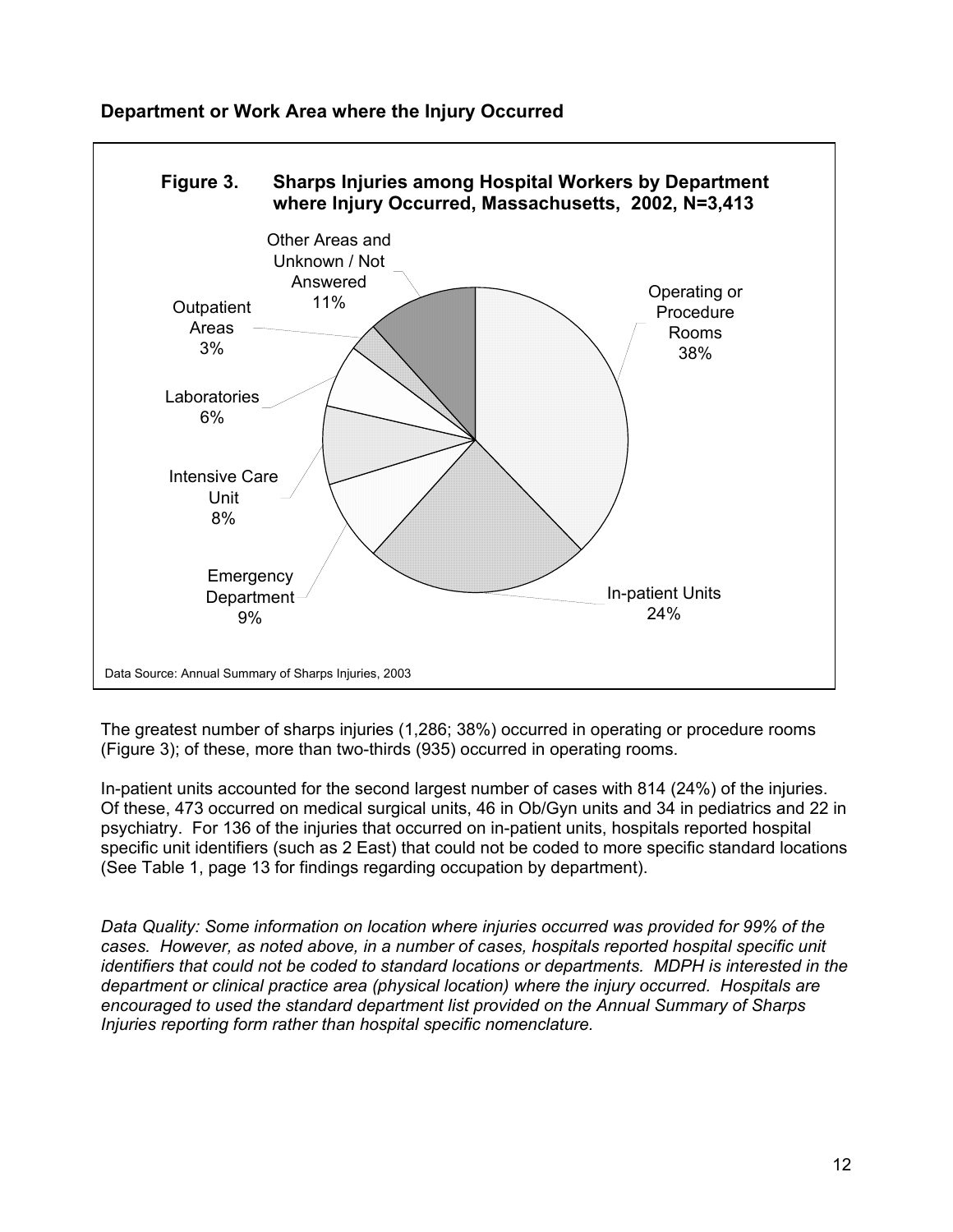## Department or Work Area where the Injury Occurred

**Figure 3. Sharps Injuries among Hospital Workers by Department where Injury Occurred, Massachusetts, 2002, N=3,413**

| Department | Percent |
|---|---|
| Operating or Procedure Rooms | 38% |
| In-patient Units | 24% |
| Emergency Department | 9% |
| Intensive Care Unit | 8% |
| Laboratories | 6% |
| Outpatient Areas | 3% |
| Other Areas and Unknown / Not Answered | 11% |

Data Source: Annual Summary of Sharps Injuries, 2003

The greatest number of sharps injuries (1,286; 38%) occurred in operating or procedure rooms (Figure 3); of these, more than two-thirds (935) occurred in operating rooms.

In-patient units accounted for the second largest number of cases with 814 (24%) of the injuries. Of these, 473 occurred on medical surgical units, 46 in Ob/Gyn units and 34 in pediatrics and 22 in psychiatry. For 136 of the injuries that occurred on in-patient units, hospitals reported hospital specific unit identifiers (such as 2 East) that could not be coded to more specific standard locations (See Table 1, page 13 for findings regarding occupation by department).

*Data Quality: Some information on location where injuries occurred was provided for 99% of the cases. However, as noted above, in a number of cases, hospitals reported hospital specific unit identifiers that could not be coded to standard locations or departments. MDPH is interested in the department or clinical practice area (physical location) where the injury occurred. Hospitals are encouraged to used the standard department list provided on the Annual Summary of Sharps Injuries reporting form rather than hospital specific nomenclature.*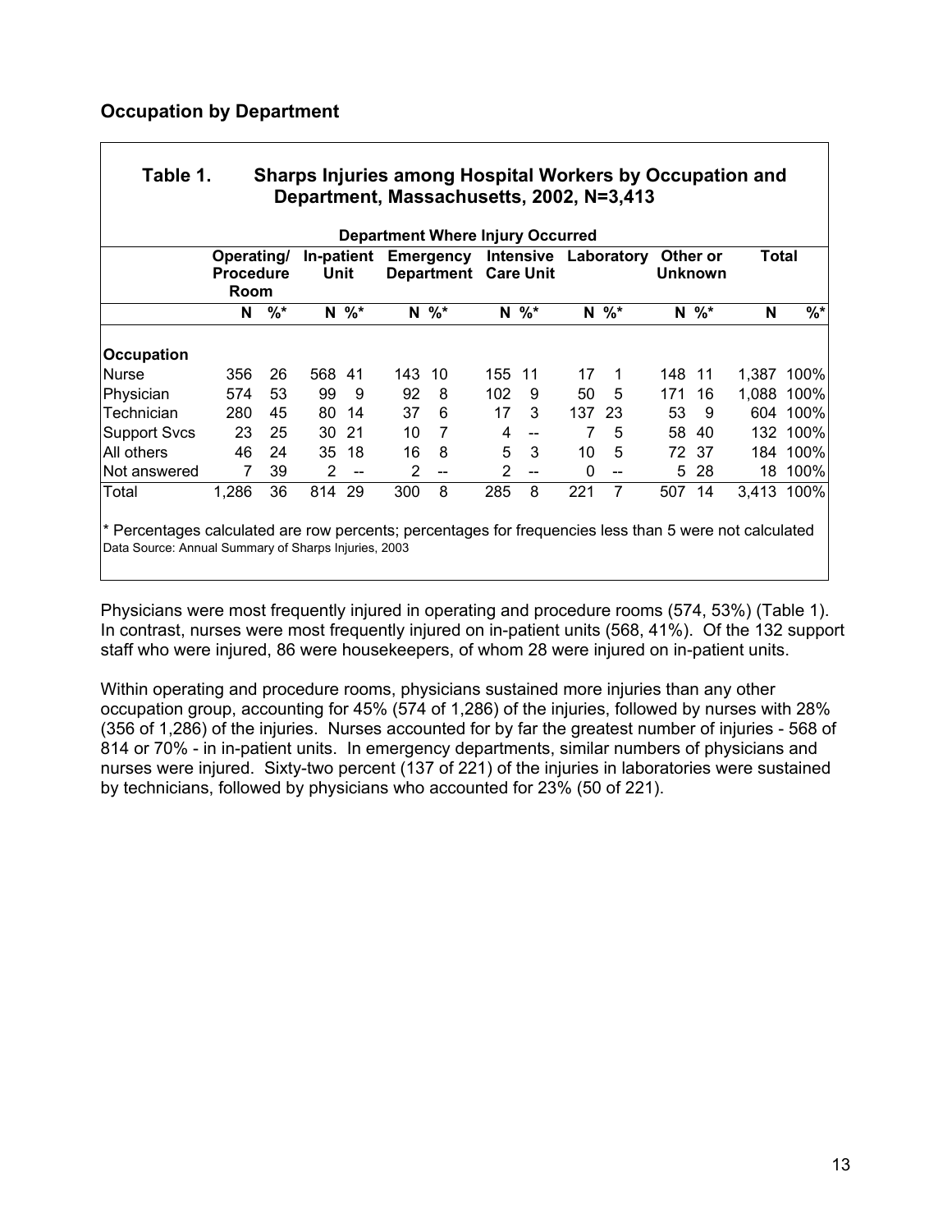### Occupation by Department

**Table 1. Sharps Injuries among Hospital Workers by Occupation and Department, Massachusetts, 2002, N=3,413**

| | Department Where Injury Occurred | | | | | | | | | | | | | |
|---|---|---|---|---|---|---|---|---|---|---|---|---|---|---|
| | Operating/ Procedure Room | | In-patient Unit | | Emergency Department | | Intensive Care Unit | | Laboratory | | Other or Unknown | | Total | |
| | N | %* | N | %* | N | %* | N | %* | N | %* | N | %* | N | %* |
| **Occupation** | | | | | | | | | | | | | | |
| Nurse | 356 | 26 | 568 | 41 | 143 | 10 | 155 | 11 | 17 | 1 | 148 | 11 | 1,387 | 100% |
| Physician | 574 | 53 | 99 | 9 | 92 | 8 | 102 | 9 | 50 | 5 | 171 | 16 | 1,088 | 100% |
| Technician | 280 | 45 | 80 | 14 | 37 | 6 | 17 | 3 | 137 | 23 | 53 | 9 | 604 | 100% |
| Support Svcs | 23 | 25 | 30 | 21 | 10 | 7 | 4 | -- | 7 | 5 | 58 | 40 | 132 | 100% |
| All others | 46 | 24 | 35 | 18 | 16 | 8 | 5 | 3 | 10 | 5 | 72 | 37 | 184 | 100% |
| Not answered | 7 | 39 | 2 | -- | 2 | -- | 2 | -- | 0 | -- | 5 | 28 | 18 | 100% |
| Total | 1,286 | 36 | 814 | 29 | 300 | 8 | 285 | 8 | 221 | 7 | 507 | 14 | 3,413 | 100% |

\* Percentages calculated are row percents; percentages for frequencies less than 5 were not calculated
Data Source: Annual Summary of Sharps Injuries, 2003

Physicians were most frequently injured in operating and procedure rooms (574, 53%) (Table 1). In contrast, nurses were most frequently injured on in-patient units (568, 41%). Of the 132 support staff who were injured, 86 were housekeepers, of whom 28 were injured on in-patient units.

Within operating and procedure rooms, physicians sustained more injuries than any other occupation group, accounting for 45% (574 of 1,286) of the injuries, followed by nurses with 28% (356 of 1,286) of the injuries. Nurses accounted for by far the greatest number of injuries - 568 of 814 or 70% - in in-patient units. In emergency departments, similar numbers of physicians and nurses were injured. Sixty-two percent (137 of 221) of the injuries in laboratories were sustained by technicians, followed by physicians who accounted for 23% (50 of 221).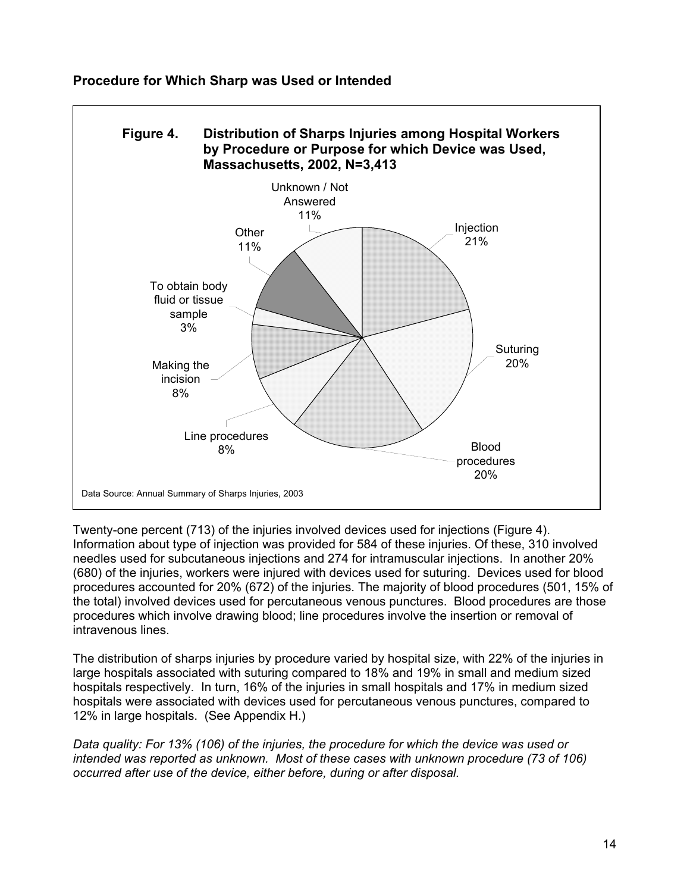### Procedure for Which Sharp was Used or Intended

**Figure 4. Distribution of Sharps Injuries among Hospital Workers by Procedure or Purpose for which Device was Used, Massachusetts, 2002, N=3,413**

Injection 21%
Suturing 20%
Blood procedures 20%
Line procedures 8%
Making the incision 8%
To obtain body fluid or tissue sample 3%
Other 11%
Unknown / Not Answered 11%

Data Source: Annual Summary of Sharps Injuries, 2003

Twenty-one percent (713) of the injuries involved devices used for injections (Figure 4). Information about type of injection was provided for 584 of these injuries. Of these, 310 involved needles used for subcutaneous injections and 274 for intramuscular injections. In another 20% (680) of the injuries, workers were injured with devices used for suturing. Devices used for blood procedures accounted for 20% (672) of the injuries. The majority of blood procedures (501, 15% of the total) involved devices used for percutaneous venous punctures. Blood procedures are those procedures which involve drawing blood; line procedures involve the insertion or removal of intravenous lines.

The distribution of sharps injuries by procedure varied by hospital size, with 22% of the injuries in large hospitals associated with suturing compared to 18% and 19% in small and medium sized hospitals respectively. In turn, 16% of the injuries in small hospitals and 17% in medium sized hospitals were associated with devices used for percutaneous venous punctures, compared to 12% in large hospitals. (See Appendix H.)

*Data quality: For 13% (106) of the injuries, the procedure for which the device was used or intended was reported as unknown. Most of these cases with unknown procedure (73 of 106) occurred after use of the device, either before, during or after disposal.*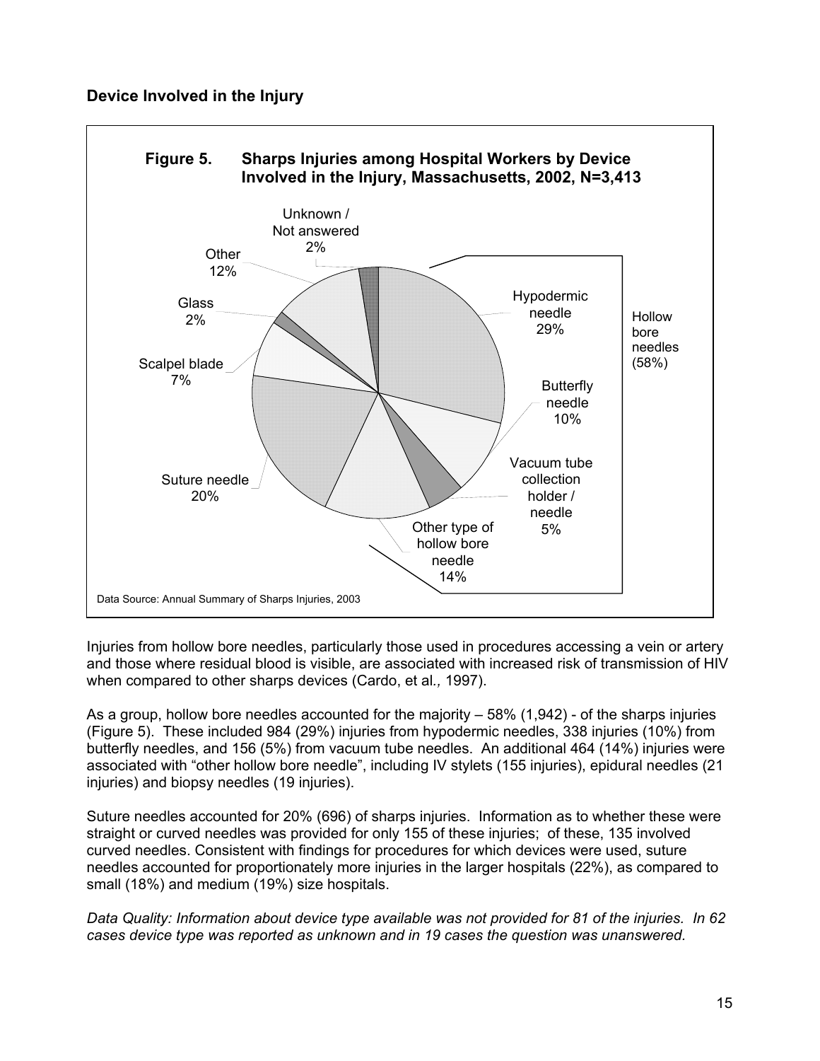## Device Involved in the Injury

**Figure 5. Sharps Injuries among Hospital Workers by Device Involved in the Injury, Massachusetts, 2002, N=3,413**

Data Source: Annual Summary of Sharps Injuries, 2003

Injuries from hollow bore needles, particularly those used in procedures accessing a vein or artery and those where residual blood is visible, are associated with increased risk of transmission of HIV when compared to other sharps devices (Cardo, et al*.,* 1997).

As a group, hollow bore needles accounted for the majority – 58% (1,942) - of the sharps injuries (Figure 5). These included 984 (29%) injuries from hypodermic needles, 338 injuries (10%) from butterfly needles, and 156 (5%) from vacuum tube needles. An additional 464 (14%) injuries were associated with "other hollow bore needle", including IV stylets (155 injuries), epidural needles (21 injuries) and biopsy needles (19 injuries).

Suture needles accounted for 20% (696) of sharps injuries. Information as to whether these were straight or curved needles was provided for only 155 of these injuries; of these, 135 involved curved needles. Consistent with findings for procedures for which devices were used, suture needles accounted for proportionately more injuries in the larger hospitals (22%), as compared to small (18%) and medium (19%) size hospitals.

*Data Quality: Information about device type available was not provided for 81 of the injuries. In 62 cases device type was reported as unknown and in 19 cases the question was unanswered.*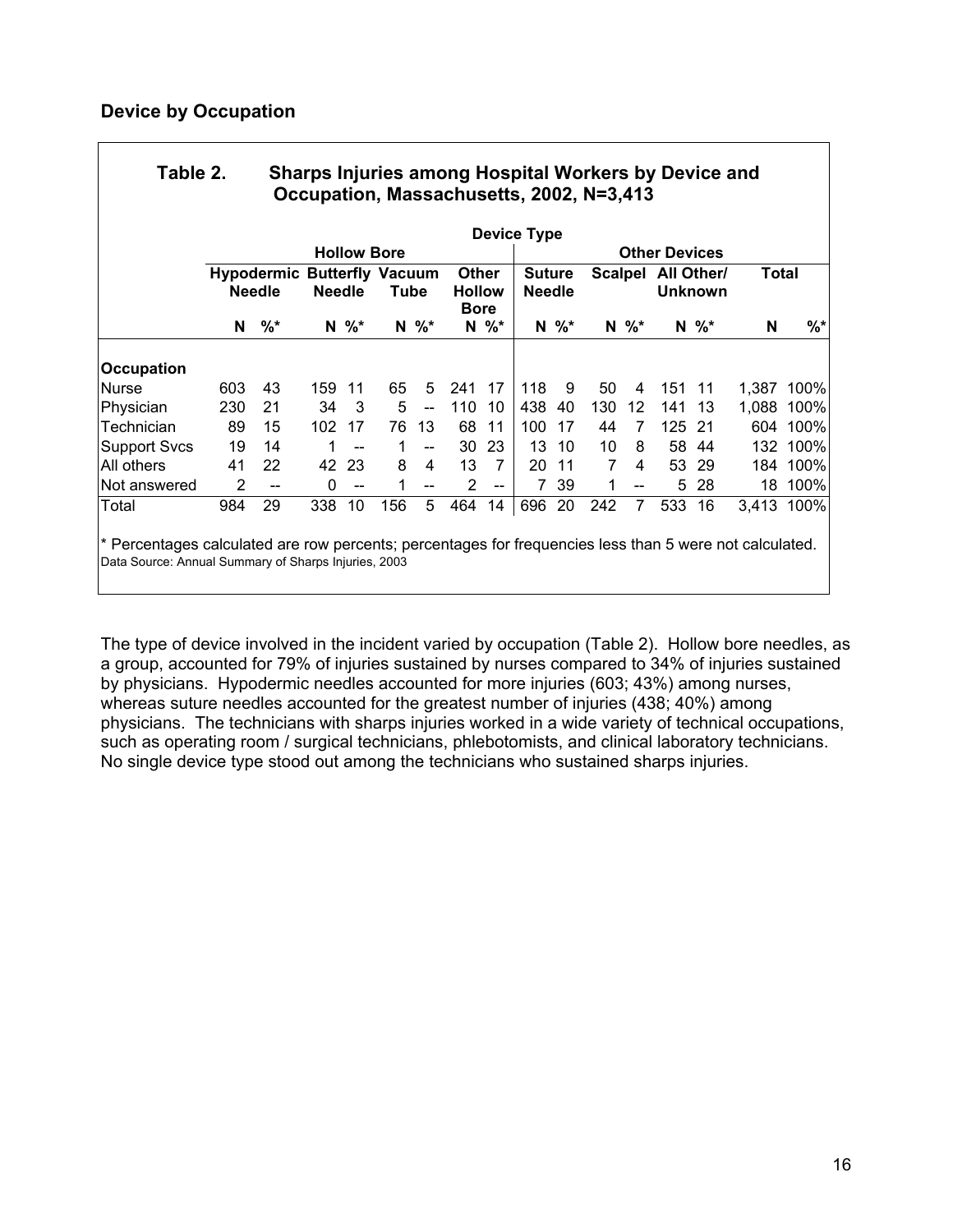## Device by Occupation

**Table 2. Sharps Injuries among Hospital Workers by Device and Occupation, Massachusetts, 2002, N=3,413**

| | Device Type | | | | | | | | | | | | | | | |
|---|---|---|---|---|---|---|---|---|---|---|---|---|---|---|---|---|
| | Hollow Bore | | | | | | | | Other Devices | | | | | | | |
| | Hypodermic Needle | | Butterfly Needle | | Vacuum Tube | | Other Hollow Bore | | Suture Needle | | Scalpel | | All Other/ Unknown | | Total | |
| | N | %* | N | %* | N | %* | N | %* | N | %* | N | %* | N | %* | N | %* |
| **Occupation** | | | | | | | | | | | | | | | | |
| Nurse | 603 | 43 | 159 | 11 | 65 | 5 | 241 | 17 | 118 | 9 | 50 | 4 | 151 | 11 | 1,387 | 100% |
| Physician | 230 | 21 | 34 | 3 | 5 | -- | 110 | 10 | 438 | 40 | 130 | 12 | 141 | 13 | 1,088 | 100% |
| Technician | 89 | 15 | 102 | 17 | 76 | 13 | 68 | 11 | 100 | 17 | 44 | 7 | 125 | 21 | 604 | 100% |
| Support Svcs | 19 | 14 | 1 | -- | 1 | -- | 30 | 23 | 13 | 10 | 10 | 8 | 58 | 44 | 132 | 100% |
| All others | 41 | 22 | 42 | 23 | 8 | 4 | 13 | 7 | 20 | 11 | 7 | 4 | 53 | 29 | 184 | 100% |
| Not answered | 2 | -- | 0 | -- | 1 | -- | 2 | -- | 7 | 39 | 1 | -- | 5 | 28 | 18 | 100% |
| Total | 984 | 29 | 338 | 10 | 156 | 5 | 464 | 14 | 696 | 20 | 242 | 7 | 533 | 16 | 3,413 | 100% |

\* Percentages calculated are row percents; percentages for frequencies less than 5 were not calculated.

Data Source: Annual Summary of Sharps Injuries, 2003

The type of device involved in the incident varied by occupation (Table 2). Hollow bore needles, as a group, accounted for 79% of injuries sustained by nurses compared to 34% of injuries sustained by physicians. Hypodermic needles accounted for more injuries (603; 43%) among nurses, whereas suture needles accounted for the greatest number of injuries (438; 40%) among physicians. The technicians with sharps injuries worked in a wide variety of technical occupations, such as operating room / surgical technicians, phlebotomists, and clinical laboratory technicians. No single device type stood out among the technicians who sustained sharps injuries.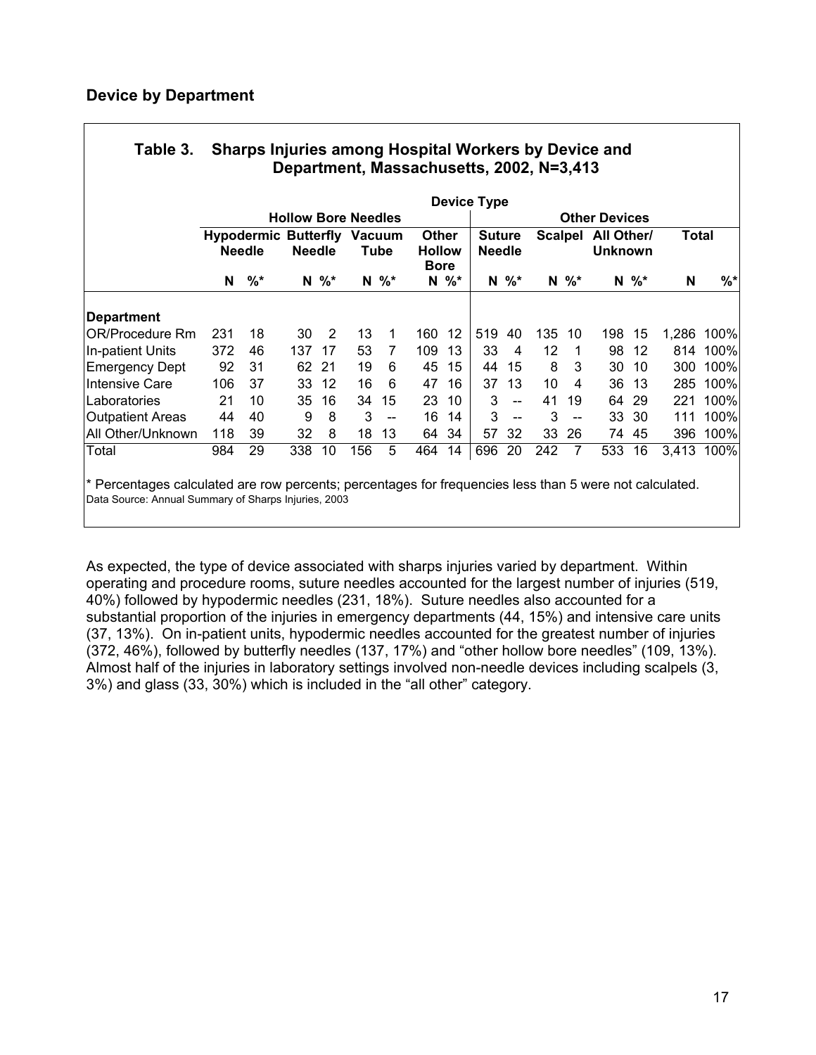## Device by Department

**Table 3. Sharps Injuries among Hospital Workers by Device and Department, Massachusetts, 2002, N=3,413**

| | Device Type | | | | | | | | | | | | | | | |
|---|---|---|---|---|---|---|---|---|---|---|---|---|---|---|---|---|
| | Hollow Bore Needles | | | | | | | | Other Devices | | | | | | | |
| | Hypodermic Needle | | Butterfly Needle | | Vacuum Tube | | Other Hollow Bore | | Suture Needle | | Scalpel | | All Other/ Unknown | | Total | |
| | N | %* | N | %* | N | %* | N | %* | N | %* | N | %* | N | %* | N | %* |
| **Department** | | | | | | | | | | | | | | | | |
| OR/Procedure Rm | 231 | 18 | 30 | 2 | 13 | 1 | 160 | 12 | 519 | 40 | 135 | 10 | 198 | 15 | 1,286 | 100% |
| In-patient Units | 372 | 46 | 137 | 17 | 53 | 7 | 109 | 13 | 33 | 4 | 12 | 1 | 98 | 12 | 814 | 100% |
| Emergency Dept | 92 | 31 | 62 | 21 | 19 | 6 | 45 | 15 | 44 | 15 | 8 | 3 | 30 | 10 | 300 | 100% |
| Intensive Care | 106 | 37 | 33 | 12 | 16 | 6 | 47 | 16 | 37 | 13 | 10 | 4 | 36 | 13 | 285 | 100% |
| Laboratories | 21 | 10 | 35 | 16 | 34 | 15 | 23 | 10 | 3 | -- | 41 | 19 | 64 | 29 | 221 | 100% |
| Outpatient Areas | 44 | 40 | 9 | 8 | 3 | -- | 16 | 14 | 3 | -- | 3 | -- | 33 | 30 | 111 | 100% |
| All Other/Unknown | 118 | 39 | 32 | 8 | 18 | 13 | 64 | 34 | 57 | 32 | 33 | 26 | 74 | 45 | 396 | 100% |
| Total | 984 | 29 | 338 | 10 | 156 | 5 | 464 | 14 | 696 | 20 | 242 | 7 | 533 | 16 | 3,413 | 100% |

\* Percentages calculated are row percents; percentages for frequencies less than 5 were not calculated.

Data Source: Annual Summary of Sharps Injuries, 2003

As expected, the type of device associated with sharps injuries varied by department. Within operating and procedure rooms, suture needles accounted for the largest number of injuries (519, 40%) followed by hypodermic needles (231, 18%). Suture needles also accounted for a substantial proportion of the injuries in emergency departments (44, 15%) and intensive care units (37, 13%). On in-patient units, hypodermic needles accounted for the greatest number of injuries (372, 46%), followed by butterfly needles (137, 17%) and "other hollow bore needles" (109, 13%). Almost half of the injuries in laboratory settings involved non-needle devices including scalpels (3, 3%) and glass (33, 30%) which is included in the "all other" category.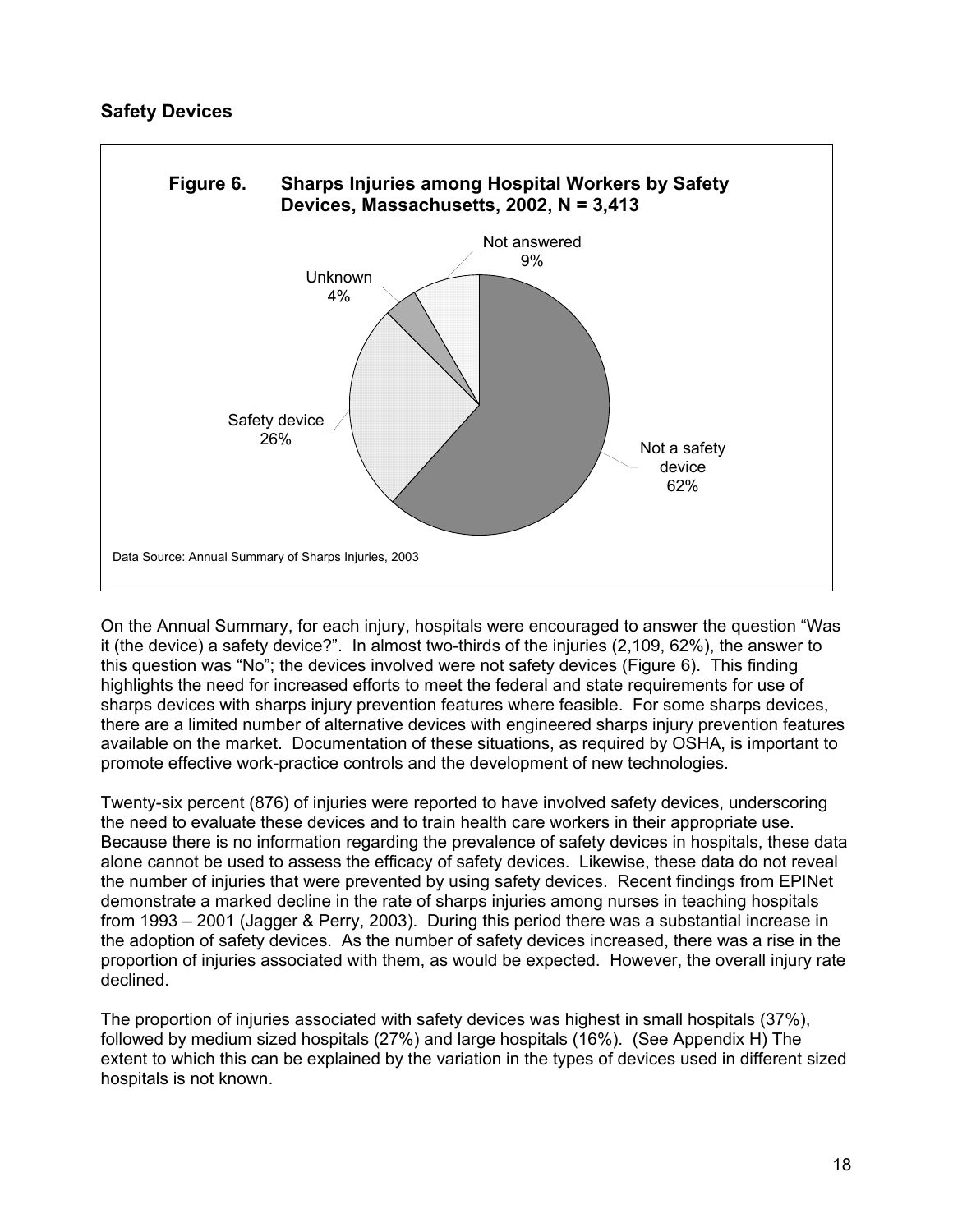## Safety Devices

**Figure 6. Sharps Injuries among Hospital Workers by Safety Devices, Massachusetts, 2002, N = 3,413**

| Category | Percent |
|---|---|
| Not a safety device | 62% |
| Safety device | 26% |
| Unknown | 4% |
| Not answered | 9% |

Data Source: Annual Summary of Sharps Injuries, 2003

On the Annual Summary, for each injury, hospitals were encouraged to answer the question "Was it (the device) a safety device?". In almost two-thirds of the injuries (2,109, 62%), the answer to this question was "No"; the devices involved were not safety devices (Figure 6). This finding highlights the need for increased efforts to meet the federal and state requirements for use of sharps devices with sharps injury prevention features where feasible. For some sharps devices, there are a limited number of alternative devices with engineered sharps injury prevention features available on the market. Documentation of these situations, as required by OSHA, is important to promote effective work-practice controls and the development of new technologies.

Twenty-six percent (876) of injuries were reported to have involved safety devices, underscoring the need to evaluate these devices and to train health care workers in their appropriate use. Because there is no information regarding the prevalence of safety devices in hospitals, these data alone cannot be used to assess the efficacy of safety devices. Likewise, these data do not reveal the number of injuries that were prevented by using safety devices. Recent findings from EPINet demonstrate a marked decline in the rate of sharps injuries among nurses in teaching hospitals from 1993 – 2001 (Jagger & Perry, 2003). During this period there was a substantial increase in the adoption of safety devices. As the number of safety devices increased, there was a rise in the proportion of injuries associated with them, as would be expected. However, the overall injury rate declined.

The proportion of injuries associated with safety devices was highest in small hospitals (37%), followed by medium sized hospitals (27%) and large hospitals (16%). (See Appendix H) The extent to which this can be explained by the variation in the types of devices used in different sized hospitals is not known.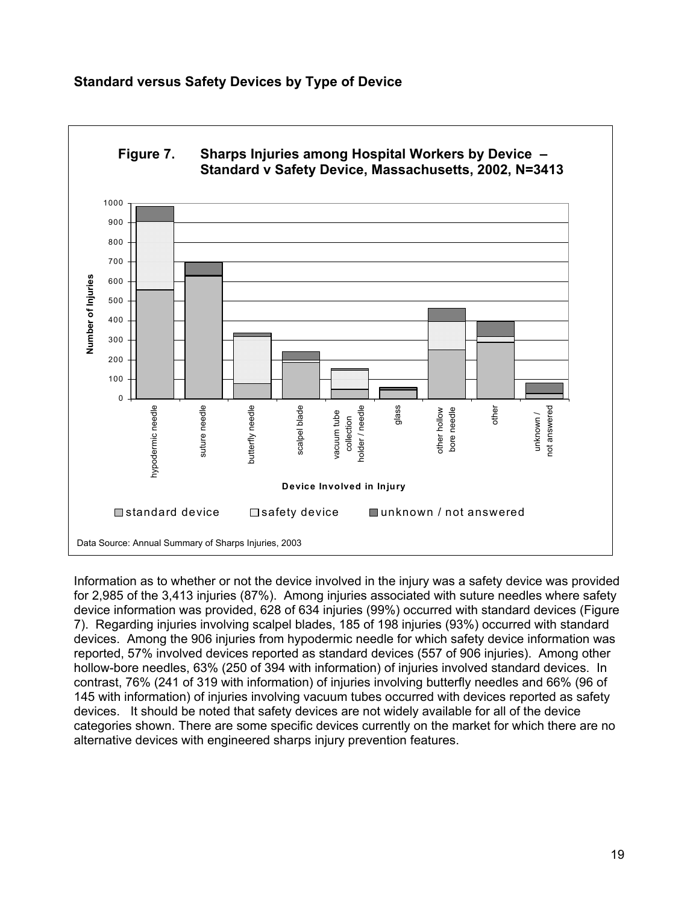### Standard versus Safety Devices by Type of Device

**Figure 7. Sharps Injuries among Hospital Workers by Device – Standard v Safety Device, Massachusetts, 2002, N=3413**

Data Source: Annual Summary of Sharps Injuries, 2003

Information as to whether or not the device involved in the injury was a safety device was provided for 2,985 of the 3,413 injuries (87%). Among injuries associated with suture needles where safety device information was provided, 628 of 634 injuries (99%) occurred with standard devices (Figure 7). Regarding injuries involving scalpel blades, 185 of 198 injuries (93%) occurred with standard devices. Among the 906 injuries from hypodermic needle for which safety device information was reported, 57% involved devices reported as standard devices (557 of 906 injuries). Among other hollow-bore needles, 63% (250 of 394 with information) of injuries involved standard devices. In contrast, 76% (241 of 319 with information) of injuries involving butterfly needles and 66% (96 of 145 with information) of injuries involving vacuum tubes occurred with devices reported as safety devices. It should be noted that safety devices are not widely available for all of the device categories shown. There are some specific devices currently on the market for which there are no alternative devices with engineered sharps injury prevention features.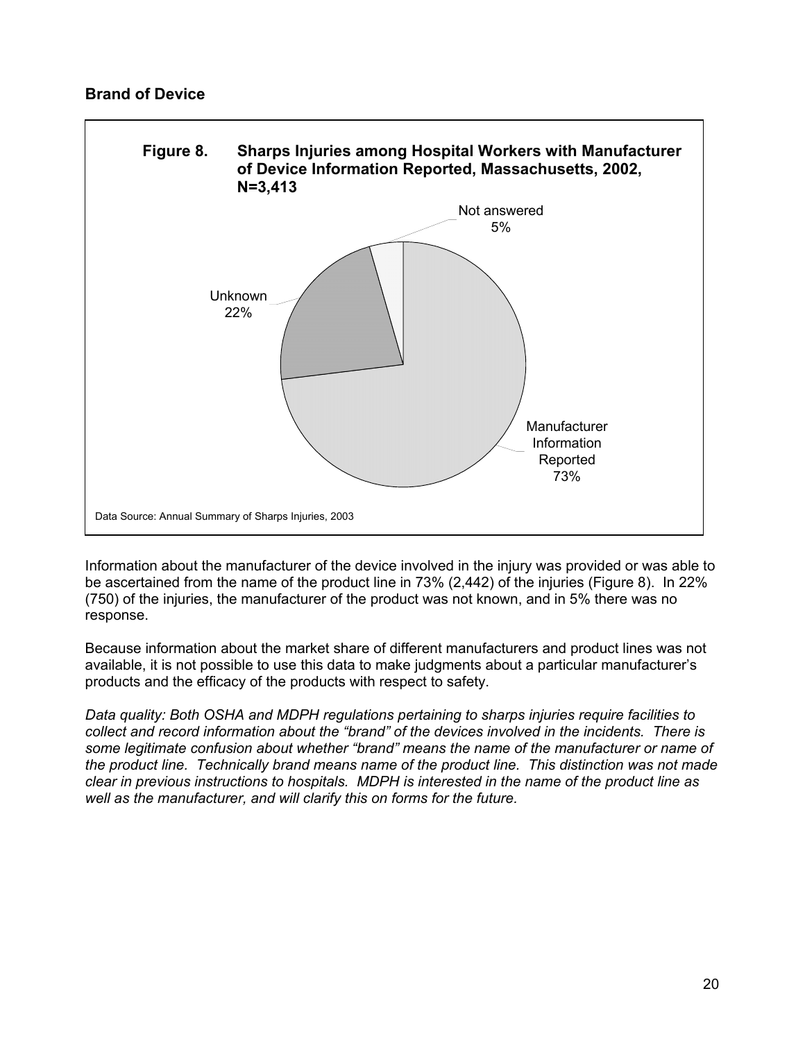### Brand of Device

**Figure 8. Sharps Injuries among Hospital Workers with Manufacturer of Device Information Reported, Massachusetts, 2002, N=3,413**

Not answered 5%

Unknown 22%

Manufacturer Information Reported 73%

Data Source: Annual Summary of Sharps Injuries, 2003

Information about the manufacturer of the device involved in the injury was provided or was able to be ascertained from the name of the product line in 73% (2,442) of the injuries (Figure 8). In 22% (750) of the injuries, the manufacturer of the product was not known, and in 5% there was no response.

Because information about the market share of different manufacturers and product lines was not available, it is not possible to use this data to make judgments about a particular manufacturer's products and the efficacy of the products with respect to safety.

*Data quality: Both OSHA and MDPH regulations pertaining to sharps injuries require facilities to collect and record information about the "brand" of the devices involved in the incidents. There is some legitimate confusion about whether "brand" means the name of the manufacturer or name of the product line. Technically brand means name of the product line. This distinction was not made clear in previous instructions to hospitals. MDPH is interested in the name of the product line as well as the manufacturer, and will clarify this on forms for the future.*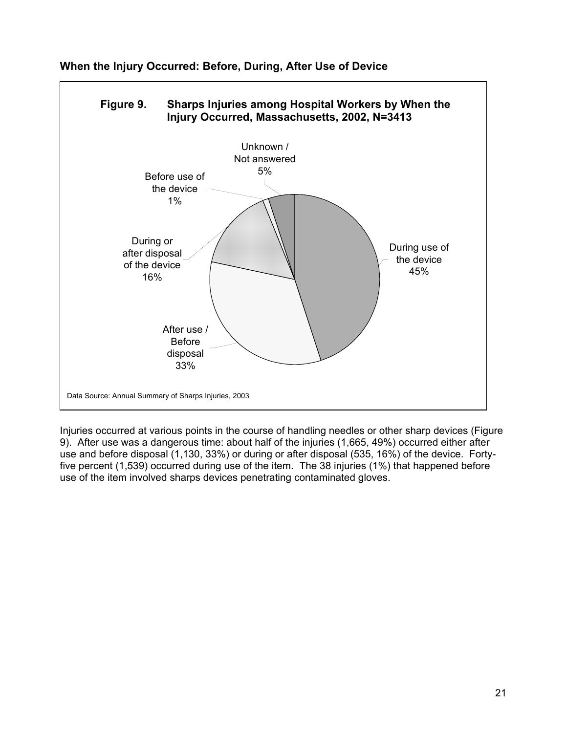### When the Injury Occurred: Before, During, After Use of Device

**Figure 9. Sharps Injuries among Hospital Workers by When the Injury Occurred, Massachusetts, 2002, N=3413**

Data Source: Annual Summary of Sharps Injuries, 2003

Injuries occurred at various points in the course of handling needles or other sharp devices (Figure 9). After use was a dangerous time: about half of the injuries (1,665, 49%) occurred either after use and before disposal (1,130, 33%) or during or after disposal (535, 16%) of the device. Forty-five percent (1,539) occurred during use of the item. The 38 injuries (1%) that happened before use of the item involved sharps devices penetrating contaminated gloves.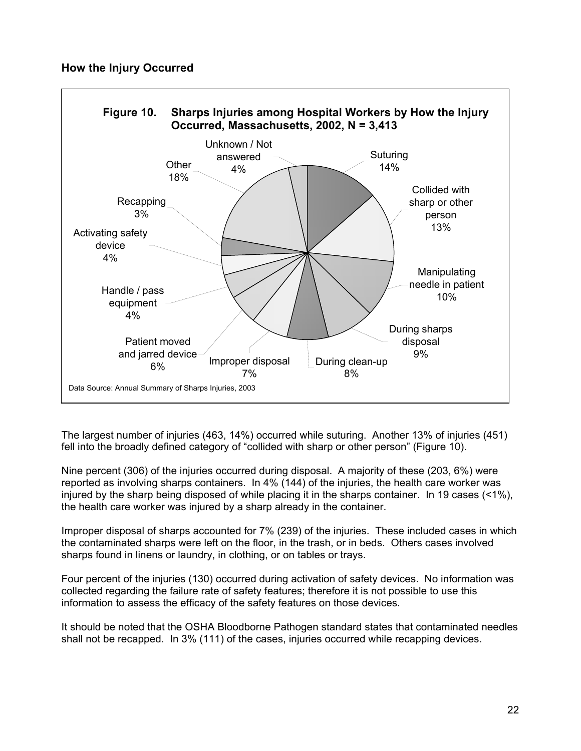### How the Injury Occurred

**Figure 10. Sharps Injuries among Hospital Workers by How the Injury Occurred, Massachusetts, 2002, N = 3,413**

| How the Injury Occurred | Percent |
|---|---|
| Suturing | 14% |
| Collided with sharp or other person | 13% |
| Manipulating needle in patient | 10% |
| During sharps disposal | 9% |
| During clean-up | 8% |
| Improper disposal | 7% |
| Patient moved and jarred device | 6% |
| Handle / pass equipment | 4% |
| Activating safety device | 4% |
| Recapping | 3% |
| Other | 18% |
| Unknown / Not answered | 4% |

Data Source: Annual Summary of Sharps Injuries, 2003

The largest number of injuries (463, 14%) occurred while suturing. Another 13% of injuries (451) fell into the broadly defined category of "collided with sharp or other person" (Figure 10).

Nine percent (306) of the injuries occurred during disposal. A majority of these (203, 6%) were reported as involving sharps containers. In 4% (144) of the injuries, the health care worker was injured by the sharp being disposed of while placing it in the sharps container. In 19 cases (<1%), the health care worker was injured by a sharp already in the container.

Improper disposal of sharps accounted for 7% (239) of the injuries. These included cases in which the contaminated sharps were left on the floor, in the trash, or in beds. Others cases involved sharps found in linens or laundry, in clothing, or on tables or trays.

Four percent of the injuries (130) occurred during activation of safety devices. No information was collected regarding the failure rate of safety features; therefore it is not possible to use this information to assess the efficacy of the safety features on those devices.

It should be noted that the OSHA Bloodborne Pathogen standard states that contaminated needles shall not be recapped. In 3% (111) of the cases, injuries occurred while recapping devices.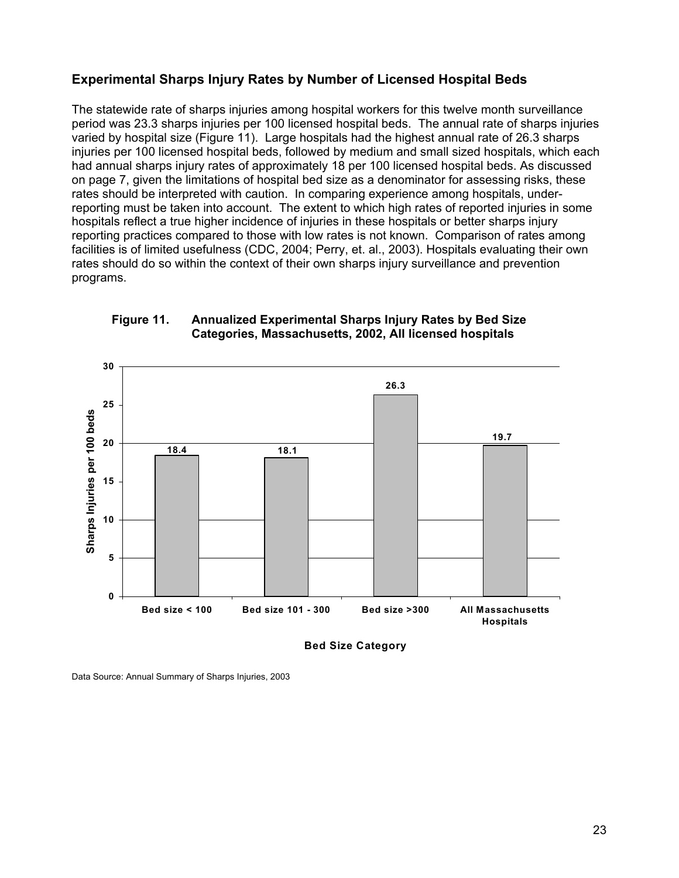## Experimental Sharps Injury Rates by Number of Licensed Hospital Beds

The statewide rate of sharps injuries among hospital workers for this twelve month surveillance period was 23.3 sharps injuries per 100 licensed hospital beds. The annual rate of sharps injuries varied by hospital size (Figure 11). Large hospitals had the highest annual rate of 26.3 sharps injuries per 100 licensed hospital beds, followed by medium and small sized hospitals, which each had annual sharps injury rates of approximately 18 per 100 licensed hospital beds. As discussed on page 7, given the limitations of hospital bed size as a denominator for assessing risks, these rates should be interpreted with caution. In comparing experience among hospitals, under-reporting must be taken into account. The extent to which high rates of reported injuries in some hospitals reflect a true higher incidence of injuries in these hospitals or better sharps injury reporting practices compared to those with low rates is not known. Comparison of rates among facilities is of limited usefulness (CDC, 2004; Perry, et. al., 2003). Hospitals evaluating their own rates should do so within the context of their own sharps injury surveillance and prevention programs.

**Figure 11. Annualized Experimental Sharps Injury Rates by Bed Size Categories, Massachusetts, 2002, All licensed hospitals**

| Bed Size Category | Sharps Injuries per 100 beds |
|---|---|
| Bed size < 100 | 18.4 |
| Bed size 101 - 300 | 18.1 |
| Bed size >300 | 26.3 |
| All Massachusetts Hospitals | 19.7 |

Data Source: Annual Summary of Sharps Injuries, 2003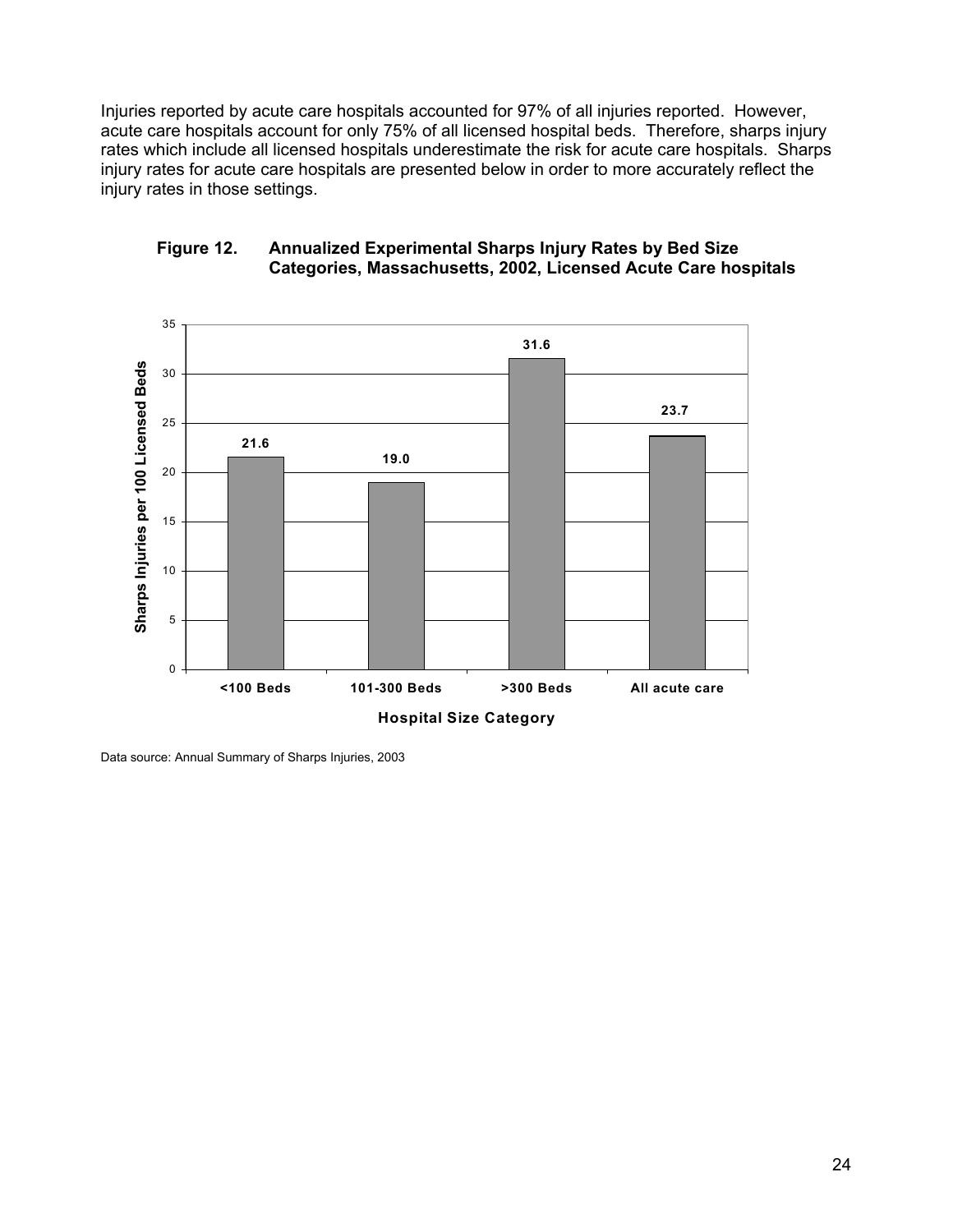Injuries reported by acute care hospitals accounted for 97% of all injuries reported. However, acute care hospitals account for only 75% of all licensed hospital beds. Therefore, sharps injury rates which include all licensed hospitals underestimate the risk for acute care hospitals. Sharps injury rates for acute care hospitals are presented below in order to more accurately reflect the injury rates in those settings.

**Figure 12. Annualized Experimental Sharps Injury Rates by Bed Size Categories, Massachusetts, 2002, Licensed Acute Care hospitals**

| Hospital Size Category | Sharps Injuries per 100 Licensed Beds |
|---|---|
| <100 Beds | 21.6 |
| 101-300 Beds | 19.0 |
| >300 Beds | 31.6 |
| All acute care | 23.7 |

Data source: Annual Summary of Sharps Injuries, 2003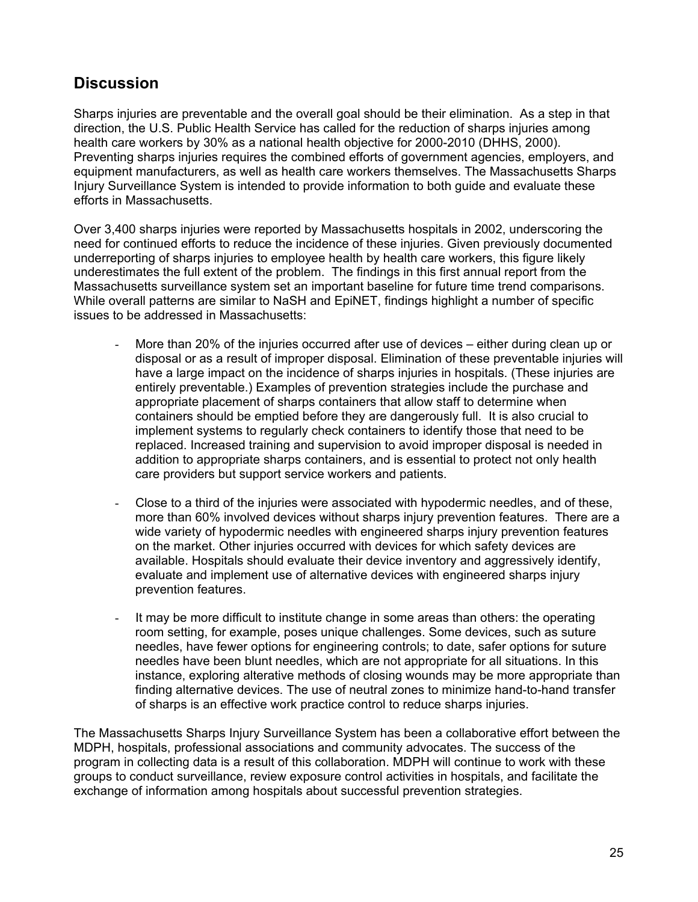## Discussion

Sharps injuries are preventable and the overall goal should be their elimination. As a step in that direction, the U.S. Public Health Service has called for the reduction of sharps injuries among health care workers by 30% as a national health objective for 2000-2010 (DHHS, 2000). Preventing sharps injuries requires the combined efforts of government agencies, employers, and equipment manufacturers, as well as health care workers themselves. The Massachusetts Sharps Injury Surveillance System is intended to provide information to both guide and evaluate these efforts in Massachusetts.

Over 3,400 sharps injuries were reported by Massachusetts hospitals in 2002, underscoring the need for continued efforts to reduce the incidence of these injuries. Given previously documented underreporting of sharps injuries to employee health by health care workers, this figure likely underestimates the full extent of the problem. The findings in this first annual report from the Massachusetts surveillance system set an important baseline for future time trend comparisons. While overall patterns are similar to NaSH and EpiNET, findings highlight a number of specific issues to be addressed in Massachusetts:

- More than 20% of the injuries occurred after use of devices – either during clean up or disposal or as a result of improper disposal. Elimination of these preventable injuries will have a large impact on the incidence of sharps injuries in hospitals. (These injuries are entirely preventable.) Examples of prevention strategies include the purchase and appropriate placement of sharps containers that allow staff to determine when containers should be emptied before they are dangerously full. It is also crucial to implement systems to regularly check containers to identify those that need to be replaced. Increased training and supervision to avoid improper disposal is needed in addition to appropriate sharps containers, and is essential to protect not only health care providers but support service workers and patients.

- Close to a third of the injuries were associated with hypodermic needles, and of these, more than 60% involved devices without sharps injury prevention features. There are a wide variety of hypodermic needles with engineered sharps injury prevention features on the market. Other injuries occurred with devices for which safety devices are available. Hospitals should evaluate their device inventory and aggressively identify, evaluate and implement use of alternative devices with engineered sharps injury prevention features.

- It may be more difficult to institute change in some areas than others: the operating room setting, for example, poses unique challenges. Some devices, such as suture needles, have fewer options for engineering controls; to date, safer options for suture needles have been blunt needles, which are not appropriate for all situations. In this instance, exploring alterative methods of closing wounds may be more appropriate than finding alternative devices. The use of neutral zones to minimize hand-to-hand transfer of sharps is an effective work practice control to reduce sharps injuries.

The Massachusetts Sharps Injury Surveillance System has been a collaborative effort between the MDPH, hospitals, professional associations and community advocates. The success of the program in collecting data is a result of this collaboration. MDPH will continue to work with these groups to conduct surveillance, review exposure control activities in hospitals, and facilitate the exchange of information among hospitals about successful prevention strategies.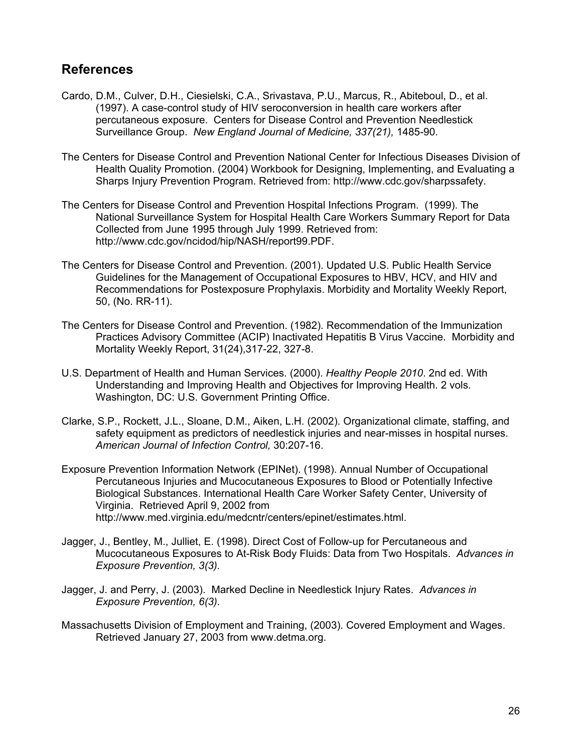## References

Cardo, D.M., Culver, D.H., Ciesielski, C.A., Srivastava, P.U., Marcus, R., Abiteboul, D., et al. (1997). A case-control study of HIV seroconversion in health care workers after percutaneous exposure. Centers for Disease Control and Prevention Needlestick Surveillance Group. *New England Journal of Medicine, 337(21),* 1485-90.

The Centers for Disease Control and Prevention National Center for Infectious Diseases Division of Health Quality Promotion. (2004) Workbook for Designing, Implementing, and Evaluating a Sharps Injury Prevention Program. Retrieved from: http://www.cdc.gov/sharpssafety.

The Centers for Disease Control and Prevention Hospital Infections Program. (1999). The National Surveillance System for Hospital Health Care Workers Summary Report for Data Collected from June 1995 through July 1999. Retrieved from: http://www.cdc.gov/ncidod/hip/NASH/report99.PDF.

The Centers for Disease Control and Prevention. (2001). Updated U.S. Public Health Service Guidelines for the Management of Occupational Exposures to HBV, HCV, and HIV and Recommendations for Postexposure Prophylaxis. Morbidity and Mortality Weekly Report, 50, (No. RR-11).

The Centers for Disease Control and Prevention. (1982). Recommendation of the Immunization Practices Advisory Committee (ACIP) Inactivated Hepatitis B Virus Vaccine. Morbidity and Mortality Weekly Report, 31(24),317-22, 327-8.

U.S. Department of Health and Human Services. (2000). *Healthy People 2010*. 2nd ed. With Understanding and Improving Health and Objectives for Improving Health. 2 vols. Washington, DC: U.S. Government Printing Office.

Clarke, S.P., Rockett, J.L., Sloane, D.M., Aiken, L.H. (2002). Organizational climate, staffing, and safety equipment as predictors of needlestick injuries and near-misses in hospital nurses. *American Journal of Infection Control,* 30:207-16.

Exposure Prevention Information Network (EPINet). (1998). Annual Number of Occupational Percutaneous Injuries and Mucocutaneous Exposures to Blood or Potentially Infective Biological Substances. International Health Care Worker Safety Center, University of Virginia. Retrieved April 9, 2002 from http://www.med.virginia.edu/medcntr/centers/epinet/estimates.html.

Jagger, J., Bentley, M., Julliet, E. (1998). Direct Cost of Follow-up for Percutaneous and Mucocutaneous Exposures to At-Risk Body Fluids: Data from Two Hospitals. *Advances in Exposure Prevention, 3(3).*

Jagger, J. and Perry, J. (2003). Marked Decline in Needlestick Injury Rates. *Advances in Exposure Prevention, 6(3).*

Massachusetts Division of Employment and Training, (2003). Covered Employment and Wages. Retrieved January 27, 2003 from www.detma.org.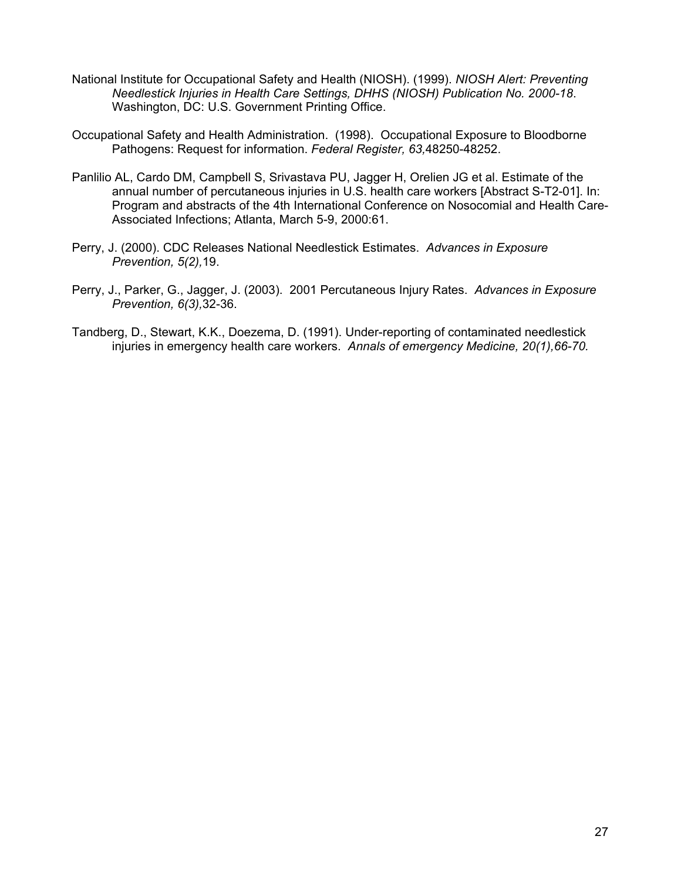National Institute for Occupational Safety and Health (NIOSH). (1999). *NIOSH Alert: Preventing Needlestick Injuries in Health Care Settings, DHHS (NIOSH) Publication No. 2000-18*. Washington, DC: U.S. Government Printing Office.

Occupational Safety and Health Administration. (1998). Occupational Exposure to Bloodborne Pathogens: Request for information. *Federal Register, 63,*48250-48252.

Panlilio AL, Cardo DM, Campbell S, Srivastava PU, Jagger H, Orelien JG et al. Estimate of the annual number of percutaneous injuries in U.S. health care workers [Abstract S-T2-01]. In: Program and abstracts of the 4th International Conference on Nosocomial and Health Care-Associated Infections; Atlanta, March 5-9, 2000:61.

Perry, J. (2000). CDC Releases National Needlestick Estimates. *Advances in Exposure Prevention, 5(2),*19.

Perry, J., Parker, G., Jagger, J. (2003). 2001 Percutaneous Injury Rates. *Advances in Exposure Prevention, 6(3),*32-36.

Tandberg, D., Stewart, K.K., Doezema, D. (1991). Under-reporting of contaminated needlestick injuries in emergency health care workers. *Annals of emergency Medicine, 20(1),66-70.*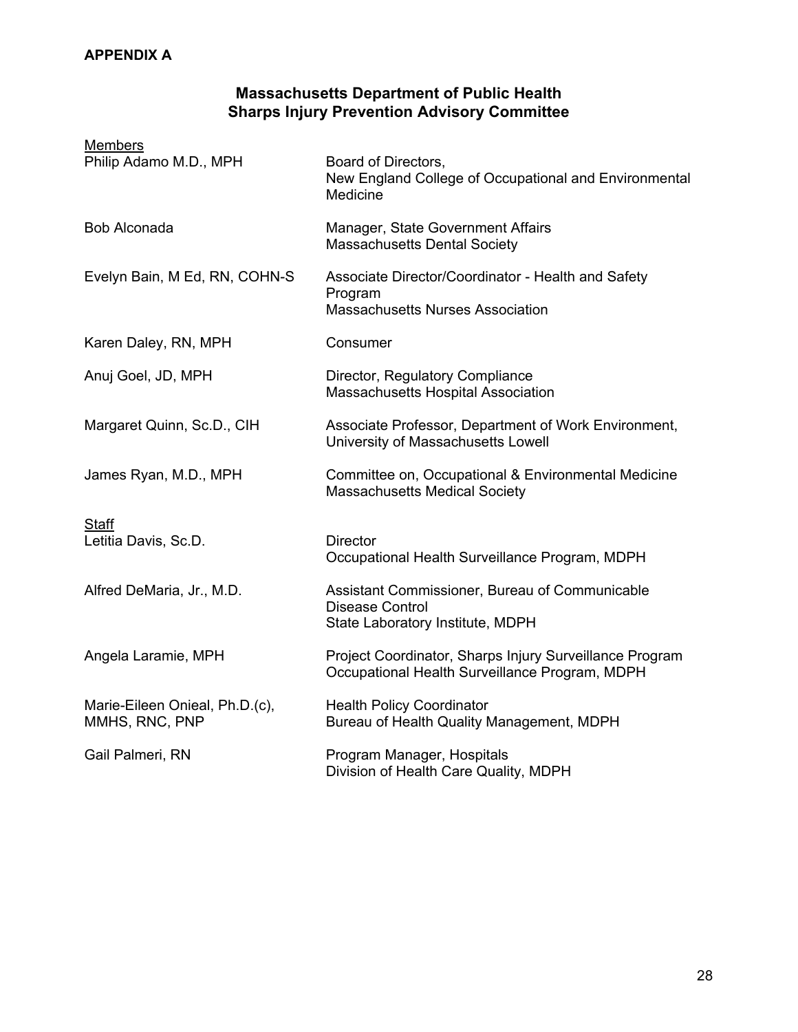**APPENDIX A**

## Massachusetts Department of Public Health
## Sharps Injury Prevention Advisory Committee

| Members | |
|---|---|
| Philip Adamo M.D., MPH | Board of Directors, New England College of Occupational and Environmental Medicine |
| Bob Alconada | Manager, State Government Affairs<br>Massachusetts Dental Society |
| Evelyn Bain, M Ed, RN, COHN-S | Associate Director/Coordinator - Health and Safety Program<br>Massachusetts Nurses Association |
| Karen Daley, RN, MPH | Consumer |
| Anuj Goel, JD, MPH | Director, Regulatory Compliance<br>Massachusetts Hospital Association |
| Margaret Quinn, Sc.D., CIH | Associate Professor, Department of Work Environment, University of Massachusetts Lowell |
| James Ryan, M.D., MPH | Committee on, Occupational & Environmental Medicine<br>Massachusetts Medical Society |

| Staff | |
|---|---|
| Letitia Davis, Sc.D. | Director<br>Occupational Health Surveillance Program, MDPH |
| Alfred DeMaria, Jr., M.D. | Assistant Commissioner, Bureau of Communicable Disease Control<br>State Laboratory Institute, MDPH |
| Angela Laramie, MPH | Project Coordinator, Sharps Injury Surveillance Program<br>Occupational Health Surveillance Program, MDPH |
| Marie-Eileen Onieal, Ph.D.(c), MMHS, RNC, PNP | Health Policy Coordinator<br>Bureau of Health Quality Management, MDPH |
| Gail Palmeri, RN | Program Manager, Hospitals<br>Division of Health Care Quality, MDPH |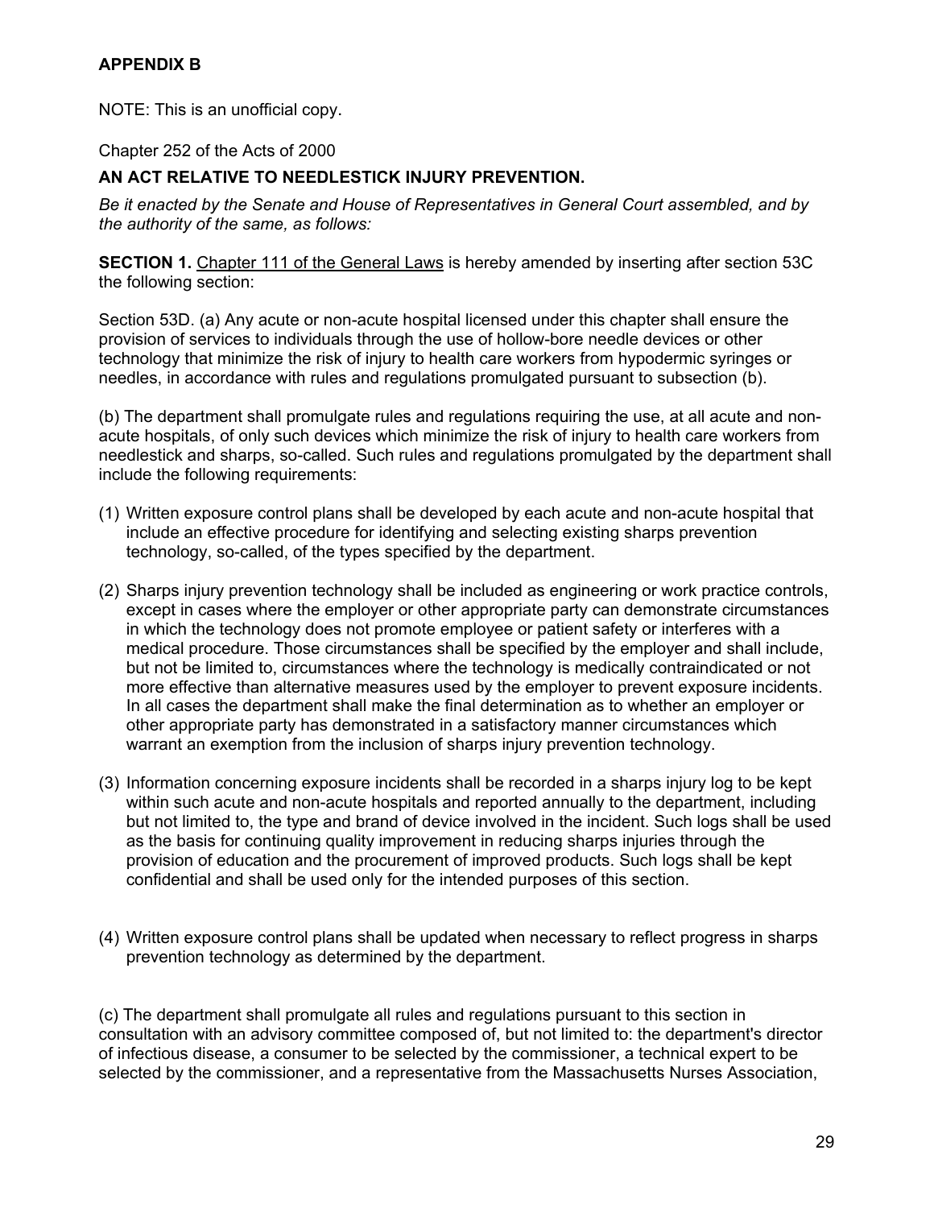**APPENDIX B**

NOTE: This is an unofficial copy.

Chapter 252 of the Acts of 2000

**AN ACT RELATIVE TO NEEDLESTICK INJURY PREVENTION.**

*Be it enacted by the Senate and House of Representatives in General Court assembled, and by the authority of the same, as follows:*

**SECTION 1.** Chapter 111 of the General Laws is hereby amended by inserting after section 53C the following section:

Section 53D. (a) Any acute or non-acute hospital licensed under this chapter shall ensure the provision of services to individuals through the use of hollow-bore needle devices or other technology that minimize the risk of injury to health care workers from hypodermic syringes or needles, in accordance with rules and regulations promulgated pursuant to subsection (b).

(b) The department shall promulgate rules and regulations requiring the use, at all acute and non-acute hospitals, of only such devices which minimize the risk of injury to health care workers from needlestick and sharps, so-called. Such rules and regulations promulgated by the department shall include the following requirements:

(1) Written exposure control plans shall be developed by each acute and non-acute hospital that include an effective procedure for identifying and selecting existing sharps prevention technology, so-called, of the types specified by the department.

(2) Sharps injury prevention technology shall be included as engineering or work practice controls, except in cases where the employer or other appropriate party can demonstrate circumstances in which the technology does not promote employee or patient safety or interferes with a medical procedure. Those circumstances shall be specified by the employer and shall include, but not be limited to, circumstances where the technology is medically contraindicated or not more effective than alternative measures used by the employer to prevent exposure incidents. In all cases the department shall make the final determination as to whether an employer or other appropriate party has demonstrated in a satisfactory manner circumstances which warrant an exemption from the inclusion of sharps injury prevention technology.

(3) Information concerning exposure incidents shall be recorded in a sharps injury log to be kept within such acute and non-acute hospitals and reported annually to the department, including but not limited to, the type and brand of device involved in the incident. Such logs shall be used as the basis for continuing quality improvement in reducing sharps injuries through the provision of education and the procurement of improved products. Such logs shall be kept confidential and shall be used only for the intended purposes of this section.

(4) Written exposure control plans shall be updated when necessary to reflect progress in sharps prevention technology as determined by the department.

(c) The department shall promulgate all rules and regulations pursuant to this section in consultation with an advisory committee composed of, but not limited to: the department's director of infectious disease, a consumer to be selected by the commissioner, a technical expert to be selected by the commissioner, and a representative from the Massachusetts Nurses Association,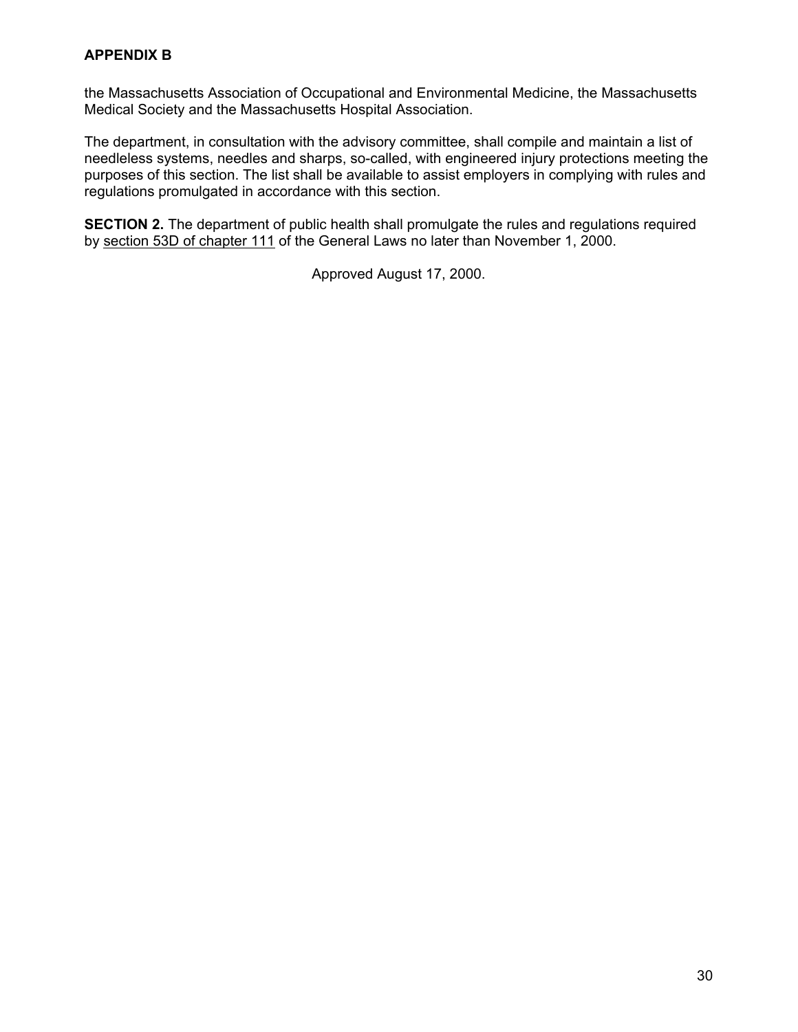## APPENDIX B

the Massachusetts Association of Occupational and Environmental Medicine, the Massachusetts Medical Society and the Massachusetts Hospital Association.

The department, in consultation with the advisory committee, shall compile and maintain a list of needleless systems, needles and sharps, so-called, with engineered injury protections meeting the purposes of this section. The list shall be available to assist employers in complying with rules and regulations promulgated in accordance with this section.

**SECTION 2.** The department of public health shall promulgate the rules and regulations required by section 53D of chapter 111 of the General Laws no later than November 1, 2000.

Approved August 17, 2000.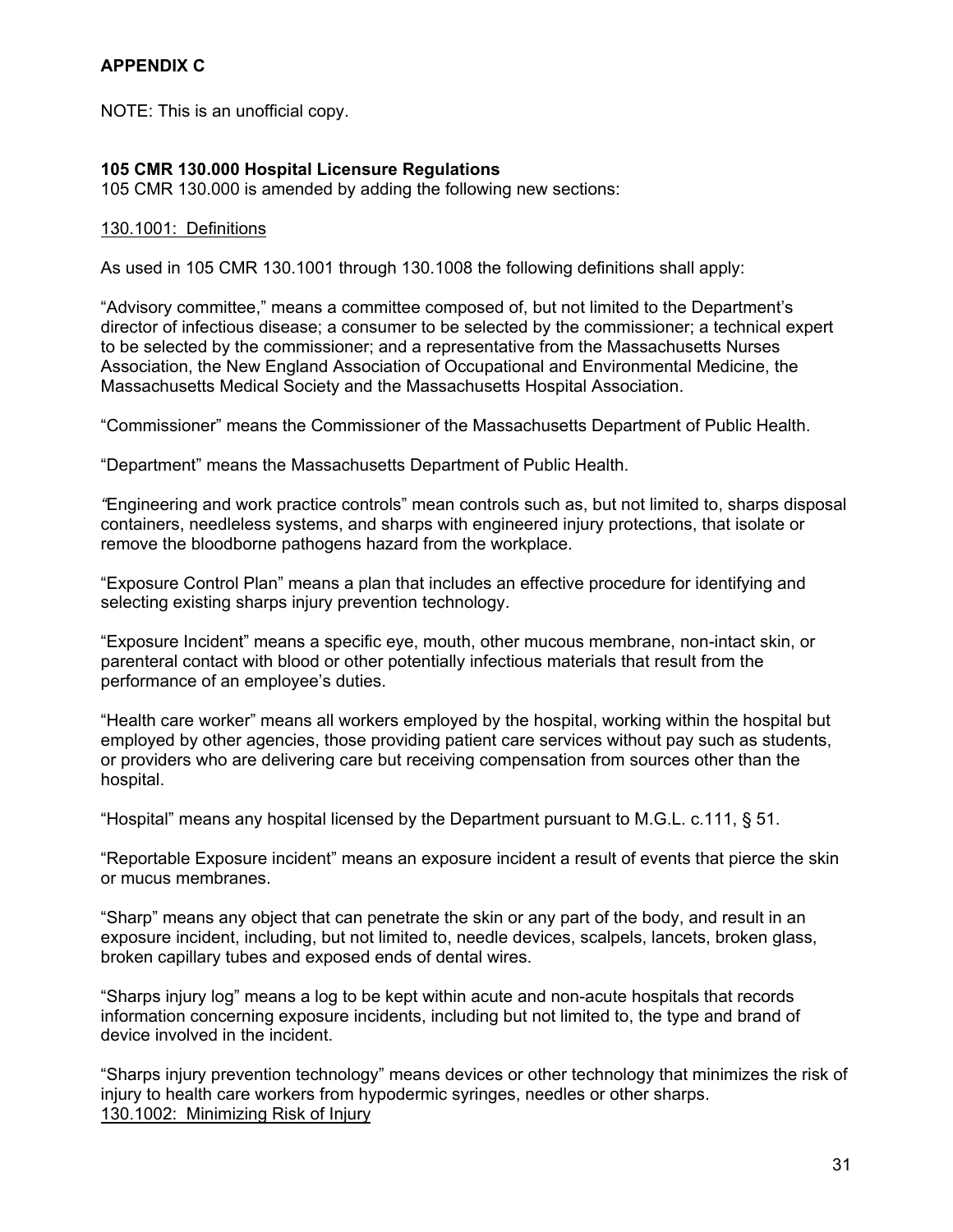**APPENDIX C**

NOTE: This is an unofficial copy.

**105 CMR 130.000 Hospital Licensure Regulations**
105 CMR 130.000 is amended by adding the following new sections:

130.1001: Definitions

As used in 105 CMR 130.1001 through 130.1008 the following definitions shall apply:

"Advisory committee," means a committee composed of, but not limited to the Department's director of infectious disease; a consumer to be selected by the commissioner; a technical expert to be selected by the commissioner; and a representative from the Massachusetts Nurses Association, the New England Association of Occupational and Environmental Medicine, the Massachusetts Medical Society and the Massachusetts Hospital Association.

"Commissioner" means the Commissioner of the Massachusetts Department of Public Health.

"Department" means the Massachusetts Department of Public Health.

"Engineering and work practice controls" mean controls such as, but not limited to, sharps disposal containers, needleless systems, and sharps with engineered injury protections, that isolate or remove the bloodborne pathogens hazard from the workplace.

"Exposure Control Plan" means a plan that includes an effective procedure for identifying and selecting existing sharps injury prevention technology.

"Exposure Incident" means a specific eye, mouth, other mucous membrane, non-intact skin, or parenteral contact with blood or other potentially infectious materials that result from the performance of an employee's duties.

"Health care worker" means all workers employed by the hospital, working within the hospital but employed by other agencies, those providing patient care services without pay such as students, or providers who are delivering care but receiving compensation from sources other than the hospital.

"Hospital" means any hospital licensed by the Department pursuant to M.G.L. c.111, § 51.

"Reportable Exposure incident" means an exposure incident a result of events that pierce the skin or mucus membranes.

"Sharp" means any object that can penetrate the skin or any part of the body, and result in an exposure incident, including, but not limited to, needle devices, scalpels, lancets, broken glass, broken capillary tubes and exposed ends of dental wires.

"Sharps injury log" means a log to be kept within acute and non-acute hospitals that records information concerning exposure incidents, including but not limited to, the type and brand of device involved in the incident.

"Sharps injury prevention technology" means devices or other technology that minimizes the risk of injury to health care workers from hypodermic syringes, needles or other sharps.

130.1002: Minimizing Risk of Injury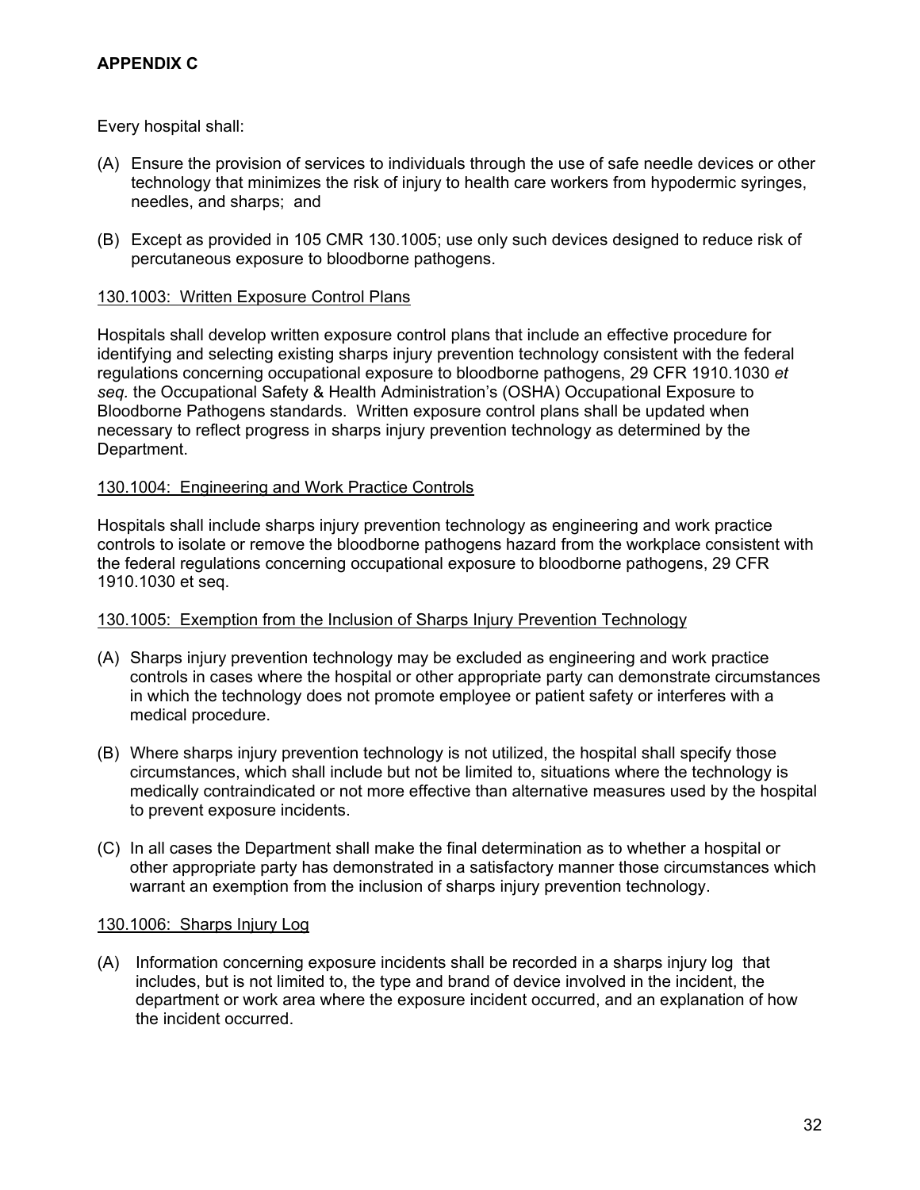## APPENDIX C

Every hospital shall:

(A) Ensure the provision of services to individuals through the use of safe needle devices or other technology that minimizes the risk of injury to health care workers from hypodermic syringes, needles, and sharps; and

(B) Except as provided in 105 CMR 130.1005; use only such devices designed to reduce risk of percutaneous exposure to bloodborne pathogens.

### 130.1003: Written Exposure Control Plans

Hospitals shall develop written exposure control plans that include an effective procedure for identifying and selecting existing sharps injury prevention technology consistent with the federal regulations concerning occupational exposure to bloodborne pathogens, 29 CFR 1910.1030 *et seq.* the Occupational Safety & Health Administration's (OSHA) Occupational Exposure to Bloodborne Pathogens standards. Written exposure control plans shall be updated when necessary to reflect progress in sharps injury prevention technology as determined by the Department.

### 130.1004: Engineering and Work Practice Controls

Hospitals shall include sharps injury prevention technology as engineering and work practice controls to isolate or remove the bloodborne pathogens hazard from the workplace consistent with the federal regulations concerning occupational exposure to bloodborne pathogens, 29 CFR 1910.1030 et seq.

### 130.1005: Exemption from the Inclusion of Sharps Injury Prevention Technology

(A) Sharps injury prevention technology may be excluded as engineering and work practice controls in cases where the hospital or other appropriate party can demonstrate circumstances in which the technology does not promote employee or patient safety or interferes with a medical procedure.

(B) Where sharps injury prevention technology is not utilized, the hospital shall specify those circumstances, which shall include but not be limited to, situations where the technology is medically contraindicated or not more effective than alternative measures used by the hospital to prevent exposure incidents.

(C) In all cases the Department shall make the final determination as to whether a hospital or other appropriate party has demonstrated in a satisfactory manner those circumstances which warrant an exemption from the inclusion of sharps injury prevention technology.

### 130.1006: Sharps Injury Log

(A) Information concerning exposure incidents shall be recorded in a sharps injury log that includes, but is not limited to, the type and brand of device involved in the incident, the department or work area where the exposure incident occurred, and an explanation of how the incident occurred.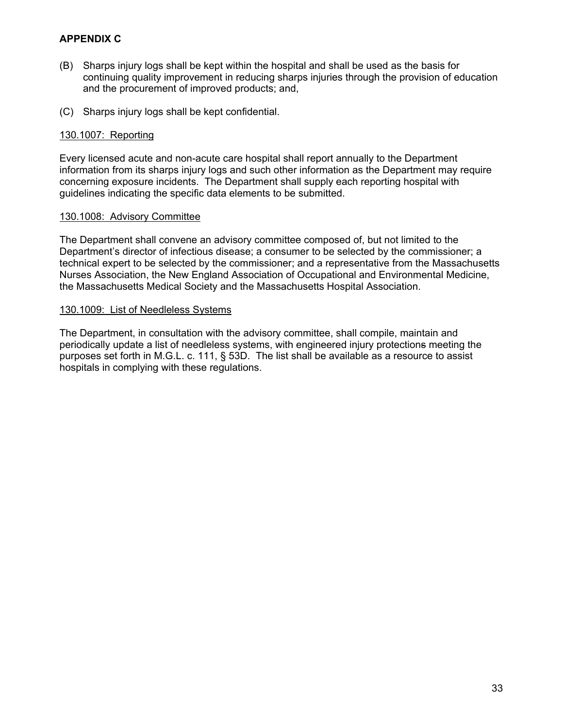**APPENDIX C**

(B) Sharps injury logs shall be kept within the hospital and shall be used as the basis for continuing quality improvement in reducing sharps injuries through the provision of education and the procurement of improved products; and,

(C) Sharps injury logs shall be kept confidential.

<u>130.1007: Reporting</u>

Every licensed acute and non-acute care hospital shall report annually to the Department information from its sharps injury logs and such other information as the Department may require concerning exposure incidents. The Department shall supply each reporting hospital with guidelines indicating the specific data elements to be submitted.

<u>130.1008: Advisory Committee</u>

The Department shall convene an advisory committee composed of, but not limited to the Department's director of infectious disease; a consumer to be selected by the commissioner; a technical expert to be selected by the commissioner; and a representative from the Massachusetts Nurses Association, the New England Association of Occupational and Environmental Medicine, the Massachusetts Medical Society and the Massachusetts Hospital Association.

<u>130.1009: List of Needleless Systems</u>

The Department, in consultation with the advisory committee, shall compile, maintain and periodically update a list of needleless systems, with engineered injury protections meeting the purposes set forth in M.G.L. c. 111, § 53D. The list shall be available as a resource to assist hospitals in complying with these regulations.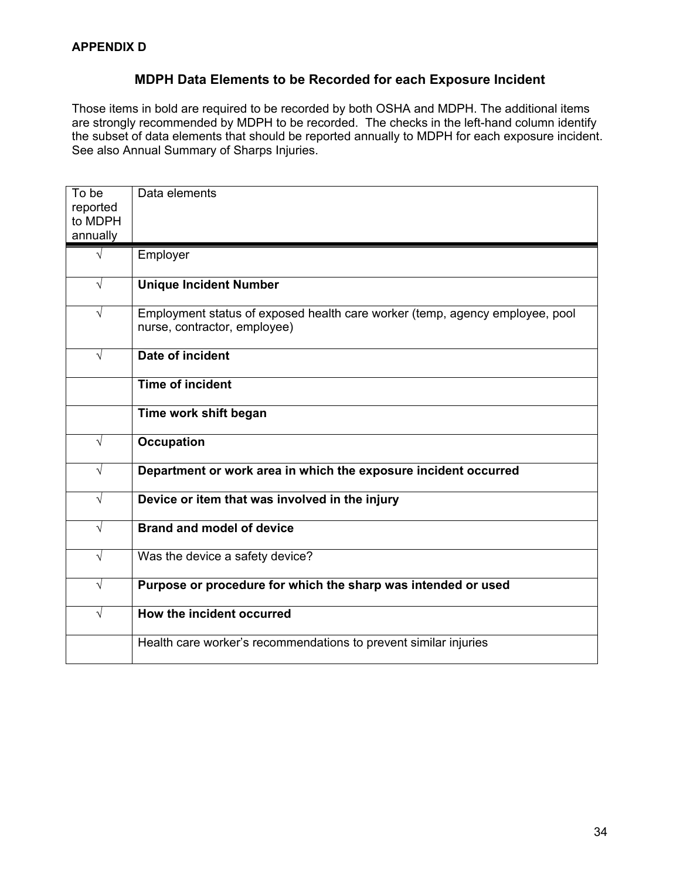**APPENDIX D**

## MDPH Data Elements to be Recorded for each Exposure Incident

Those items in bold are required to be recorded by both OSHA and MDPH. The additional items are strongly recommended by MDPH to be recorded. The checks in the left-hand column identify the subset of data elements that should be reported annually to MDPH for each exposure incident. See also Annual Summary of Sharps Injuries.

| To be reported to MDPH annually | Data elements |
|---|---|
| √ | Employer |
| √ | **Unique Incident Number** |
| √ | Employment status of exposed health care worker (temp, agency employee, pool nurse, contractor, employee) |
| √ | **Date of incident** |
| | **Time of incident** |
| | **Time work shift began** |
| √ | **Occupation** |
| √ | **Department or work area in which the exposure incident occurred** |
| √ | **Device or item that was involved in the injury** |
| √ | **Brand and model of device** |
| √ | Was the device a safety device? |
| √ | **Purpose or procedure for which the sharp was intended or used** |
| √ | **How the incident occurred** |
| | Health care worker's recommendations to prevent similar injuries |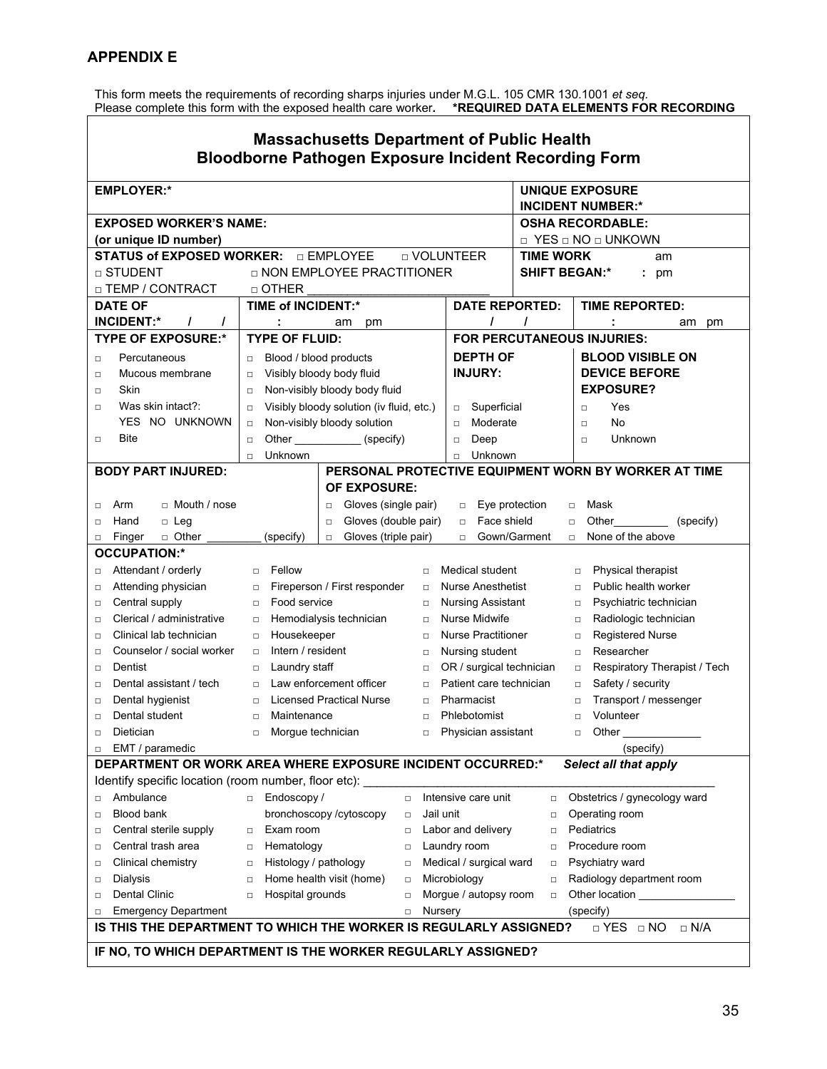## APPENDIX E

This form meets the requirements of recording sharps injuries under M.G.L. 105 CMR 130.1001 *et seq.*
Please complete this form with the exposed health care worker. **\*REQUIRED DATA ELEMENTS FOR RECORDING**

### Massachusetts Department of Public Health
### Bloodborne Pathogen Exposure Incident Recording Form

| | |
|---|---|
| **EMPLOYER:*** | **UNIQUE EXPOSURE INCIDENT NUMBER:*** |
| **EXPOSED WORKER'S NAME: (or unique ID number)** | **OSHA RECORDABLE:** □ YES □ NO □ UNKOWN |
| **STATUS of EXPOSED WORKER:** □ EMPLOYEE □ VOLUNTEER □ STUDENT □ NON EMPLOYEE PRACTITIONER □ TEMP / CONTRACT □ OTHER ____________ | **TIME WORK SHIFT BEGAN:*** : am pm |

| **DATE OF INCIDENT:*** / / | **TIME of INCIDENT:*** : am pm | **DATE REPORTED:** / / | **TIME REPORTED:** : am pm |
|---|---|---|---|

| **TYPE OF EXPOSURE:*** | **TYPE OF FLUID:** | **FOR PERCUTANEOUS INJURIES: DEPTH OF INJURY:** | **BLOOD VISIBLE ON DEVICE BEFORE EXPOSURE?** |
|---|---|---|---|
| □ Percutaneous | □ Blood / blood products | □ Superficial | □ Yes |
| □ Mucous membrane | □ Visibly bloody body fluid | □ Moderate | □ No |
| □ Skin | □ Non-visibly bloody body fluid | □ Deep | □ Unknown |
| □ Was skin intact?: YES NO UNKNOWN | □ Visibly bloody solution (iv fluid, etc.) | □ Unknown | |
| □ Bite | □ Non-visibly bloody solution | | |
| | □ Other ____________ (specify) | | |
| | □ Unknown | | |

| **BODY PART INJURED:** | **PERSONAL PROTECTIVE EQUIPMENT WORN BY WORKER AT TIME OF EXPOSURE:** | | |
|---|---|---|---|
| □ Arm □ Mouth / nose | □ Gloves (single pair) | □ Eye protection | □ Mask |
| □ Hand □ Leg | □ Gloves (double pair) | □ Face shield | □ Other_________ (specify) |
| □ Finger □ Other _________ (specify) | □ Gloves (triple pair) | □ Gown/Garment | □ None of the above |

**OCCUPATION:***

| | | | |
|---|---|---|---|
| □ Attendant / orderly | □ Fellow | □ Medical student | □ Physical therapist |
| □ Attending physician | □ Fireperson / First responder | □ Nurse Anesthetist | □ Public health worker |
| □ Central supply | □ Food service | □ Nursing Assistant | □ Psychiatric technician |
| □ Clerical / administrative | □ Hemodialysis technician | □ Nurse Midwife | □ Radiologic technician |
| □ Clinical lab technician | □ Housekeeper | □ Nurse Practitioner | □ Registered Nurse |
| □ Counselor / social worker | □ Intern / resident | □ Nursing student | □ Researcher |
| □ Dentist | □ Laundry staff | □ OR / surgical technician | □ Respiratory Therapist / Tech |
| □ Dental assistant / tech | □ Law enforcement officer | □ Patient care technician | □ Safety / security |
| □ Dental hygienist | □ Licensed Practical Nurse | □ Pharmacist | □ Transport / messenger |
| □ Dental student | □ Maintenance | □ Phlebotomist | □ Volunteer |
| □ Dietician | □ Morgue technician | □ Physician assistant | □ Other _____________ (specify) |
| □ EMT / paramedic | | | |

**DEPARTMENT OR WORK AREA WHERE EXPOSURE INCIDENT OCCURRED:*** *Select all that apply*

Identify specific location (room number, floor etc): ______________________________

| | | | |
|---|---|---|---|
| □ Ambulance | □ Endoscopy / bronchoscopy /cytoscopy | □ Intensive care unit | □ Obstetrics / gynecology ward |
| □ Blood bank | | □ Jail unit | □ Operating room |
| □ Central sterile supply | □ Exam room | □ Labor and delivery | □ Pediatrics |
| □ Central trash area | □ Hematology | □ Laundry room | □ Procedure room |
| □ Clinical chemistry | □ Histology / pathology | □ Medical / surgical ward | □ Psychiatry ward |
| □ Dialysis | □ Home health visit (home) | □ Microbiology | □ Radiology department room |
| □ Dental Clinic | □ Hospital grounds | □ Morgue / autopsy room | □ Other location ______________ (specify) |
| □ Emergency Department | | □ Nursery | |

**IS THIS THE DEPARTMENT TO WHICH THE WORKER IS REGULARLY ASSIGNED?** □ YES □ NO □ N/A

**IF NO, TO WHICH DEPARTMENT IS THE WORKER REGULARLY ASSIGNED?**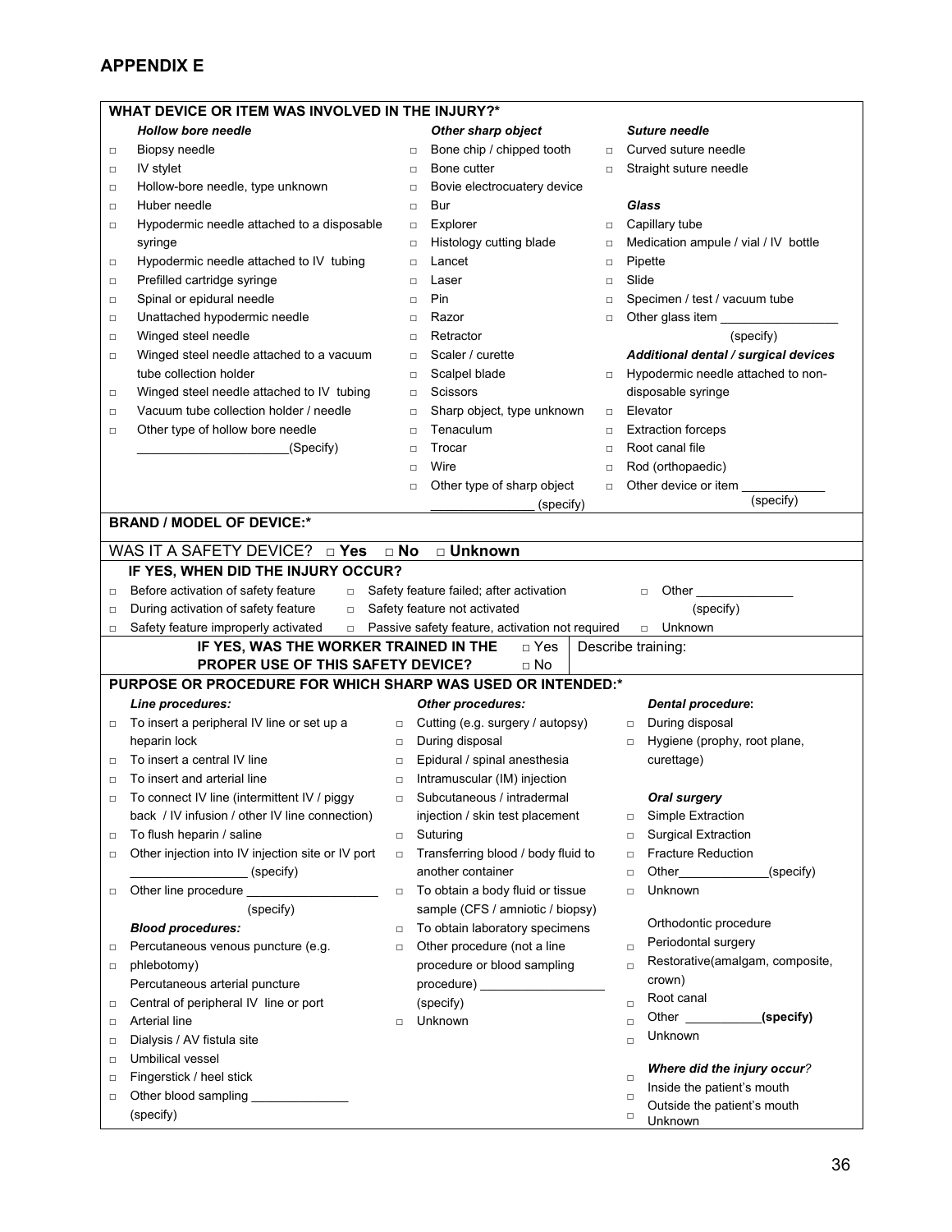## APPENDIX E

**WHAT DEVICE OR ITEM WAS INVOLVED IN THE INJURY?***

***Hollow bore needle***

- □ Biopsy needle
- □ IV stylet
- □ Hollow-bore needle, type unknown
- □ Huber needle
- □ Hypodermic needle attached to a disposable syringe
- □ Hypodermic needle attached to IV tubing
- □ Prefilled cartridge syringe
- □ Spinal or epidural needle
- □ Unattached hypodermic needle
- □ Winged steel needle
- □ Winged steel needle attached to a vacuum tube collection holder
- □ Winged steel needle attached to IV tubing
- □ Vacuum tube collection holder / needle
- □ Other type of hollow bore needle
  ______________________(Specify)

***Other sharp object***

- □ Bone chip / chipped tooth
- □ Bone cutter
- □ Bovie electrocuatery device
- □ Bur
- □ Explorer
- □ Histology cutting blade
- □ Lancet
- □ Laser
- □ Pin
- □ Razor
- □ Retractor
- □ Scaler / curette
- □ Scalpel blade
- □ Scissors
- □ Sharp object, type unknown
- □ Tenaculum
- □ Trocar
- □ Wire
- □ Other type of sharp object
  _______________ (specify)

***Suture needle***

- □ Curved suture needle
- □ Straight suture needle

***Glass***

- □ Capillary tube
- □ Medication ampule / vial / IV bottle
- □ Pipette
- □ Slide
- □ Specimen / test / vacuum tube
- □ Other glass item _________________
  (specify)

***Additional dental / surgical devices***

- □ Hypodermic needle attached to non-disposable syringe
- □ Elevator
- □ Extraction forceps
- □ Root canal file
- □ Rod (orthopaedic)
- □ Other device or item ____________
  (specify)

**BRAND / MODEL OF DEVICE:***

WAS IT A SAFETY DEVICE? □ **Yes** □ **No** □ **Unknown**

**IF YES, WHEN DID THE INJURY OCCUR?**

- □ Before activation of safety feature
- □ During activation of safety feature
- □ Safety feature improperly activated
- □ Safety feature failed; after activation
- □ Safety feature not activated
- □ Passive safety feature, activation not required
- □ Other ______________ (specify)
- □ Unknown

**IF YES, WAS THE WORKER TRAINED IN THE PROPER USE OF THIS SAFETY DEVICE?** □ Yes □ No

Describe training:

**PURPOSE OR PROCEDURE FOR WHICH SHARP WAS USED OR INTENDED:***

***Line procedures:***

- □ To insert a peripheral IV line or set up a heparin lock
- □ To insert a central IV line
- □ To insert and arterial line
- □ To connect IV line (intermittent IV / piggy back / IV infusion / other IV line connection)
- □ To flush heparin / saline
- □ Other injection into IV injection site or IV port
  _________________ (specify)
- □ Other line procedure ___________________
  (specify)

***Blood procedures:***

- □ Percutaneous venous puncture (e.g. phlebotomy)
- □ Percutaneous arterial puncture
- □ Central of peripheral IV line or port
- □ Arterial line
- □ Dialysis / AV fistula site
- □ Umbilical vessel
- □ Fingerstick / heel stick
- □ Other blood sampling ______________
  (specify)

***Other procedures:***

- □ Cutting (e.g. surgery / autopsy)
- □ During disposal
- □ Epidural / spinal anesthesia
- □ Intramuscular (IM) injection
- □ Subcutaneous / intradermal injection / skin test placement
- □ Suturing
- □ Transferring blood / body fluid to another container
- □ To obtain a body fluid or tissue sample (CFS / amniotic / biopsy)
- □ To obtain laboratory specimens
- □ Other procedure (not a line procedure or blood sampling procedure) __________________
  (specify)
- □ Unknown

**Dental procedure:**

- □ During disposal
- □ Hygiene (prophy, root plane, curettage)

***Oral surgery***

- □ Simple Extraction
- □ Surgical Extraction
- □ Fracture Reduction
- □ Other_____________(specify)
- □ Unknown

Orthodontic procedure

- □ Periodontal surgery
- □ Restorative(amalgam, composite, crown)
- □ Root canal
- □ Other ___________**(specify)**
- □ Unknown

***Where did the injury occur?***

- □ Inside the patient's mouth
- □ Outside the patient's mouth
- □ Unknown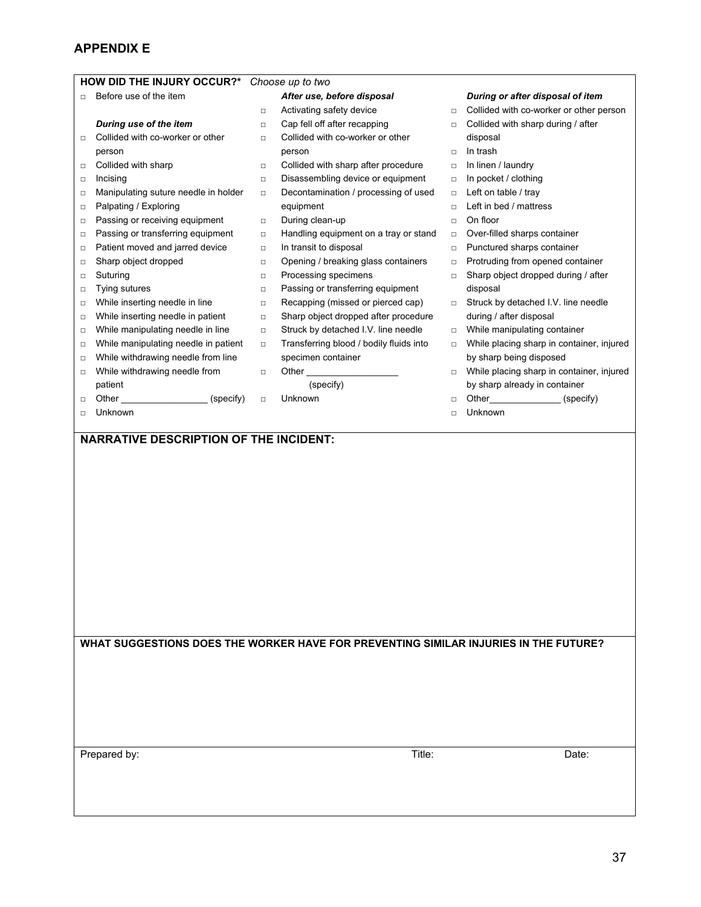## APPENDIX E

**HOW DID THE INJURY OCCUR?*** *Choose up to two*

- □ Before use of the item

***During use of the item***

- □ Collided with co-worker or other person
- □ Collided with sharp
- □ Incising
- □ Manipulating suture needle in holder
- □ Palpating / Exploring
- □ Passing or receiving equipment
- □ Passing or transferring equipment
- □ Patient moved and jarred device
- □ Sharp object dropped
- □ Suturing
- □ Tying sutures
- □ While inserting needle in line
- □ While inserting needle in patient
- □ While manipulating needle in line
- □ While manipulating needle in patient
- □ While withdrawing needle from line
- □ While withdrawing needle from patient
- □ Other _________________ (specify)
- □ Unknown

***After use, before disposal***

- □ Activating safety device
- □ Cap fell off after recapping
- □ Collided with co-worker or other person
- □ Collided with sharp after procedure
- □ Disassembling device or equipment
- □ Decontamination / processing of used equipment
- □ During clean-up
- □ Handling equipment on a tray or stand
- □ In transit to disposal
- □ Opening / breaking glass containers
- □ Processing specimens
- □ Passing or transferring equipment
- □ Recapping (missed or pierced cap)
- □ Sharp object dropped after procedure
- □ Struck by detached I.V. line needle
- □ Transferring blood / bodily fluids into specimen container
- □ Other __________________ (specify)
- □ Unknown

***During or after disposal of item***

- □ Collided with co-worker or other person
- □ Collided with sharp during / after disposal
- □ In trash
- □ In linen / laundry
- □ In pocket / clothing
- □ Left on table / tray
- □ Left in bed / mattress
- □ On floor
- □ Over-filled sharps container
- □ Punctured sharps container
- □ Protruding from opened container
- □ Sharp object dropped during / after disposal
- □ Struck by detached I.V. line needle during / after disposal
- □ While manipulating container
- □ While placing sharp in container, injured by sharp being disposed
- □ While placing sharp in container, injured by sharp already in container
- □ Other______________ (specify)
- □ Unknown

**NARRATIVE DESCRIPTION OF THE INCIDENT:**

**WHAT SUGGESTIONS DOES THE WORKER HAVE FOR PREVENTING SIMILAR INJURIES IN THE FUTURE?**

| Prepared by: | Title: | Date: |
|---|---|---|
| | | |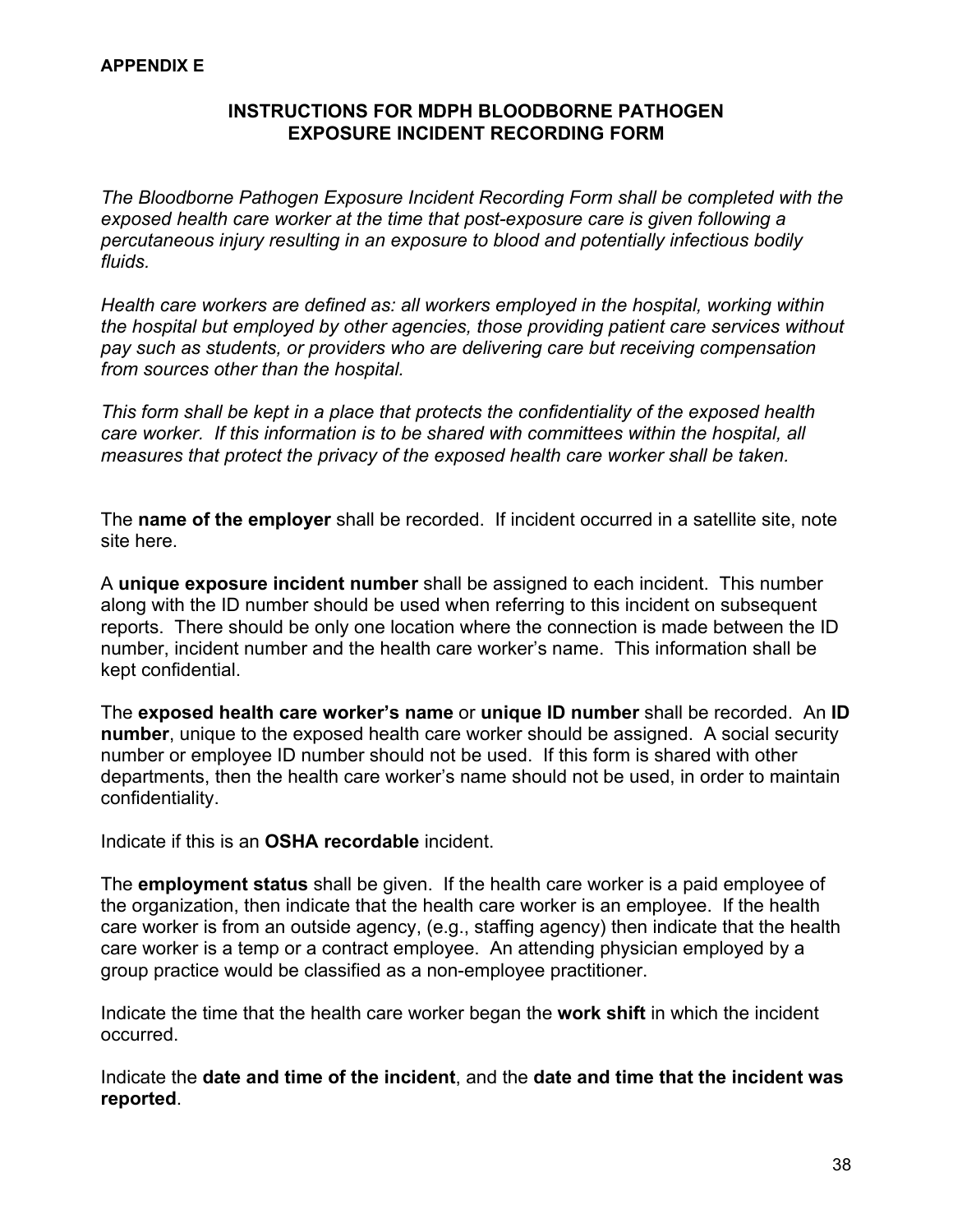**APPENDIX E**

## INSTRUCTIONS FOR MDPH BLOODBORNE PATHOGEN EXPOSURE INCIDENT RECORDING FORM

*The Bloodborne Pathogen Exposure Incident Recording Form shall be completed with the exposed health care worker at the time that post-exposure care is given following a percutaneous injury resulting in an exposure to blood and potentially infectious bodily fluids.*

*Health care workers are defined as: all workers employed in the hospital, working within the hospital but employed by other agencies, those providing patient care services without pay such as students, or providers who are delivering care but receiving compensation from sources other than the hospital.*

*This form shall be kept in a place that protects the confidentiality of the exposed health care worker. If this information is to be shared with committees within the hospital, all measures that protect the privacy of the exposed health care worker shall be taken.*

The **name of the employer** shall be recorded. If incident occurred in a satellite site, note site here.

A **unique exposure incident number** shall be assigned to each incident. This number along with the ID number should be used when referring to this incident on subsequent reports. There should be only one location where the connection is made between the ID number, incident number and the health care worker's name. This information shall be kept confidential.

The **exposed health care worker's name** or **unique ID number** shall be recorded. An **ID number**, unique to the exposed health care worker should be assigned. A social security number or employee ID number should not be used. If this form is shared with other departments, then the health care worker's name should not be used, in order to maintain confidentiality.

Indicate if this is an **OSHA recordable** incident.

The **employment status** shall be given. If the health care worker is a paid employee of the organization, then indicate that the health care worker is an employee. If the health care worker is from an outside agency, (e.g., staffing agency) then indicate that the health care worker is a temp or a contract employee. An attending physician employed by a group practice would be classified as a non-employee practitioner.

Indicate the time that the health care worker began the **work shift** in which the incident occurred.

Indicate the **date and time of the incident**, and the **date and time that the incident was reported**.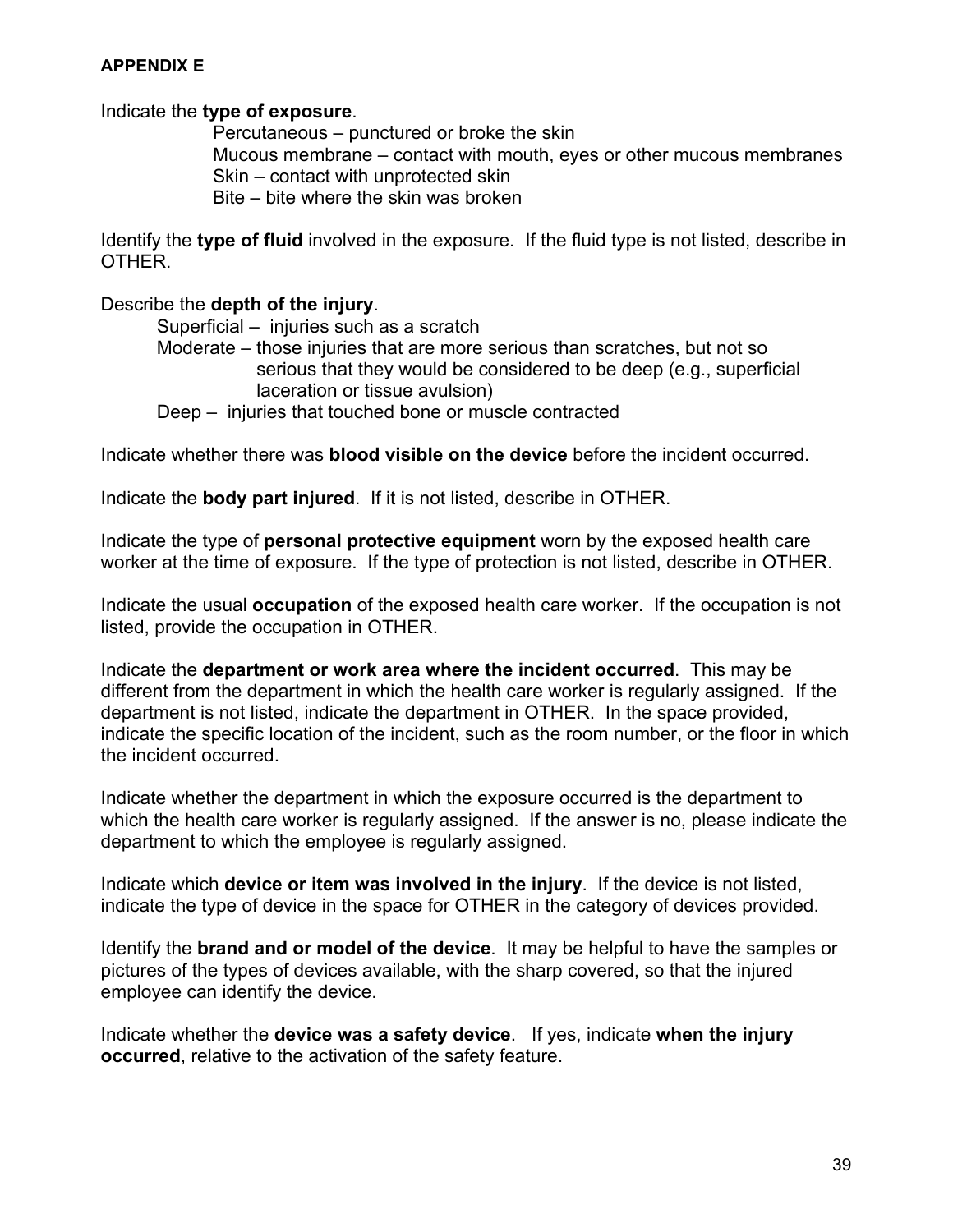**APPENDIX E**

Indicate the **type of exposure**.

- Percutaneous – punctured or broke the skin
- Mucous membrane – contact with mouth, eyes or other mucous membranes
- Skin – contact with unprotected skin
- Bite – bite where the skin was broken

Identify the **type of fluid** involved in the exposure. If the fluid type is not listed, describe in OTHER.

Describe the **depth of the injury**.

- Superficial – injuries such as a scratch
- Moderate – those injuries that are more serious than scratches, but not so serious that they would be considered to be deep (e.g., superficial laceration or tissue avulsion)
- Deep – injuries that touched bone or muscle contracted

Indicate whether there was **blood visible on the device** before the incident occurred.

Indicate the **body part injured**. If it is not listed, describe in OTHER.

Indicate the type of **personal protective equipment** worn by the exposed health care worker at the time of exposure. If the type of protection is not listed, describe in OTHER.

Indicate the usual **occupation** of the exposed health care worker. If the occupation is not listed, provide the occupation in OTHER.

Indicate the **department or work area where the incident occurred**. This may be different from the department in which the health care worker is regularly assigned. If the department is not listed, indicate the department in OTHER. In the space provided, indicate the specific location of the incident, such as the room number, or the floor in which the incident occurred.

Indicate whether the department in which the exposure occurred is the department to which the health care worker is regularly assigned. If the answer is no, please indicate the department to which the employee is regularly assigned.

Indicate which **device or item was involved in the injury**. If the device is not listed, indicate the type of device in the space for OTHER in the category of devices provided.

Identify the **brand and or model of the device**. It may be helpful to have the samples or pictures of the types of devices available, with the sharp covered, so that the injured employee can identify the device.

Indicate whether the **device was a safety device**. If yes, indicate **when the injury occurred**, relative to the activation of the safety feature.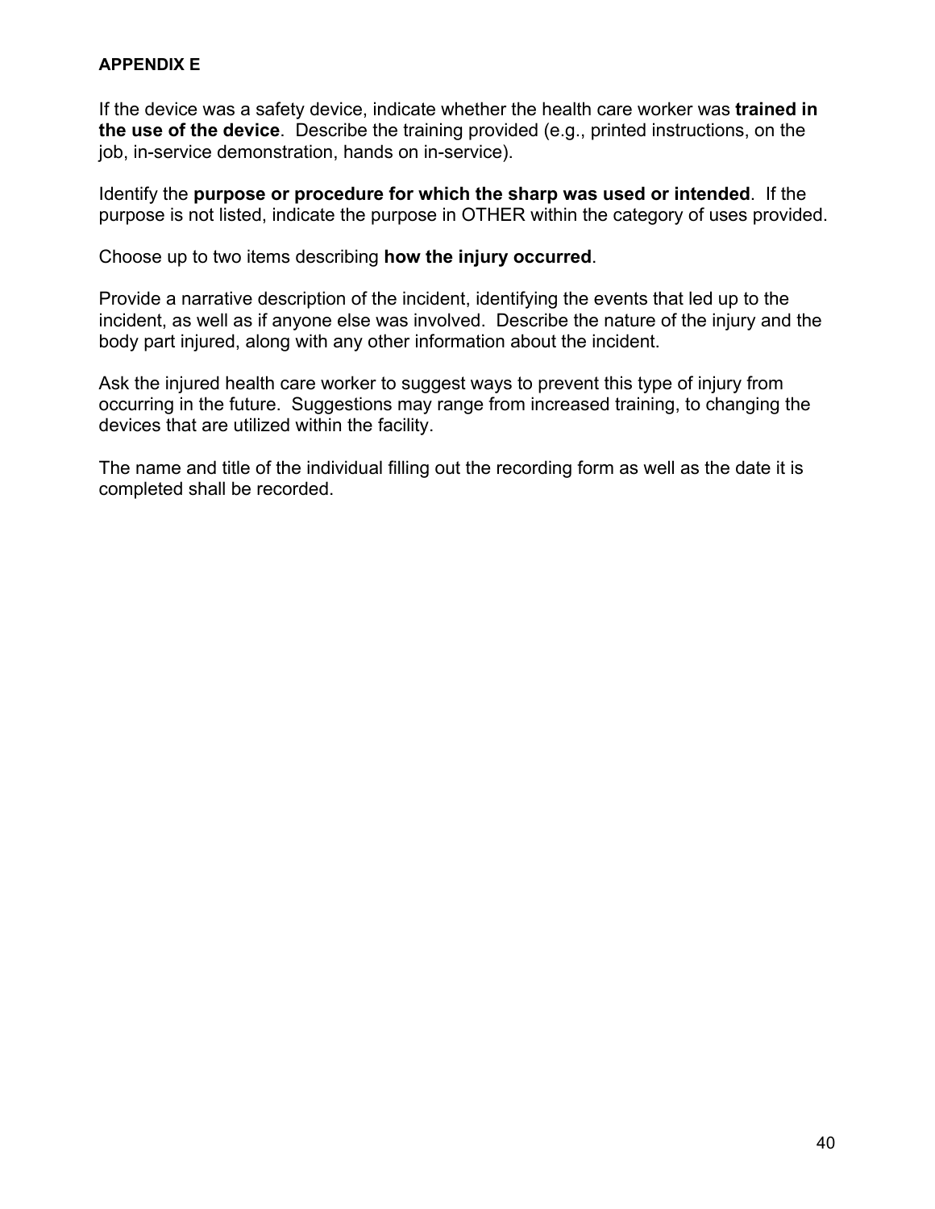**APPENDIX E**

If the device was a safety device, indicate whether the health care worker was **trained in the use of the device**. Describe the training provided (e.g., printed instructions, on the job, in-service demonstration, hands on in-service).

Identify the **purpose or procedure for which the sharp was used or intended**. If the purpose is not listed, indicate the purpose in OTHER within the category of uses provided.

Choose up to two items describing **how the injury occurred**.

Provide a narrative description of the incident, identifying the events that led up to the incident, as well as if anyone else was involved. Describe the nature of the injury and the body part injured, along with any other information about the incident.

Ask the injured health care worker to suggest ways to prevent this type of injury from occurring in the future. Suggestions may range from increased training, to changing the devices that are utilized within the facility.

The name and title of the individual filling out the recording form as well as the date it is completed shall be recorded.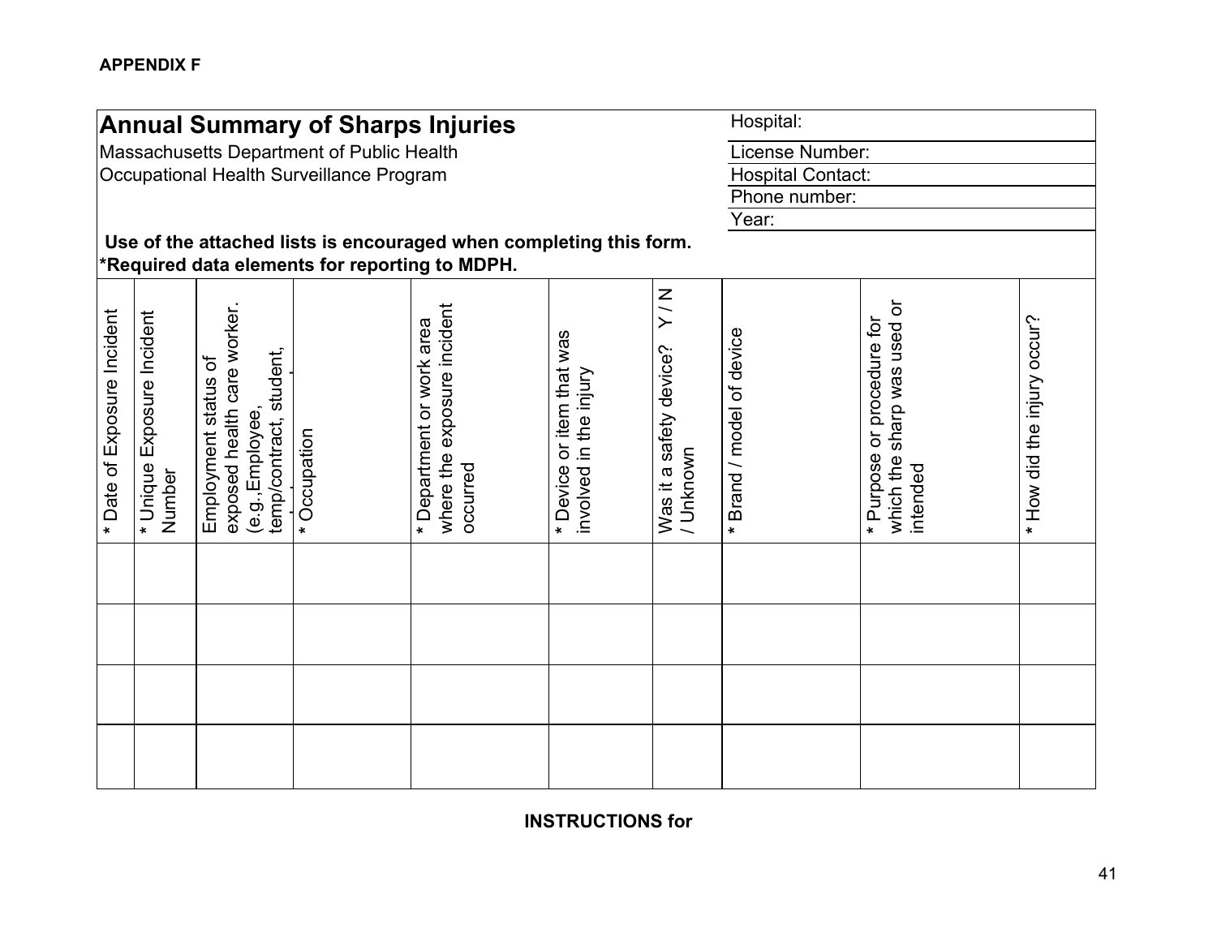**APPENDIX F**

# Annual Summary of Sharps Injuries

Massachusetts Department of Public Health
Occupational Health Surveillance Program

Hospital:
License Number:
Hospital Contact:
Phone number:
Year:

**Use of the attached lists is encouraged when completing this form.**
**\*Required data elements for reporting to MDPH.**

| * Date of Exposure Incident | * Unique Exposure Incident Number | Employment status of exposed health care worker. (e.g.,Employee, temp/contract, student, | * Occupation | * Department or work area where the exposure incident occurred | * Device or item that was involved in the injury | Was it a safety device? Y / N / Unknown | * Brand / model of device | * Purpose or procedure for which the sharp was used or intended | * How did the injury occur? |
|---|---|---|---|---|---|---|---|---|---|
| | | | | | | | | | |
| | | | | | | | | | |
| | | | | | | | | | |
| | | | | | | | | | |

**INSTRUCTIONS for**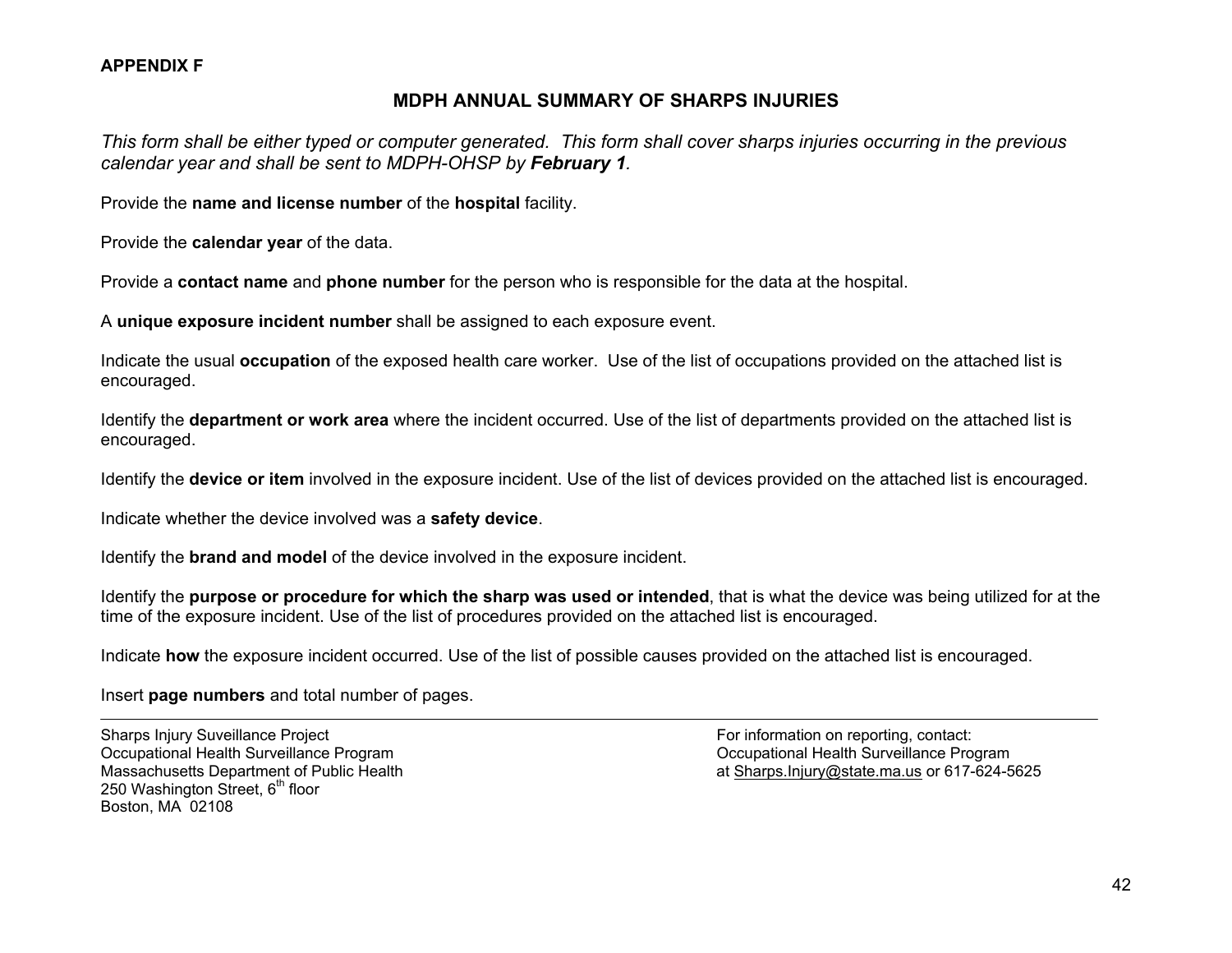**APPENDIX F**

## MDPH ANNUAL SUMMARY OF SHARPS INJURIES

*This form shall be either typed or computer generated. This form shall cover sharps injuries occurring in the previous calendar year and shall be sent to MDPH-OHSP by **February 1**.*

Provide the **name and license number** of the **hospital** facility.

Provide the **calendar year** of the data.

Provide a **contact name** and **phone number** for the person who is responsible for the data at the hospital.

A **unique exposure incident number** shall be assigned to each exposure event.

Indicate the usual **occupation** of the exposed health care worker. Use of the list of occupations provided on the attached list is encouraged.

Identify the **department or work area** where the incident occurred. Use of the list of departments provided on the attached list is encouraged.

Identify the **device or item** involved in the exposure incident. Use of the list of devices provided on the attached list is encouraged.

Indicate whether the device involved was a **safety device**.

Identify the **brand and model** of the device involved in the exposure incident.

Identify the **purpose or procedure for which the sharp was used or intended**, that is what the device was being utilized for at the time of the exposure incident. Use of the list of procedures provided on the attached list is encouraged.

Indicate **how** the exposure incident occurred. Use of the list of possible causes provided on the attached list is encouraged.

Insert **page numbers** and total number of pages.

---

Sharps Injury Suveillance Project
Occupational Health Surveillance Program
Massachusetts Department of Public Health
250 Washington Street, 6th floor
Boston, MA 02108

For information on reporting, contact:
Occupational Health Surveillance Program
at Sharps.Injury@state.ma.us or 617-624-5625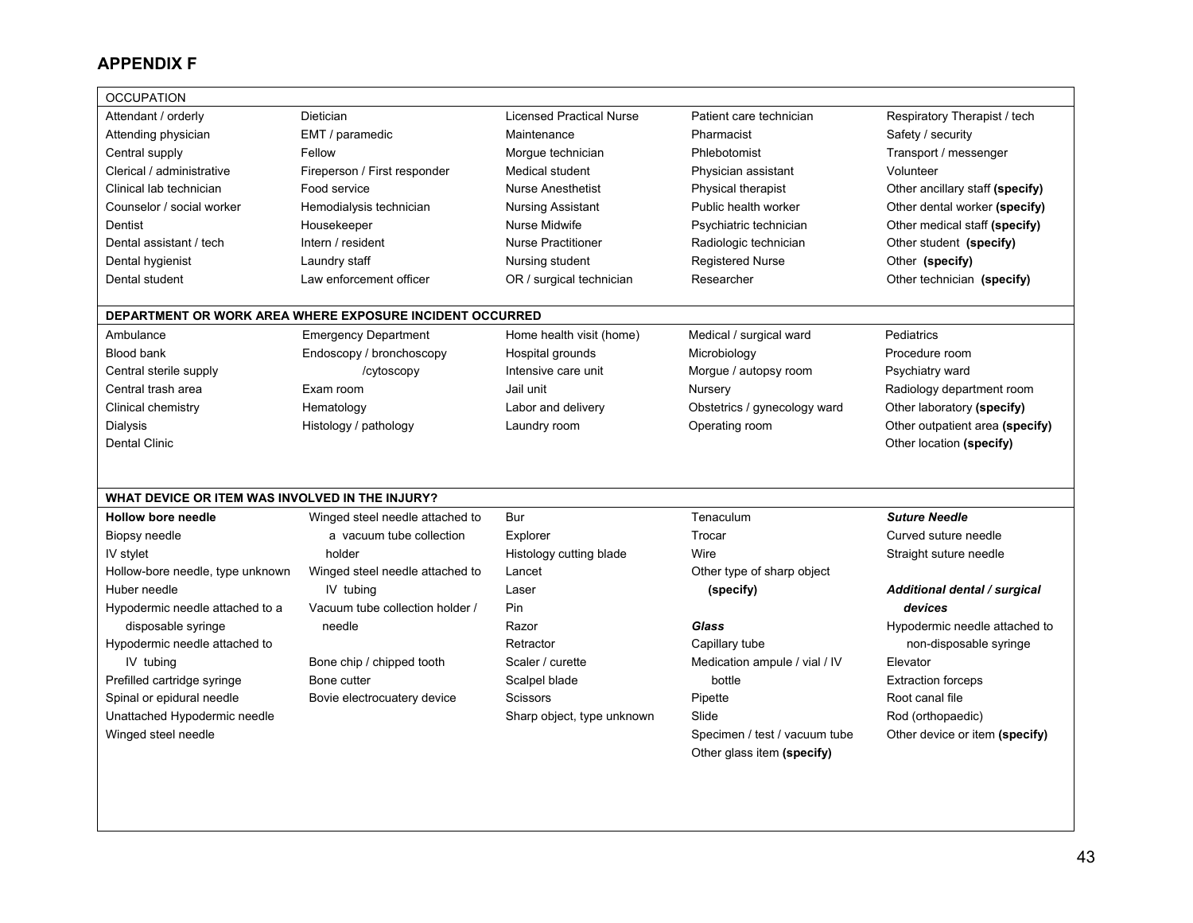## APPENDIX F

| OCCUPATION | | | | |
|---|---|---|---|---|
| Attendant / orderly | Dietician | Licensed Practical Nurse | Patient care technician | Respiratory Therapist / tech |
| Attending physician | EMT / paramedic | Maintenance | Pharmacist | Safety / security |
| Central supply | Fellow | Morgue technician | Phlebotomist | Transport / messenger |
| Clerical / administrative | Fireperson / First responder | Medical student | Physician assistant | Volunteer |
| Clinical lab technician | Food service | Nurse Anesthetist | Physical therapist | Other ancillary staff **(specify)** |
| Counselor / social worker | Hemodialysis technician | Nursing Assistant | Public health worker | Other dental worker **(specify)** |
| Dentist | Housekeeper | Nurse Midwife | Psychiatric technician | Other medical staff **(specify)** |
| Dental assistant / tech | Intern / resident | Nurse Practitioner | Radiologic technician | Other student **(specify)** |
| Dental hygienist | Laundry staff | Nursing student | Registered Nurse | Other **(specify)** |
| Dental student | Law enforcement officer | OR / surgical technician | Researcher | Other technician **(specify)** |

| DEPARTMENT OR WORK AREA WHERE EXPOSURE INCIDENT OCCURRED | | | | |
|---|---|---|---|---|
| Ambulance | Emergency Department | Home health visit (home) | Medical / surgical ward | Pediatrics |
| Blood bank | Endoscopy / bronchoscopy /cytoscopy | Hospital grounds | Microbiology | Procedure room |
| Central sterile supply | | Intensive care unit | Morgue / autopsy room | Psychiatry ward |
| Central trash area | Exam room | Jail unit | Nursery | Radiology department room |
| Clinical chemistry | Hematology | Labor and delivery | Obstetrics / gynecology ward | Other laboratory **(specify)** |
| Dialysis | Histology / pathology | Laundry room | Operating room | Other outpatient area **(specify)** |
| Dental Clinic | | | | Other location **(specify)** |

| WHAT DEVICE OR ITEM WAS INVOLVED IN THE INJURY? | | | | |
|---|---|---|---|---|
| **Hollow bore needle** | Winged steel needle attached to a vacuum tube collection holder | Bur | Tenaculum | ***Suture Needle*** |
| Biopsy needle | | Explorer | Trocar | Curved suture needle |
| IV stylet | | Histology cutting blade | Wire | Straight suture needle |
| Hollow-bore needle, type unknown | Winged steel needle attached to IV tubing | Lancet | Other type of sharp object **(specify)** | |
| Huber needle | | Laser | | ***Additional dental / surgical devices*** |
| Hypodermic needle attached to a disposable syringe | Vacuum tube collection holder / needle | Pin | | |
| | | Razor | ***Glass*** | Hypodermic needle attached to non-disposable syringe |
| Hypodermic needle attached to IV tubing | | Retractor | Capillary tube | |
| | Bone chip / chipped tooth | Scaler / curette | Medication ampule / vial / IV bottle | Elevator |
| Prefilled cartridge syringe | Bone cutter | Scalpel blade | | Extraction forceps |
| Spinal or epidural needle | Bovie electrocuatery device | Scissors | Pipette | Root canal file |
| Unattached Hypodermic needle | | Sharp object, type unknown | Slide | Rod (orthopaedic) |
| Winged steel needle | | | Specimen / test / vacuum tube | Other device or item **(specify)** |
| | | | Other glass item **(specify)** | |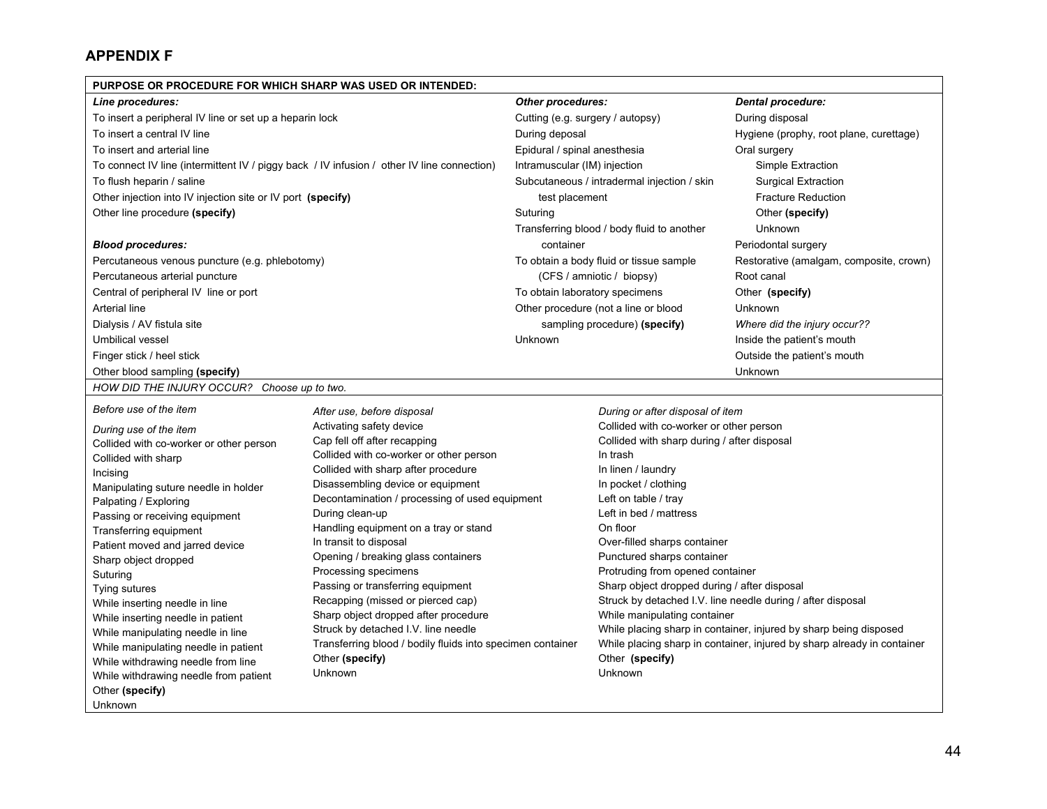## APPENDIX F

**PURPOSE OR PROCEDURE FOR WHICH SHARP WAS USED OR INTENDED:**

***Line procedures:***

- To insert a peripheral IV line or set up a heparin lock
- To insert a central IV line
- To insert and arterial line
- To connect IV line (intermittent IV / piggy back / IV infusion / other IV line connection)
- To flush heparin / saline
- Other injection into IV injection site or IV port **(specify)**
- Other line procedure **(specify)**

***Blood procedures:***

- Percutaneous venous puncture (e.g. phlebotomy)
- Percutaneous arterial puncture
- Central of peripheral IV line or port
- Arterial line
- Dialysis / AV fistula site
- Umbilical vessel
- Finger stick / heel stick
- Other blood sampling **(specify)**

***Other procedures:***

- Cutting (e.g. surgery / autopsy)
- During deposal
- Epidural / spinal anesthesia
- Intramuscular (IM) injection
- Subcutaneous / intradermal injection / skin test placement
- Suturing
- Transferring blood / body fluid to another container
- To obtain a body fluid or tissue sample (CFS / amniotic / biopsy)
- To obtain laboratory specimens
- Other procedure (not a line or blood sampling procedure) **(specify)**
- Unknown

***Dental procedure:***

- During disposal
- Hygiene (prophy, root plane, curettage)
- Oral surgery
  - Simple Extraction
  - Surgical Extraction
  - Fracture Reduction
  - Other **(specify)**
  - Unknown
- Periodontal surgery
- Restorative (amalgam, composite, crown)
- Root canal
- Other **(specify)**
- Unknown

*Where did the injury occur??*

- Inside the patient's mouth
- Outside the patient's mouth
- Unknown

*HOW DID THE INJURY OCCUR? Choose up to two.*

*Before use of the item*

*During use of the item*

- Collided with co-worker or other person
- Collided with sharp
- Incising
- Manipulating suture needle in holder
- Palpating / Exploring
- Passing or receiving equipment
- Transferring equipment
- Patient moved and jarred device
- Sharp object dropped
- Suturing
- Tying sutures
- While inserting needle in line
- While inserting needle in patient
- While manipulating needle in line
- While manipulating needle in patient
- While withdrawing needle from line
- While withdrawing needle from patient
- Other **(specify)**
- Unknown

*After use, before disposal*

- Activating safety device
- Cap fell off after recapping
- Collided with co-worker or other person
- Collided with sharp after procedure
- Disassembling device or equipment
- Decontamination / processing of used equipment
- During clean-up
- Handling equipment on a tray or stand
- In transit to disposal
- Opening / breaking glass containers
- Processing specimens
- Passing or transferring equipment
- Recapping (missed or pierced cap)
- Sharp object dropped after procedure
- Struck by detached I.V. line needle
- Transferring blood / bodily fluids into specimen container
- Other **(specify)**
- Unknown

*During or after disposal of item*

- Collided with co-worker or other person
- Collided with sharp during / after disposal
- In trash
- In linen / laundry
- In pocket / clothing
- Left on table / tray
- Left in bed / mattress
- On floor
- Over-filled sharps container
- Punctured sharps container
- Protruding from opened container
- Sharp object dropped during / after disposal
- Struck by detached I.V. line needle during / after disposal
- While manipulating container
- While placing sharp in container, injured by sharp being disposed
- While placing sharp in container, injured by sharp already in container
- Other **(specify)**
- Unknown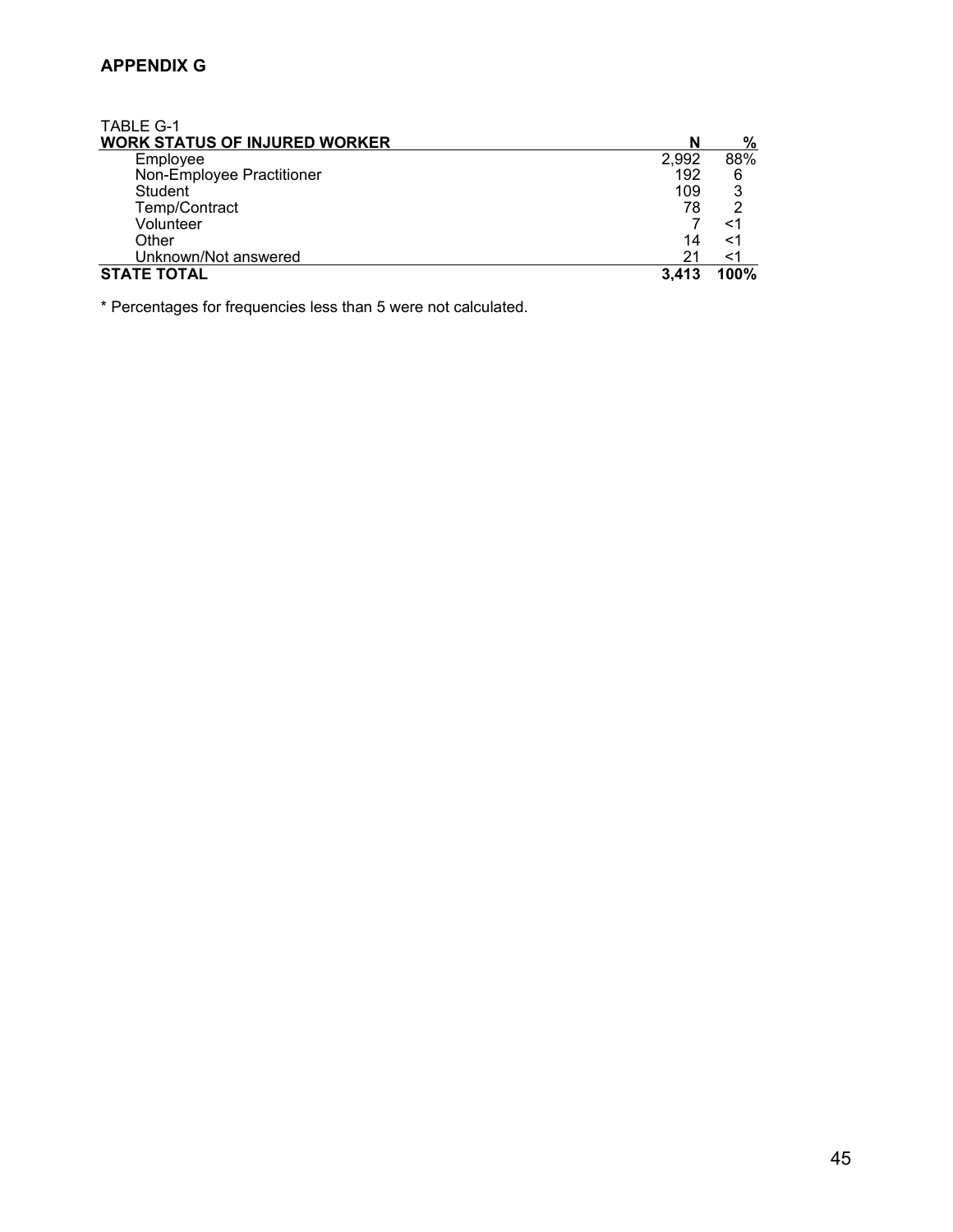## APPENDIX G

TABLE G-1

| WORK STATUS OF INJURED WORKER | N | % |
|---|---|---|
| Employee | 2,992 | 88% |
| Non-Employee Practitioner | 192 | 6 |
| Student | 109 | 3 |
| Temp/Contract | 78 | 2 |
| Volunteer | 7 | <1 |
| Other | 14 | <1 |
| Unknown/Not answered | 21 | <1 |
| **STATE TOTAL** | **3,413** | **100%** |

* Percentages for frequencies less than 5 were not calculated.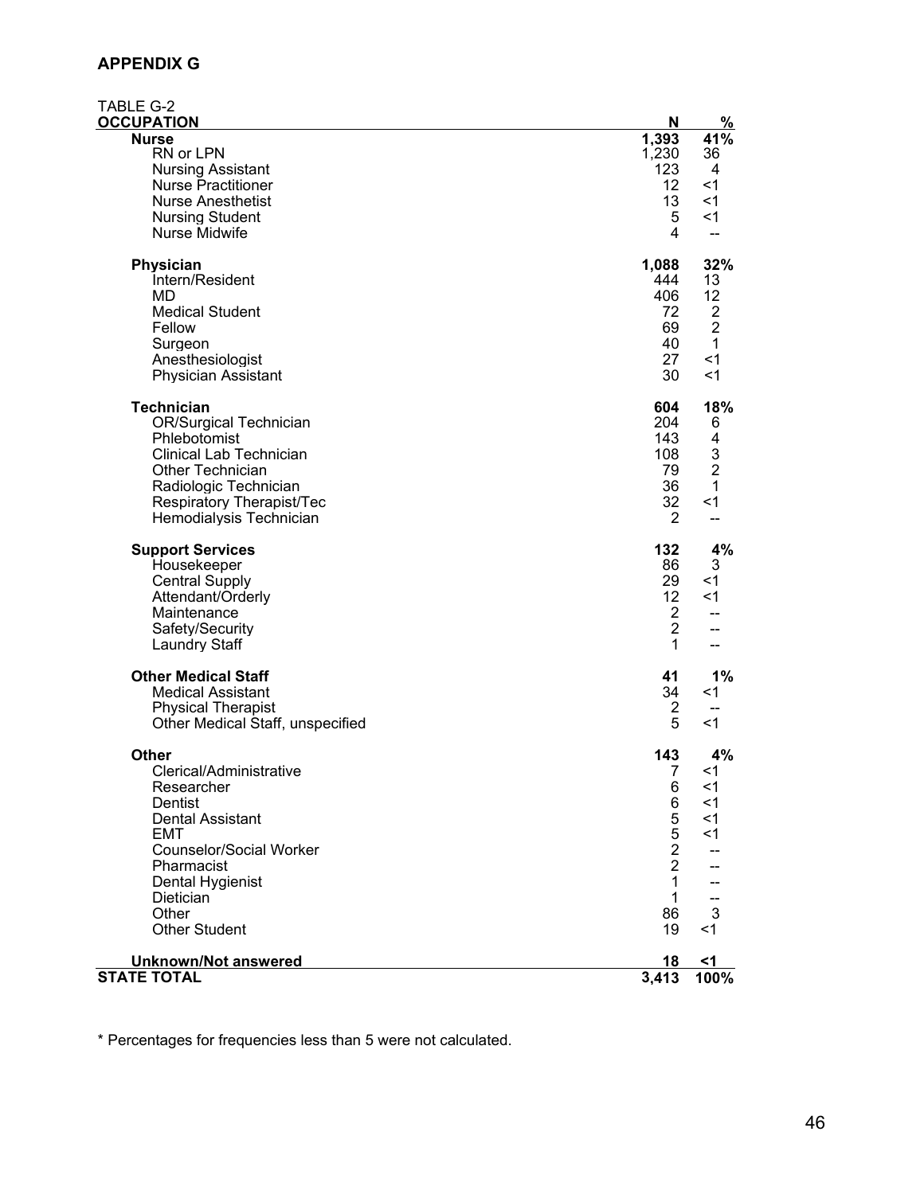## APPENDIX G

TABLE G-2

| OCCUPATION | N | % |
|---|---|---|
| **Nurse** | **1,393** | **41%** |
| RN or LPN | 1,230 | 36 |
| Nursing Assistant | 123 | 4 |
| Nurse Practitioner | 12 | <1 |
| Nurse Anesthetist | 13 | <1 |
| Nursing Student | 5 | <1 |
| Nurse Midwife | 4 | -- |
| **Physician** | **1,088** | **32%** |
| Intern/Resident | 444 | 13 |
| MD | 406 | 12 |
| Medical Student | 72 | 2 |
| Fellow | 69 | 2 |
| Surgeon | 40 | 1 |
| Anesthesiologist | 27 | <1 |
| Physician Assistant | 30 | <1 |
| **Technician** | **604** | **18%** |
| OR/Surgical Technician | 204 | 6 |
| Phlebotomist | 143 | 4 |
| Clinical Lab Technician | 108 | 3 |
| Other Technician | 79 | 2 |
| Radiologic Technician | 36 | 1 |
| Respiratory Therapist/Tec | 32 | <1 |
| Hemodialysis Technician | 2 | -- |
| **Support Services** | **132** | **4%** |
| Housekeeper | 86 | 3 |
| Central Supply | 29 | <1 |
| Attendant/Orderly | 12 | <1 |
| Maintenance | 2 | -- |
| Safety/Security | 2 | -- |
| Laundry Staff | 1 | -- |
| **Other Medical Staff** | **41** | **1%** |
| Medical Assistant | 34 | <1 |
| Physical Therapist | 2 | -- |
| Other Medical Staff, unspecified | 5 | <1 |
| **Other** | **143** | **4%** |
| Clerical/Administrative | 7 | <1 |
| Researcher | 6 | <1 |
| Dentist | 6 | <1 |
| Dental Assistant | 5 | <1 |
| EMT | 5 | <1 |
| Counselor/Social Worker | 2 | -- |
| Pharmacist | 2 | -- |
| Dental Hygienist | 1 | -- |
| Dietician | 1 | -- |
| Other | 86 | 3 |
| Other Student | 19 | <1 |
| **Unknown/Not answered** | **18** | **<1** |
| **STATE TOTAL** | **3,413** | **100%** |

* Percentages for frequencies less than 5 were not calculated.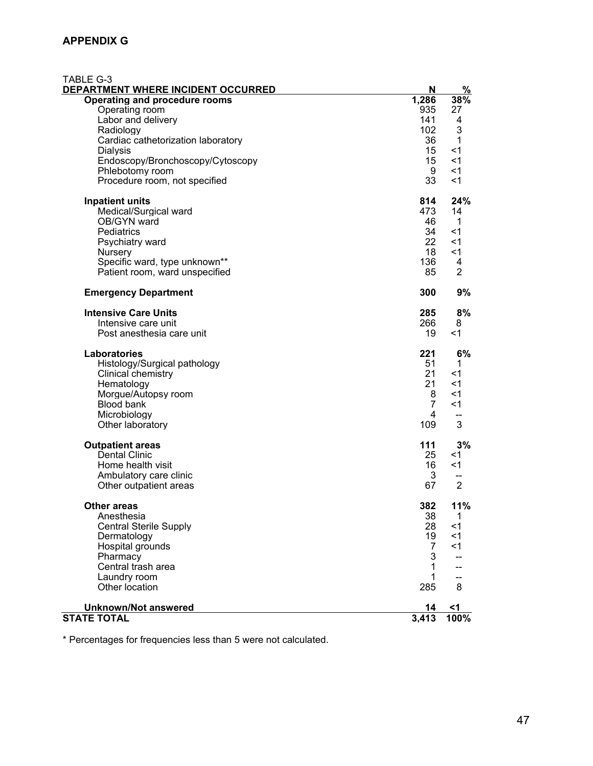## APPENDIX G

TABLE G-3

| DEPARTMENT WHERE INCIDENT OCCURRED | N | % |
|---|---|---|
| **Operating and procedure rooms** | **1,286** | **38%** |
| Operating room | 935 | 27 |
| Labor and delivery | 141 | 4 |
| Radiology | 102 | 3 |
| Cardiac cathetorization laboratory | 36 | 1 |
| Dialysis | 15 | <1 |
| Endoscopy/Bronchoscopy/Cytoscopy | 15 | <1 |
| Phlebotomy room | 9 | <1 |
| Procedure room, not specified | 33 | <1 |
| **Inpatient units** | **814** | **24%** |
| Medical/Surgical ward | 473 | 14 |
| OB/GYN ward | 46 | 1 |
| Pediatrics | 34 | <1 |
| Psychiatry ward | 22 | <1 |
| Nursery | 18 | <1 |
| Specific ward, type unknown** | 136 | 4 |
| Patient room, ward unspecified | 85 | 2 |
| **Emergency Department** | **300** | **9%** |
| **Intensive Care Units** | **285** | **8%** |
| Intensive care unit | 266 | 8 |
| Post anesthesia care unit | 19 | <1 |
| **Laboratories** | **221** | **6%** |
| Histology/Surgical pathology | 51 | 1 |
| Clinical chemistry | 21 | <1 |
| Hematology | 21 | <1 |
| Morgue/Autopsy room | 8 | <1 |
| Blood bank | 7 | <1 |
| Microbiology | 4 | -- |
| Other laboratory | 109 | 3 |
| **Outpatient areas** | **111** | **3%** |
| Dental Clinic | 25 | <1 |
| Home health visit | 16 | <1 |
| Ambulatory care clinic | 3 | -- |
| Other outpatient areas | 67 | 2 |
| **Other areas** | **382** | **11%** |
| Anesthesia | 38 | 1 |
| Central Sterile Supply | 28 | <1 |
| Dermatology | 19 | <1 |
| Hospital grounds | 7 | <1 |
| Pharmacy | 3 | -- |
| Central trash area | 1 | -- |
| Laundry room | 1 | -- |
| Other location | 285 | 8 |
| **Unknown/Not answered** | **14** | **<1** |
| **STATE TOTAL** | **3,413** | **100%** |

* Percentages for frequencies less than 5 were not calculated.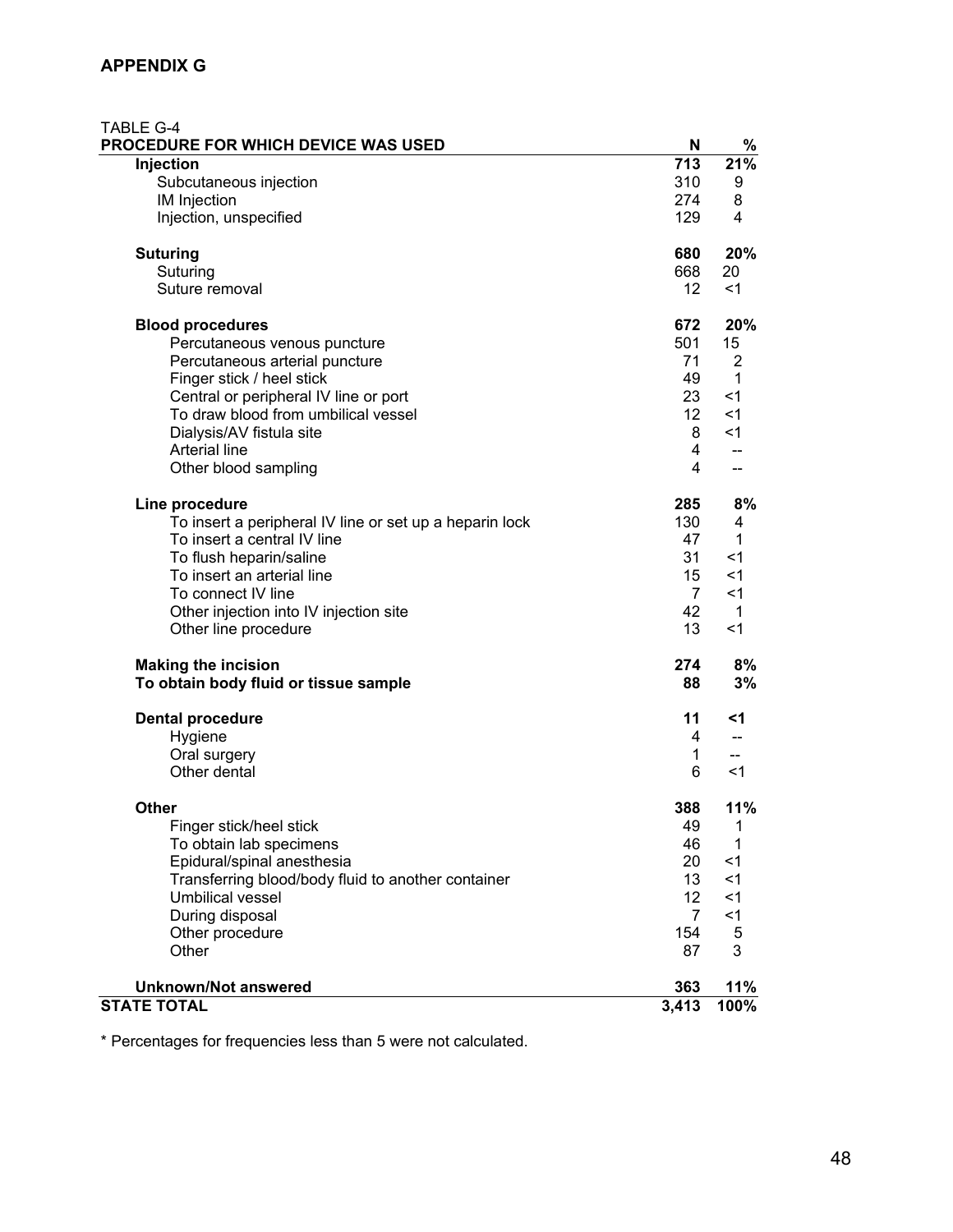## APPENDIX G

TABLE G-4

| PROCEDURE FOR WHICH DEVICE WAS USED | N | % |
|---|---|---|
| **Injection** | **713** | **21%** |
| Subcutaneous injection | 310 | 9 |
| IM Injection | 274 | 8 |
| Injection, unspecified | 129 | 4 |
| **Suturing** | **680** | **20%** |
| Suturing | 668 | 20 |
| Suture removal | 12 | <1 |
| **Blood procedures** | **672** | **20%** |
| Percutaneous venous puncture | 501 | 15 |
| Percutaneous arterial puncture | 71 | 2 |
| Finger stick / heel stick | 49 | 1 |
| Central or peripheral IV line or port | 23 | <1 |
| To draw blood from umbilical vessel | 12 | <1 |
| Dialysis/AV fistula site | 8 | <1 |
| Arterial line | 4 | -- |
| Other blood sampling | 4 | -- |
| **Line procedure** | **285** | **8%** |
| To insert a peripheral IV line or set up a heparin lock | 130 | 4 |
| To insert a central IV line | 47 | 1 |
| To flush heparin/saline | 31 | <1 |
| To insert an arterial line | 15 | <1 |
| To connect IV line | 7 | <1 |
| Other injection into IV injection site | 42 | 1 |
| Other line procedure | 13 | <1 |
| **Making the incision** | **274** | **8%** |
| **To obtain body fluid or tissue sample** | **88** | **3%** |
| **Dental procedure** | **11** | **<1** |
| Hygiene | 4 | -- |
| Oral surgery | 1 | -- |
| Other dental | 6 | <1 |
| **Other** | **388** | **11%** |
| Finger stick/heel stick | 49 | 1 |
| To obtain lab specimens | 46 | 1 |
| Epidural/spinal anesthesia | 20 | <1 |
| Transferring blood/body fluid to another container | 13 | <1 |
| Umbilical vessel | 12 | <1 |
| During disposal | 7 | <1 |
| Other procedure | 154 | 5 |
| Other | 87 | 3 |
| **Unknown/Not answered** | **363** | **11%** |
| **STATE TOTAL** | **3,413** | **100%** |

* Percentages for frequencies less than 5 were not calculated.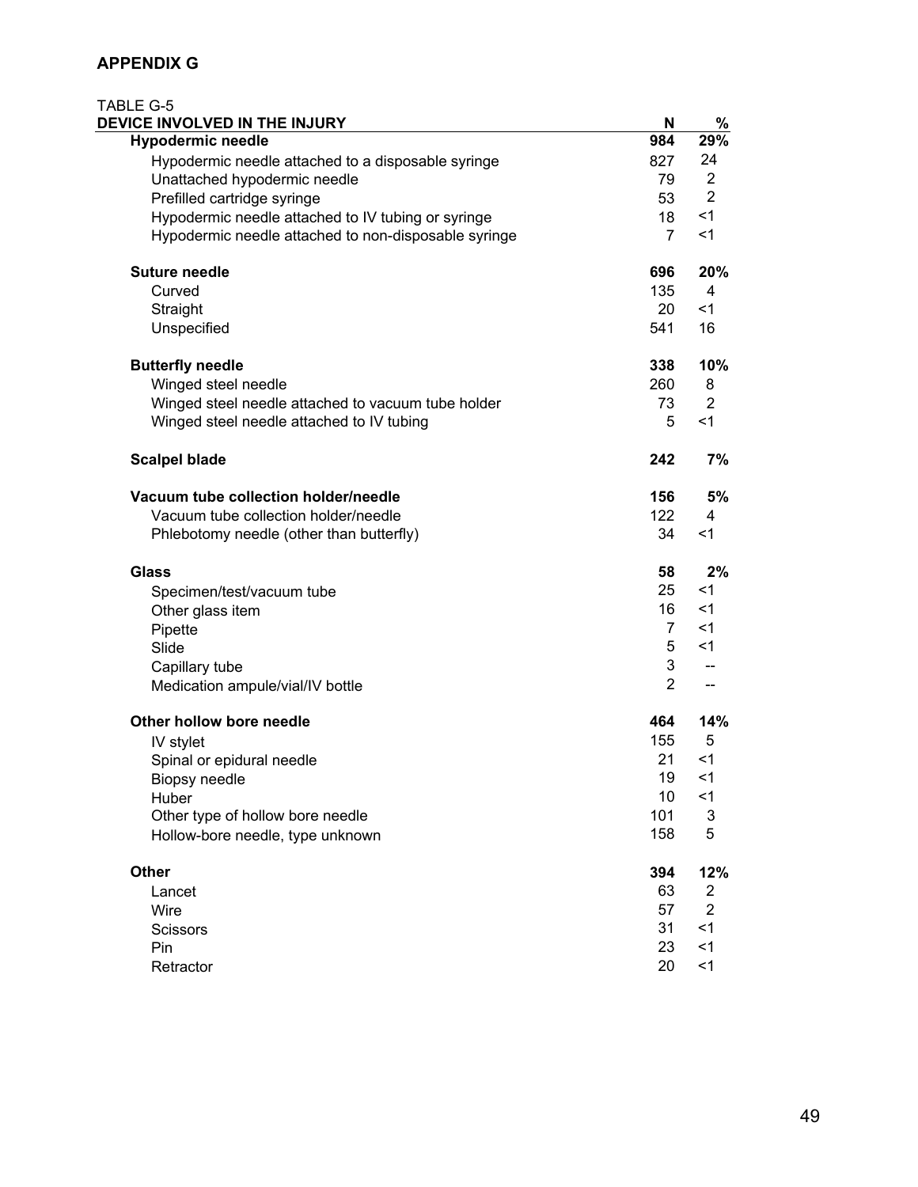## APPENDIX G

TABLE G-5

| DEVICE INVOLVED IN THE INJURY | N | % |
|---|---|---|
| **Hypodermic needle** | **984** | **29%** |
| Hypodermic needle attached to a disposable syringe | 827 | 24 |
| Unattached hypodermic needle | 79 | 2 |
| Prefilled cartridge syringe | 53 | 2 |
| Hypodermic needle attached to IV tubing or syringe | 18 | <1 |
| Hypodermic needle attached to non-disposable syringe | 7 | <1 |
| **Suture needle** | **696** | **20%** |
| Curved | 135 | 4 |
| Straight | 20 | <1 |
| Unspecified | 541 | 16 |
| **Butterfly needle** | **338** | **10%** |
| Winged steel needle | 260 | 8 |
| Winged steel needle attached to vacuum tube holder | 73 | 2 |
| Winged steel needle attached to IV tubing | 5 | <1 |
| **Scalpel blade** | **242** | **7%** |
| **Vacuum tube collection holder/needle** | **156** | **5%** |
| Vacuum tube collection holder/needle | 122 | 4 |
| Phlebotomy needle (other than butterfly) | 34 | <1 |
| **Glass** | **58** | **2%** |
| Specimen/test/vacuum tube | 25 | <1 |
| Other glass item | 16 | <1 |
| Pipette | 7 | <1 |
| Slide | 5 | <1 |
| Capillary tube | 3 | -- |
| Medication ampule/vial/IV bottle | 2 | -- |
| **Other hollow bore needle** | **464** | **14%** |
| IV stylet | 155 | 5 |
| Spinal or epidural needle | 21 | <1 |
| Biopsy needle | 19 | <1 |
| Huber | 10 | <1 |
| Other type of hollow bore needle | 101 | 3 |
| Hollow-bore needle, type unknown | 158 | 5 |
| **Other** | **394** | **12%** |
| Lancet | 63 | 2 |
| Wire | 57 | 2 |
| Scissors | 31 | <1 |
| Pin | 23 | <1 |
| Retractor | 20 | <1 |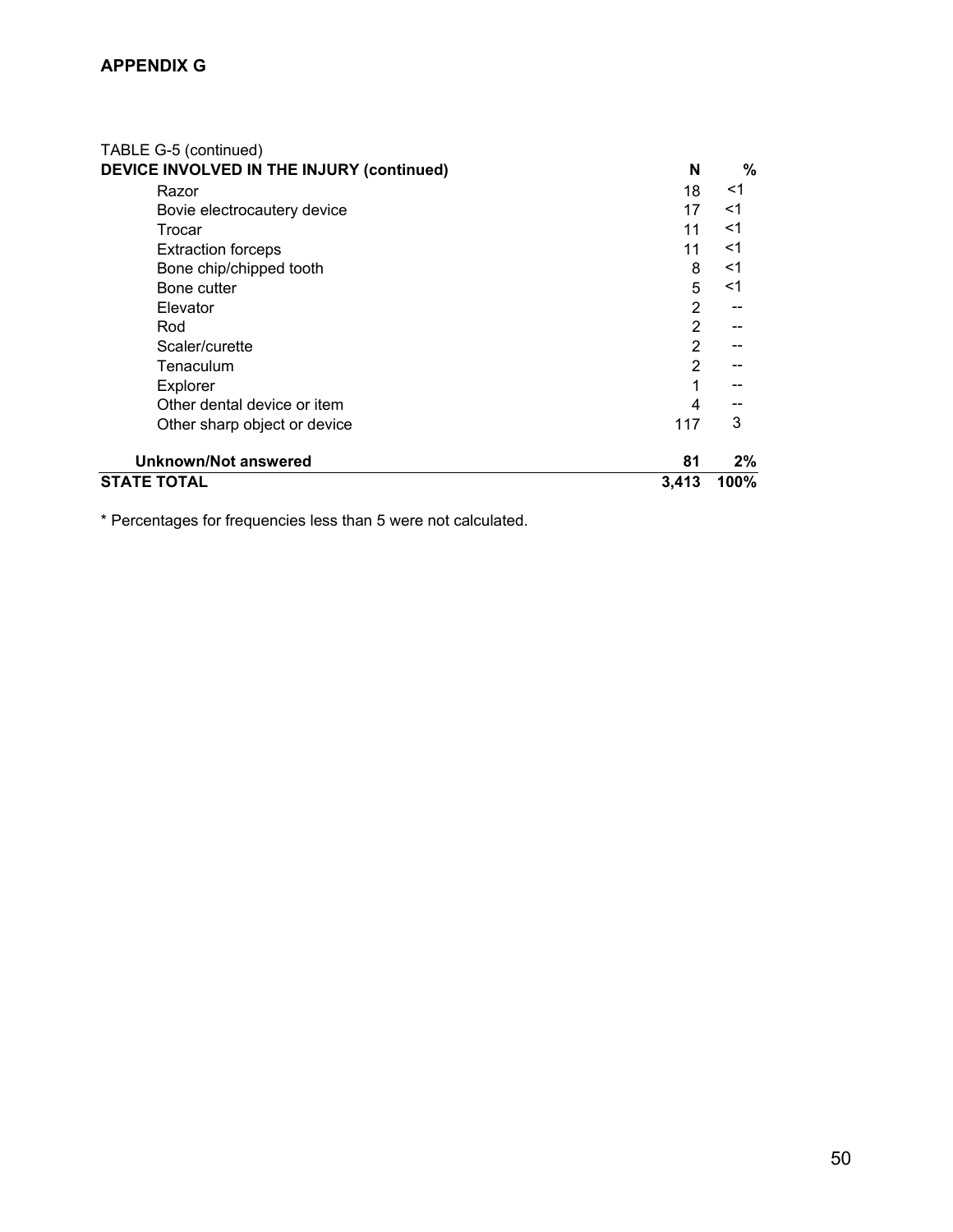**APPENDIX G**

TABLE G-5 (continued)

| DEVICE INVOLVED IN THE INJURY (continued) | N | % |
|---|---|---|
| Razor | 18 | <1 |
| Bovie electrocautery device | 17 | <1 |
| Trocar | 11 | <1 |
| Extraction forceps | 11 | <1 |
| Bone chip/chipped tooth | 8 | <1 |
| Bone cutter | 5 | <1 |
| Elevator | 2 | -- |
| Rod | 2 | -- |
| Scaler/curette | 2 | -- |
| Tenaculum | 2 | -- |
| Explorer | 1 | -- |
| Other dental device or item | 4 | -- |
| Other sharp object or device | 117 | 3 |
| **Unknown/Not answered** | **81** | **2%** |
| **STATE TOTAL** | **3,413** | **100%** |

* Percentages for frequencies less than 5 were not calculated.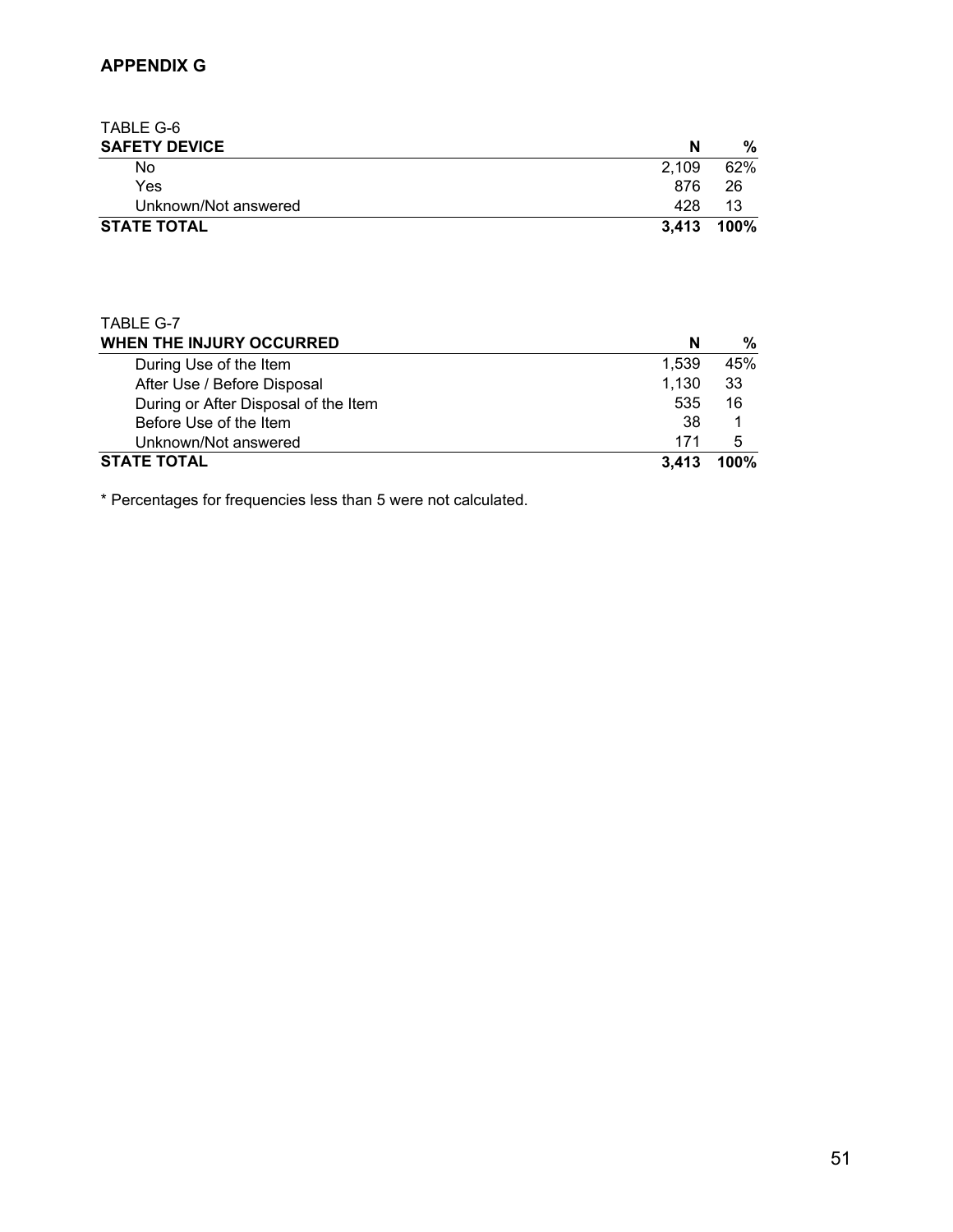## APPENDIX G

TABLE G-6

| SAFETY DEVICE | N | % |
|---|---|---|
| No | 2,109 | 62% |
| Yes | 876 | 26 |
| Unknown/Not answered | 428 | 13 |
| **STATE TOTAL** | **3,413** | **100%** |

TABLE G-7

| WHEN THE INJURY OCCURRED | N | % |
|---|---|---|
| During Use of the Item | 1,539 | 45% |
| After Use / Before Disposal | 1,130 | 33 |
| During or After Disposal of the Item | 535 | 16 |
| Before Use of the Item | 38 | 1 |
| Unknown/Not answered | 171 | 5 |
| **STATE TOTAL** | **3,413** | **100%** |

* Percentages for frequencies less than 5 were not calculated.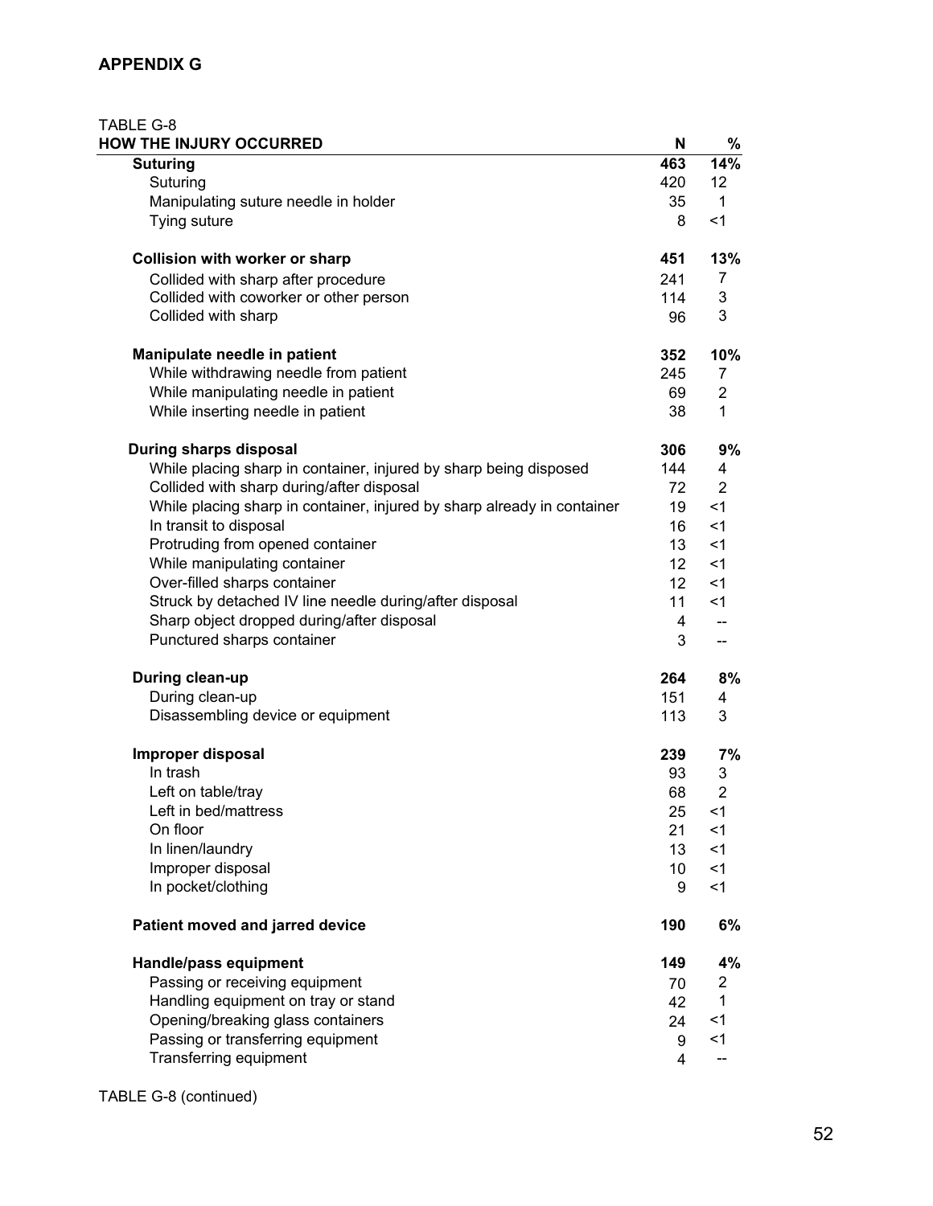## APPENDIX G

TABLE G-8

| HOW THE INJURY OCCURRED | N | % |
|---|---|---|
| **Suturing** | **463** | **14%** |
| Suturing | 420 | 12 |
| Manipulating suture needle in holder | 35 | 1 |
| Tying suture | 8 | <1 |
| **Collision with worker or sharp** | **451** | **13%** |
| Collided with sharp after procedure | 241 | 7 |
| Collided with coworker or other person | 114 | 3 |
| Collided with sharp | 96 | 3 |
| **Manipulate needle in patient** | **352** | **10%** |
| While withdrawing needle from patient | 245 | 7 |
| While manipulating needle in patient | 69 | 2 |
| While inserting needle in patient | 38 | 1 |
| **During sharps disposal** | **306** | **9%** |
| While placing sharp in container, injured by sharp being disposed | 144 | 4 |
| Collided with sharp during/after disposal | 72 | 2 |
| While placing sharp in container, injured by sharp already in container | 19 | <1 |
| In transit to disposal | 16 | <1 |
| Protruding from opened container | 13 | <1 |
| While manipulating container | 12 | <1 |
| Over-filled sharps container | 12 | <1 |
| Struck by detached IV line needle during/after disposal | 11 | <1 |
| Sharp object dropped during/after disposal | 4 | -- |
| Punctured sharps container | 3 | -- |
| **During clean-up** | **264** | **8%** |
| During clean-up | 151 | 4 |
| Disassembling device or equipment | 113 | 3 |
| **Improper disposal** | **239** | **7%** |
| In trash | 93 | 3 |
| Left on table/tray | 68 | 2 |
| Left in bed/mattress | 25 | <1 |
| On floor | 21 | <1 |
| In linen/laundry | 13 | <1 |
| Improper disposal | 10 | <1 |
| In pocket/clothing | 9 | <1 |
| **Patient moved and jarred device** | **190** | **6%** |
| **Handle/pass equipment** | **149** | **4%** |
| Passing or receiving equipment | 70 | 2 |
| Handling equipment on tray or stand | 42 | 1 |
| Opening/breaking glass containers | 24 | <1 |
| Passing or transferring equipment | 9 | <1 |
| Transferring equipment | 4 | -- |

TABLE G-8 (continued)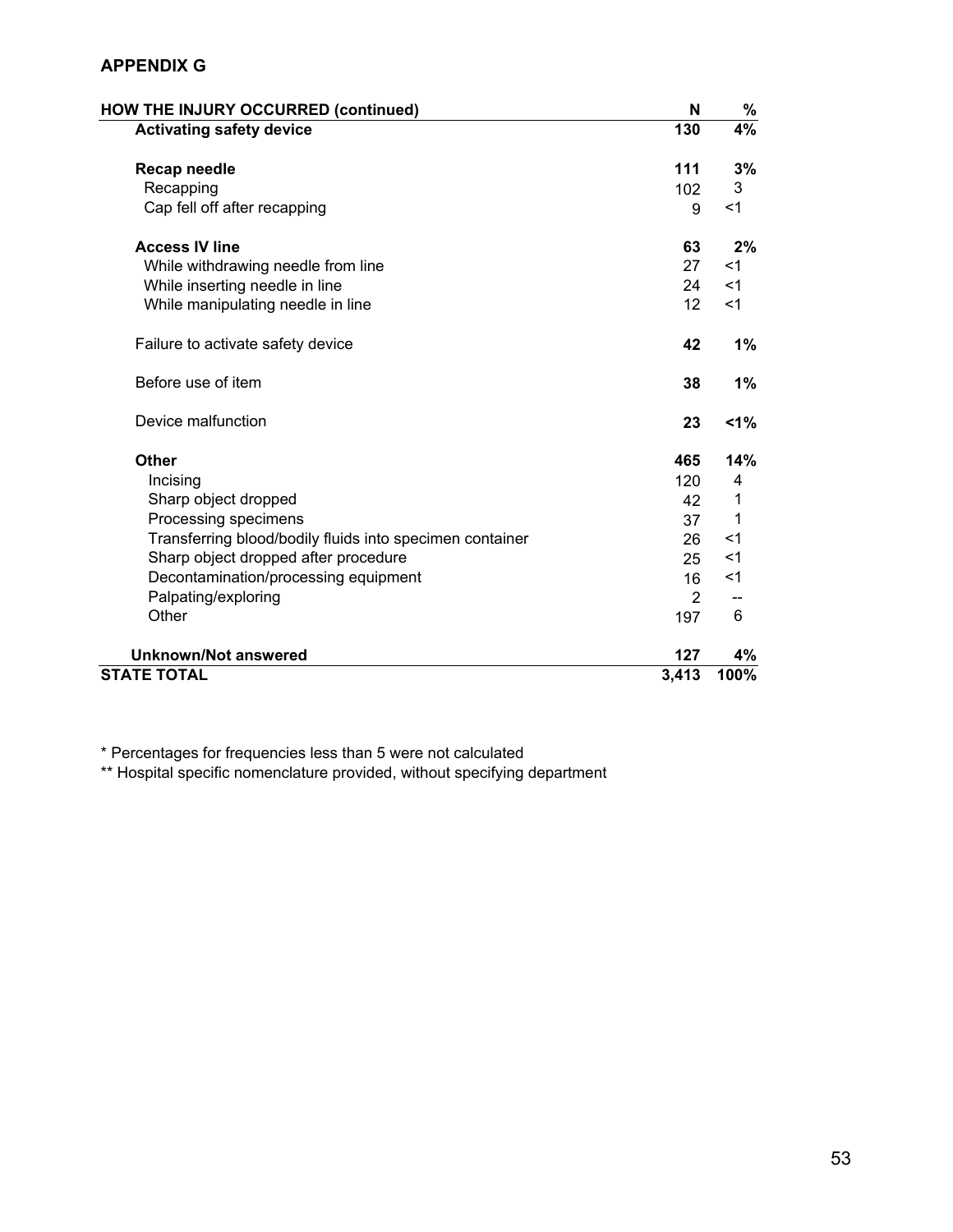## APPENDIX G

| HOW THE INJURY OCCURRED (continued) | N | % |
|---|---|---|
| **Activating safety device** | **130** | **4%** |
| **Recap needle** | **111** | **3%** |
| Recapping | 102 | 3 |
| Cap fell off after recapping | 9 | <1 |
| **Access IV line** | **63** | **2%** |
| While withdrawing needle from line | 27 | <1 |
| While inserting needle in line | 24 | <1 |
| While manipulating needle in line | 12 | <1 |
| Failure to activate safety device | **42** | **1%** |
| Before use of item | **38** | **1%** |
| Device malfunction | **23** | **<1%** |
| **Other** | **465** | **14%** |
| Incising | 120 | 4 |
| Sharp object dropped | 42 | 1 |
| Processing specimens | 37 | 1 |
| Transferring blood/bodily fluids into specimen container | 26 | <1 |
| Sharp object dropped after procedure | 25 | <1 |
| Decontamination/processing equipment | 16 | <1 |
| Palpating/exploring | 2 | -- |
| Other | 197 | 6 |
| **Unknown/Not answered** | **127** | **4%** |
| **STATE TOTAL** | **3,413** | **100%** |

* Percentages for frequencies less than 5 were not calculated

** Hospital specific nomenclature provided, without specifying department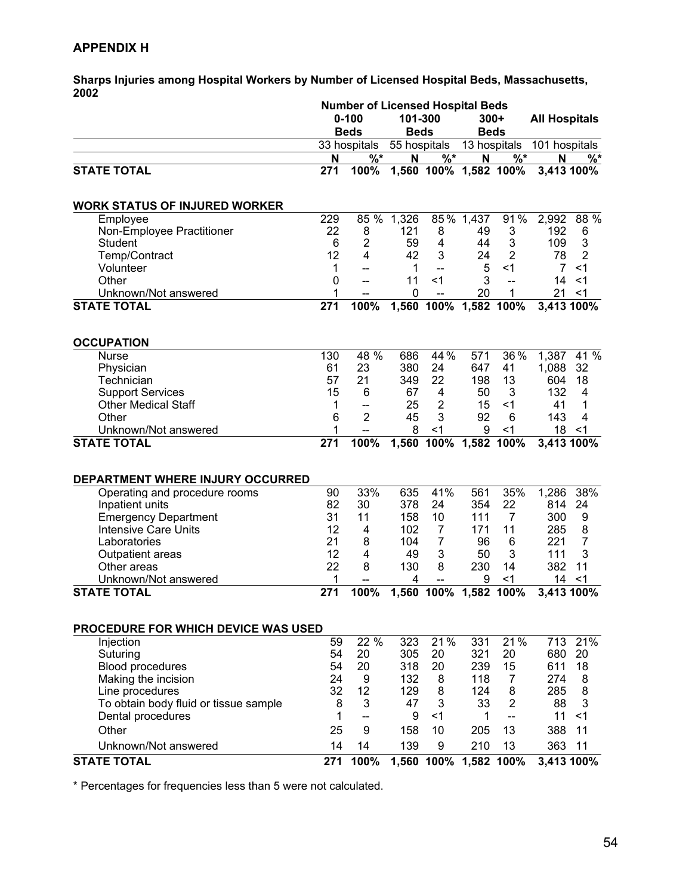## APPENDIX H

**Sharps Injuries among Hospital Workers by Number of Licensed Hospital Beds, Massachusetts, 2002**

| | Number of Licensed Hospital Beds | | | | | | | |
|---|---|---|---|---|---|---|---|---|
| | 0-100 Beds | | 101-300 Beds | | 300+ Beds | | All Hospitals | |
| | 33 hospitals | | 55 hospitals | | 13 hospitals | | 101 hospitals | |
| | N | %* | N | %* | N | %* | N | %* |
| **STATE TOTAL** | **271** | **100%** | **1,560** | **100%** | **1,582** | **100%** | **3,413** | **100%** |
| **WORK STATUS OF INJURED WORKER** | | | | | | | | |
| Employee | 229 | 85 % | 1,326 | 85 % | 1,437 | 91 % | 2,992 | 88 % |
| Non-Employee Practitioner | 22 | 8 | 121 | 8 | 49 | 3 | 192 | 6 |
| Student | 6 | 2 | 59 | 4 | 44 | 3 | 109 | 3 |
| Temp/Contract | 12 | 4 | 42 | 3 | 24 | 2 | 78 | 2 |
| Volunteer | 1 | -- | 1 | -- | 5 | <1 | 7 | <1 |
| Other | 0 | -- | 11 | <1 | 3 | -- | 14 | <1 |
| Unknown/Not answered | 1 | -- | 0 | -- | 20 | 1 | 21 | <1 |
| **STATE TOTAL** | **271** | **100%** | **1,560** | **100%** | **1,582** | **100%** | **3,413** | **100%** |
| **OCCUPATION** | | | | | | | | |
| Nurse | 130 | 48 % | 686 | 44 % | 571 | 36 % | 1,387 | 41 % |
| Physician | 61 | 23 | 380 | 24 | 647 | 41 | 1,088 | 32 |
| Technician | 57 | 21 | 349 | 22 | 198 | 13 | 604 | 18 |
| Support Services | 15 | 6 | 67 | 4 | 50 | 3 | 132 | 4 |
| Other Medical Staff | 1 | -- | 25 | 2 | 15 | <1 | 41 | 1 |
| Other | 6 | 2 | 45 | 3 | 92 | 6 | 143 | 4 |
| Unknown/Not answered | 1 | -- | 8 | <1 | 9 | <1 | 18 | <1 |
| **STATE TOTAL** | **271** | **100%** | **1,560** | **100%** | **1,582** | **100%** | **3,413** | **100%** |
| **DEPARTMENT WHERE INJURY OCCURRED** | | | | | | | | |
| Operating and procedure rooms | 90 | 33% | 635 | 41% | 561 | 35% | 1,286 | 38% |
| Inpatient units | 82 | 30 | 378 | 24 | 354 | 22 | 814 | 24 |
| Emergency Department | 31 | 11 | 158 | 10 | 111 | 7 | 300 | 9 |
| Intensive Care Units | 12 | 4 | 102 | 7 | 171 | 11 | 285 | 8 |
| Laboratories | 21 | 8 | 104 | 7 | 96 | 6 | 221 | 7 |
| Outpatient areas | 12 | 4 | 49 | 3 | 50 | 3 | 111 | 3 |
| Other areas | 22 | 8 | 130 | 8 | 230 | 14 | 382 | 11 |
| Unknown/Not answered | 1 | -- | 4 | -- | 9 | <1 | 14 | <1 |
| **STATE TOTAL** | **271** | **100%** | **1,560** | **100%** | **1,582** | **100%** | **3,413** | **100%** |
| **PROCEDURE FOR WHICH DEVICE WAS USED** | | | | | | | | |
| Injection | 59 | 22 % | 323 | 21 % | 331 | 21 % | 713 | 21% |
| Suturing | 54 | 20 | 305 | 20 | 321 | 20 | 680 | 20 |
| Blood procedures | 54 | 20 | 318 | 20 | 239 | 15 | 611 | 18 |
| Making the incision | 24 | 9 | 132 | 8 | 118 | 7 | 274 | 8 |
| Line procedures | 32 | 12 | 129 | 8 | 124 | 8 | 285 | 8 |
| To obtain body fluid or tissue sample | 8 | 3 | 47 | 3 | 33 | 2 | 88 | 3 |
| Dental procedures | 1 | -- | 9 | <1 | 1 | -- | 11 | <1 |
| Other | 25 | 9 | 158 | 10 | 205 | 13 | 388 | 11 |
| Unknown/Not answered | 14 | 14 | 139 | 9 | 210 | 13 | 363 | 11 |
| **STATE TOTAL** | **271** | **100%** | **1,560** | **100%** | **1,582** | **100%** | **3,413** | **100%** |

* Percentages for frequencies less than 5 were not calculated.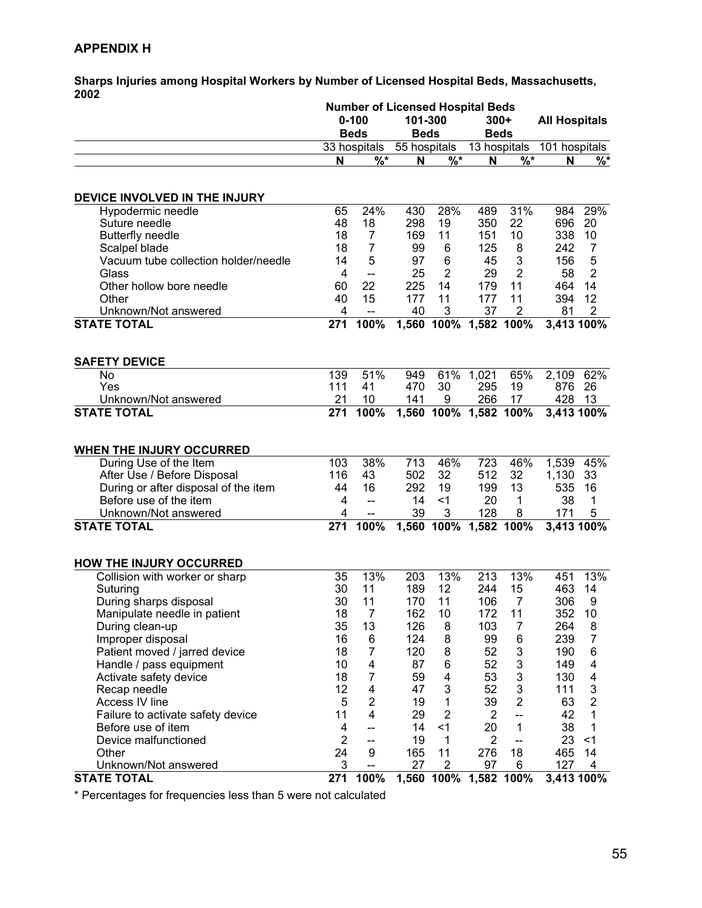## APPENDIX H

**Sharps Injuries among Hospital Workers by Number of Licensed Hospital Beds, Massachusetts, 2002**

| | Number of Licensed Hospital Beds | | | | | | | |
|---|---|---|---|---|---|---|---|---|
| | 0-100 Beds | | 101-300 Beds | | 300+ Beds | | All Hospitals | |
| | 33 hospitals | | 55 hospitals | | 13 hospitals | | 101 hospitals | |
| | N | %* | N | %* | N | %* | N | %* |
| **DEVICE INVOLVED IN THE INJURY** | | | | | | | | |
| Hypodermic needle | 65 | 24% | 430 | 28% | 489 | 31% | 984 | 29% |
| Suture needle | 48 | 18 | 298 | 19 | 350 | 22 | 696 | 20 |
| Butterfly needle | 18 | 7 | 169 | 11 | 151 | 10 | 338 | 10 |
| Scalpel blade | 18 | 7 | 99 | 6 | 125 | 8 | 242 | 7 |
| Vacuum tube collection holder/needle | 14 | 5 | 97 | 6 | 45 | 3 | 156 | 5 |
| Glass | 4 | -- | 25 | 2 | 29 | 2 | 58 | 2 |
| Other hollow bore needle | 60 | 22 | 225 | 14 | 179 | 11 | 464 | 14 |
| Other | 40 | 15 | 177 | 11 | 177 | 11 | 394 | 12 |
| Unknown/Not answered | 4 | -- | 40 | 3 | 37 | 2 | 81 | 2 |
| **STATE TOTAL** | **271** | **100%** | **1,560** | **100%** | **1,582** | **100%** | **3,413** | **100%** |
| **SAFETY DEVICE** | | | | | | | | |
| No | 139 | 51% | 949 | 61% | 1,021 | 65% | 2,109 | 62% |
| Yes | 111 | 41 | 470 | 30 | 295 | 19 | 876 | 26 |
| Unknown/Not answered | 21 | 10 | 141 | 9 | 266 | 17 | 428 | 13 |
| **STATE TOTAL** | **271** | **100%** | **1,560** | **100%** | **1,582** | **100%** | **3,413** | **100%** |
| **WHEN THE INJURY OCCURRED** | | | | | | | | |
| During Use of the Item | 103 | 38% | 713 | 46% | 723 | 46% | 1,539 | 45% |
| After Use / Before Disposal | 116 | 43 | 502 | 32 | 512 | 32 | 1,130 | 33 |
| During or after disposal of the item | 44 | 16 | 292 | 19 | 199 | 13 | 535 | 16 |
| Before use of the item | 4 | -- | 14 | <1 | 20 | 1 | 38 | 1 |
| Unknown/Not answered | 4 | -- | 39 | 3 | 128 | 8 | 171 | 5 |
| **STATE TOTAL** | **271** | **100%** | **1,560** | **100%** | **1,582** | **100%** | **3,413** | **100%** |
| **HOW THE INJURY OCCURRED** | | | | | | | | |
| Collision with worker or sharp | 35 | 13% | 203 | 13% | 213 | 13% | 451 | 13% |
| Suturing | 30 | 11 | 189 | 12 | 244 | 15 | 463 | 14 |
| During sharps disposal | 30 | 11 | 170 | 11 | 106 | 7 | 306 | 9 |
| Manipulate needle in patient | 18 | 7 | 162 | 10 | 172 | 11 | 352 | 10 |
| During clean-up | 35 | 13 | 126 | 8 | 103 | 7 | 264 | 8 |
| Improper disposal | 16 | 6 | 124 | 8 | 99 | 6 | 239 | 7 |
| Patient moved / jarred device | 18 | 7 | 120 | 8 | 52 | 3 | 190 | 6 |
| Handle / pass equipment | 10 | 4 | 87 | 6 | 52 | 3 | 149 | 4 |
| Activate safety device | 18 | 7 | 59 | 4 | 53 | 3 | 130 | 4 |
| Recap needle | 12 | 4 | 47 | 3 | 52 | 3 | 111 | 3 |
| Access IV line | 5 | 2 | 19 | 1 | 39 | 2 | 63 | 2 |
| Failure to activate safety device | 11 | 4 | 29 | 2 | 2 | -- | 42 | 1 |
| Before use of item | 4 | -- | 14 | <1 | 20 | 1 | 38 | 1 |
| Device malfunctioned | 2 | -- | 19 | 1 | 2 | -- | 23 | <1 |
| Other | 24 | 9 | 165 | 11 | 276 | 18 | 465 | 14 |
| Unknown/Not answered | 3 | -- | 27 | 2 | 97 | 6 | 127 | 4 |
| **STATE TOTAL** | **271** | **100%** | **1,560** | **100%** | **1,582** | **100%** | **3,413** | **100%** |

* Percentages for frequencies less than 5 were not calculated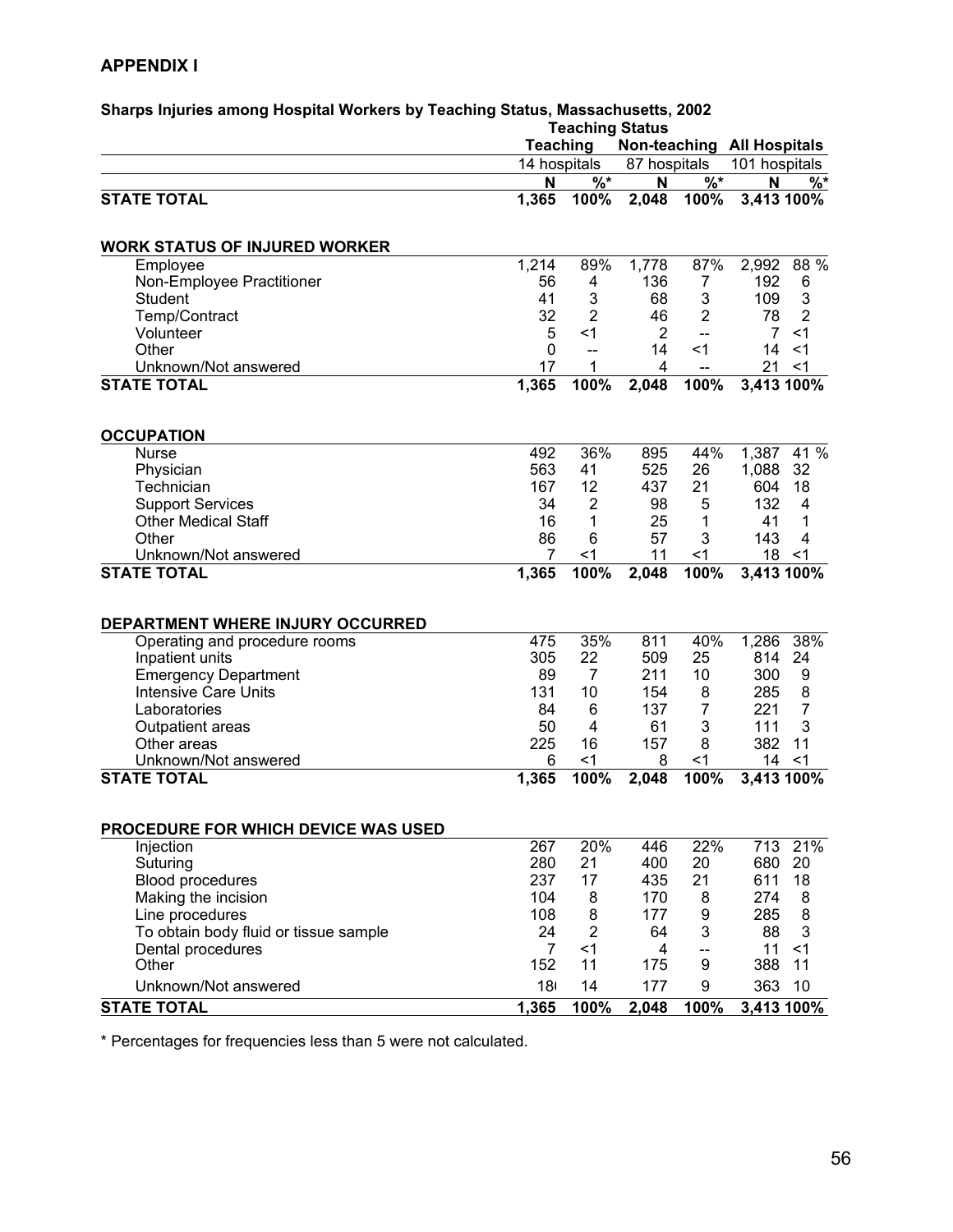## APPENDIX I

**Sharps Injuries among Hospital Workers by Teaching Status, Massachusetts, 2002**

| | Teaching Status | | | | | |
|---|---|---|---|---|---|---|
| | Teaching | | Non-teaching | | All Hospitals | |
| | 14 hospitals | | 87 hospitals | | 101 hospitals | |
| | N | %* | N | %* | N | %* |
| **STATE TOTAL** | **1,365** | **100%** | **2,048** | **100%** | **3,413** | **100%** |
| **WORK STATUS OF INJURED WORKER** | | | | | | |
| Employee | 1,214 | 89% | 1,778 | 87% | 2,992 | 88 % |
| Non-Employee Practitioner | 56 | 4 | 136 | 7 | 192 | 6 |
| Student | 41 | 3 | 68 | 3 | 109 | 3 |
| Temp/Contract | 32 | 2 | 46 | 2 | 78 | 2 |
| Volunteer | 5 | <1 | 2 | -- | 7 | <1 |
| Other | 0 | -- | 14 | <1 | 14 | <1 |
| Unknown/Not answered | 17 | 1 | 4 | -- | 21 | <1 |
| **STATE TOTAL** | **1,365** | **100%** | **2,048** | **100%** | **3,413** | **100%** |
| **OCCUPATION** | | | | | | |
| Nurse | 492 | 36% | 895 | 44% | 1,387 | 41 % |
| Physician | 563 | 41 | 525 | 26 | 1,088 | 32 |
| Technician | 167 | 12 | 437 | 21 | 604 | 18 |
| Support Services | 34 | 2 | 98 | 5 | 132 | 4 |
| Other Medical Staff | 16 | 1 | 25 | 1 | 41 | 1 |
| Other | 86 | 6 | 57 | 3 | 143 | 4 |
| Unknown/Not answered | 7 | <1 | 11 | <1 | 18 | <1 |
| **STATE TOTAL** | **1,365** | **100%** | **2,048** | **100%** | **3,413** | **100%** |
| **DEPARTMENT WHERE INJURY OCCURRED** | | | | | | |
| Operating and procedure rooms | 475 | 35% | 811 | 40% | 1,286 | 38% |
| Inpatient units | 305 | 22 | 509 | 25 | 814 | 24 |
| Emergency Department | 89 | 7 | 211 | 10 | 300 | 9 |
| Intensive Care Units | 131 | 10 | 154 | 8 | 285 | 8 |
| Laboratories | 84 | 6 | 137 | 7 | 221 | 7 |
| Outpatient areas | 50 | 4 | 61 | 3 | 111 | 3 |
| Other areas | 225 | 16 | 157 | 8 | 382 | 11 |
| Unknown/Not answered | 6 | <1 | 8 | <1 | 14 | <1 |
| **STATE TOTAL** | **1,365** | **100%** | **2,048** | **100%** | **3,413** | **100%** |
| **PROCEDURE FOR WHICH DEVICE WAS USED** | | | | | | |
| Injection | 267 | 20% | 446 | 22% | 713 | 21% |
| Suturing | 280 | 21 | 400 | 20 | 680 | 20 |
| Blood procedures | 237 | 17 | 435 | 21 | 611 | 18 |
| Making the incision | 104 | 8 | 170 | 8 | 274 | 8 |
| Line procedures | 108 | 8 | 177 | 9 | 285 | 8 |
| To obtain body fluid or tissue sample | 24 | 2 | 64 | 3 | 88 | 3 |
| Dental procedures | 7 | <1 | 4 | -- | 11 | <1 |
| Other | 152 | 11 | 175 | 9 | 388 | 11 |
| Unknown/Not answered | 18( | 14 | 177 | 9 | 363 | 10 |
| **STATE TOTAL** | **1,365** | **100%** | **2,048** | **100%** | **3,413** | **100%** |

\* Percentages for frequencies less than 5 were not calculated.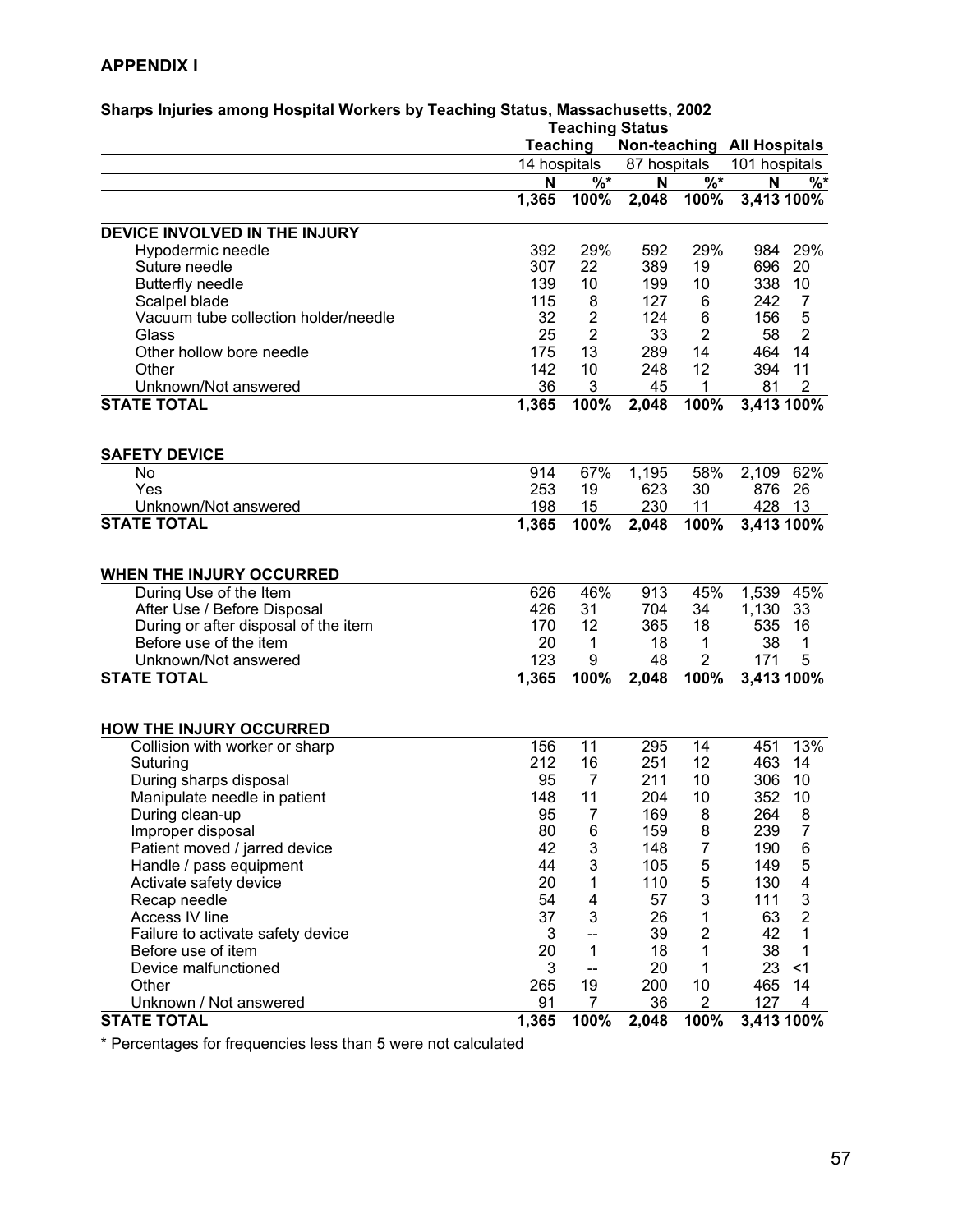## APPENDIX I

**Sharps Injuries among Hospital Workers by Teaching Status, Massachusetts, 2002**

| | Teaching Status | | | | | |
|---|---|---|---|---|---|---|
| | Teaching | | Non-teaching | | All Hospitals | |
| | 14 hospitals | | 87 hospitals | | 101 hospitals | |
| | N | %* | N | %* | N | %* |
| | 1,365 | 100% | 2,048 | 100% | 3,413 | 100% |
| **DEVICE INVOLVED IN THE INJURY** | | | | | | |
| Hypodermic needle | 392 | 29% | 592 | 29% | 984 | 29% |
| Suture needle | 307 | 22 | 389 | 19 | 696 | 20 |
| Butterfly needle | 139 | 10 | 199 | 10 | 338 | 10 |
| Scalpel blade | 115 | 8 | 127 | 6 | 242 | 7 |
| Vacuum tube collection holder/needle | 32 | 2 | 124 | 6 | 156 | 5 |
| Glass | 25 | 2 | 33 | 2 | 58 | 2 |
| Other hollow bore needle | 175 | 13 | 289 | 14 | 464 | 14 |
| Other | 142 | 10 | 248 | 12 | 394 | 11 |
| Unknown/Not answered | 36 | 3 | 45 | 1 | 81 | 2 |
| **STATE TOTAL** | **1,365** | **100%** | **2,048** | **100%** | **3,413** | **100%** |
| **SAFETY DEVICE** | | | | | | |
| No | 914 | 67% | 1,195 | 58% | 2,109 | 62% |
| Yes | 253 | 19 | 623 | 30 | 876 | 26 |
| Unknown/Not answered | 198 | 15 | 230 | 11 | 428 | 13 |
| **STATE TOTAL** | **1,365** | **100%** | **2,048** | **100%** | **3,413** | **100%** |
| **WHEN THE INJURY OCCURRED** | | | | | | |
| During Use of the Item | 626 | 46% | 913 | 45% | 1,539 | 45% |
| After Use / Before Disposal | 426 | 31 | 704 | 34 | 1,130 | 33 |
| During or after disposal of the item | 170 | 12 | 365 | 18 | 535 | 16 |
| Before use of the item | 20 | 1 | 18 | 1 | 38 | 1 |
| Unknown/Not answered | 123 | 9 | 48 | 2 | 171 | 5 |
| **STATE TOTAL** | **1,365** | **100%** | **2,048** | **100%** | **3,413** | **100%** |
| **HOW THE INJURY OCCURRED** | | | | | | |
| Collision with worker or sharp | 156 | 11 | 295 | 14 | 451 | 13% |
| Suturing | 212 | 16 | 251 | 12 | 463 | 14 |
| During sharps disposal | 95 | 7 | 211 | 10 | 306 | 10 |
| Manipulate needle in patient | 148 | 11 | 204 | 10 | 352 | 10 |
| During clean-up | 95 | 7 | 169 | 8 | 264 | 8 |
| Improper disposal | 80 | 6 | 159 | 8 | 239 | 7 |
| Patient moved / jarred device | 42 | 3 | 148 | 7 | 190 | 6 |
| Handle / pass equipment | 44 | 3 | 105 | 5 | 149 | 5 |
| Activate safety device | 20 | 1 | 110 | 5 | 130 | 4 |
| Recap needle | 54 | 4 | 57 | 3 | 111 | 3 |
| Access IV line | 37 | 3 | 26 | 1 | 63 | 2 |
| Failure to activate safety device | 3 | -- | 39 | 2 | 42 | 1 |
| Before use of item | 20 | 1 | 18 | 1 | 38 | 1 |
| Device malfunctioned | 3 | -- | 20 | 1 | 23 | <1 |
| Other | 265 | 19 | 200 | 10 | 465 | 14 |
| Unknown / Not answered | 91 | 7 | 36 | 2 | 127 | 4 |
| **STATE TOTAL** | **1,365** | **100%** | **2,048** | **100%** | **3,413** | **100%** |

* Percentages for frequencies less than 5 were not calculated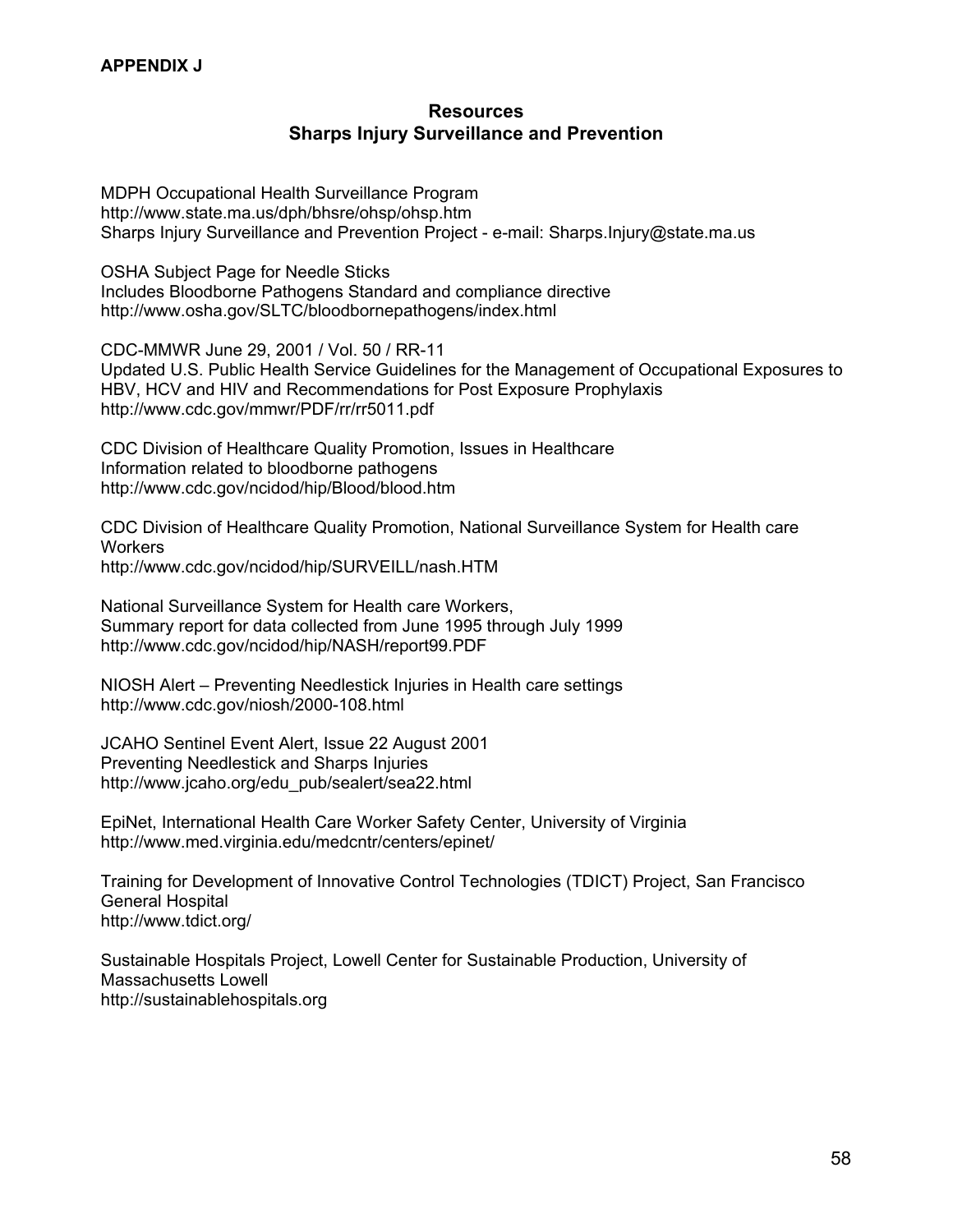**APPENDIX J**

## Resources
## Sharps Injury Surveillance and Prevention

MDPH Occupational Health Surveillance Program
http://www.state.ma.us/dph/bhsre/ohsp/ohsp.htm
Sharps Injury Surveillance and Prevention Project - e-mail: Sharps.Injury@state.ma.us

OSHA Subject Page for Needle Sticks
Includes Bloodborne Pathogens Standard and compliance directive
http://www.osha.gov/SLTC/bloodbornepathogens/index.html

CDC-MMWR June 29, 2001 / Vol. 50 / RR-11
Updated U.S. Public Health Service Guidelines for the Management of Occupational Exposures to HBV, HCV and HIV and Recommendations for Post Exposure Prophylaxis
http://www.cdc.gov/mmwr/PDF/rr/rr5011.pdf

CDC Division of Healthcare Quality Promotion, Issues in Healthcare
Information related to bloodborne pathogens
http://www.cdc.gov/ncidod/hip/Blood/blood.htm

CDC Division of Healthcare Quality Promotion, National Surveillance System for Health care Workers
http://www.cdc.gov/ncidod/hip/SURVEILL/nash.HTM

National Surveillance System for Health care Workers,
Summary report for data collected from June 1995 through July 1999
http://www.cdc.gov/ncidod/hip/NASH/report99.PDF

NIOSH Alert – Preventing Needlestick Injuries in Health care settings
http://www.cdc.gov/niosh/2000-108.html

JCAHO Sentinel Event Alert, Issue 22 August 2001
Preventing Needlestick and Sharps Injuries
http://www.jcaho.org/edu_pub/sealert/sea22.html

EpiNet, International Health Care Worker Safety Center, University of Virginia
http://www.med.virginia.edu/medcntr/centers/epinet/

Training for Development of Innovative Control Technologies (TDICT) Project, San Francisco General Hospital
http://www.tdict.org/

Sustainable Hospitals Project, Lowell Center for Sustainable Production, University of Massachusetts Lowell
http://sustainablehospitals.org